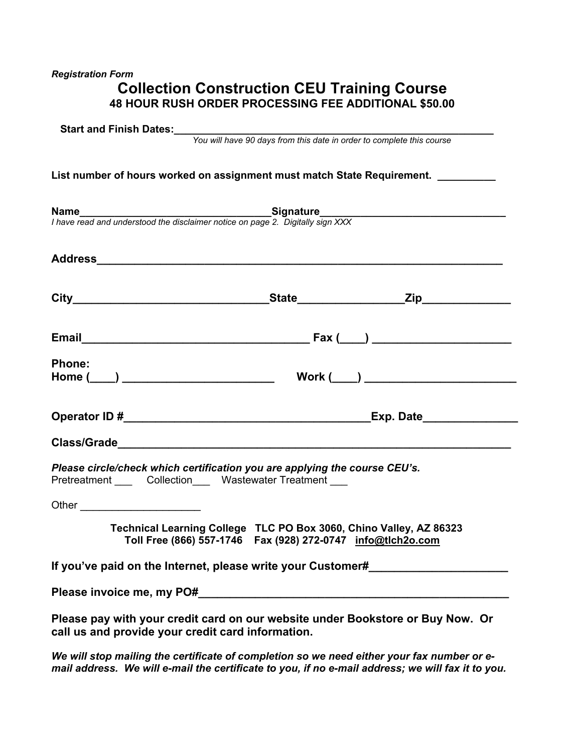*Registration Form*

# Collection Construction CEU Training Course

**48 HOUR RUSH ORDER PROCESSING FEE ADDITIONAL $50.00**

**Start and Finish Dates:**___________________________________________________________

*You will have 90 days from this date in order to complete this course*

**List number of hours worked on assignment must match State Requirement.** __________

**Name**_________________________________**Signature**_______________________________

*I have read and understood the disclaimer notice on page 2. Digitally sign XXX*

**Address**_________________________________________________________________

**City**_______________________________**State**________________**Zip**_____________

**Email**____________________________________ **Fax (____)** _____________________

**Phone:**
**Home (____)** ________________________ **Work (____)** ________________________

**Operator ID #**_______________________________________**Exp. Date**______________

**Class/Grade**_____________________________________________________________

***Please circle/check which certification you are applying the course CEU's.***
Pretreatment ___ Collection___ Wastewater Treatment ___

Other ____________________

**Technical Learning College TLC PO Box 3060, Chino Valley, AZ 86323**
**Toll Free (866) 557-1746 Fax (928) 272-0747 info@tlch2o.com**

**If you've paid on the Internet, please write your Customer#**_____________________

**Please invoice me, my PO#**__________________________________________________

**Please pay with your credit card on our website under Bookstore or Buy Now. Or call us and provide your credit card information.**

***We will stop mailing the certificate of completion so we need either your fax number or e-mail address. We will e-mail the certificate to you, if no e-mail address; we will fax it to you.***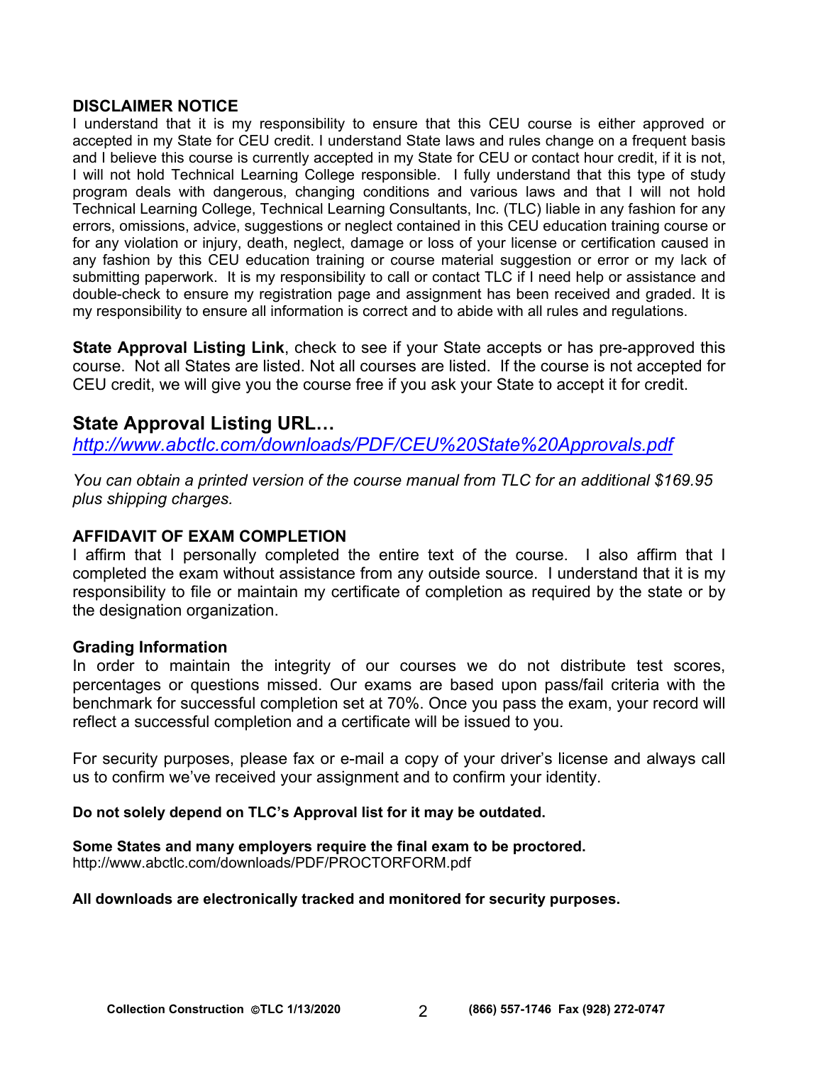**DISCLAIMER NOTICE**

I understand that it is my responsibility to ensure that this CEU course is either approved or accepted in my State for CEU credit. I understand State laws and rules change on a frequent basis and I believe this course is currently accepted in my State for CEU or contact hour credit, if it is not, I will not hold Technical Learning College responsible. I fully understand that this type of study program deals with dangerous, changing conditions and various laws and that I will not hold Technical Learning College, Technical Learning Consultants, Inc. (TLC) liable in any fashion for any errors, omissions, advice, suggestions or neglect contained in this CEU education training course or for any violation or injury, death, neglect, damage or loss of your license or certification caused in any fashion by this CEU education training or course material suggestion or error or my lack of submitting paperwork. It is my responsibility to call or contact TLC if I need help or assistance and double-check to ensure my registration page and assignment has been received and graded. It is my responsibility to ensure all information is correct and to abide with all rules and regulations.

**State Approval Listing Link**, check to see if your State accepts or has pre-approved this course. Not all States are listed. Not all courses are listed. If the course is not accepted for CEU credit, we will give you the course free if you ask your State to accept it for credit.

## State Approval Listing URL…

*http://www.abctlc.com/downloads/PDF/CEU%20State%20Approvals.pdf*

*You can obtain a printed version of the course manual from TLC for an additional $169.95 plus shipping charges.*

**AFFIDAVIT OF EXAM COMPLETION**

I affirm that I personally completed the entire text of the course. I also affirm that I completed the exam without assistance from any outside source. I understand that it is my responsibility to file or maintain my certificate of completion as required by the state or by the designation organization.

**Grading Information**

In order to maintain the integrity of our courses we do not distribute test scores, percentages or questions missed. Our exams are based upon pass/fail criteria with the benchmark for successful completion set at 70%. Once you pass the exam, your record will reflect a successful completion and a certificate will be issued to you.

For security purposes, please fax or e-mail a copy of your driver's license and always call us to confirm we've received your assignment and to confirm your identity.

**Do not solely depend on TLC's Approval list for it may be outdated.**

**Some States and many employers require the final exam to be proctored.**
http://www.abctlc.com/downloads/PDF/PROCTORFORM.pdf

**All downloads are electronically tracked and monitored for security purposes.**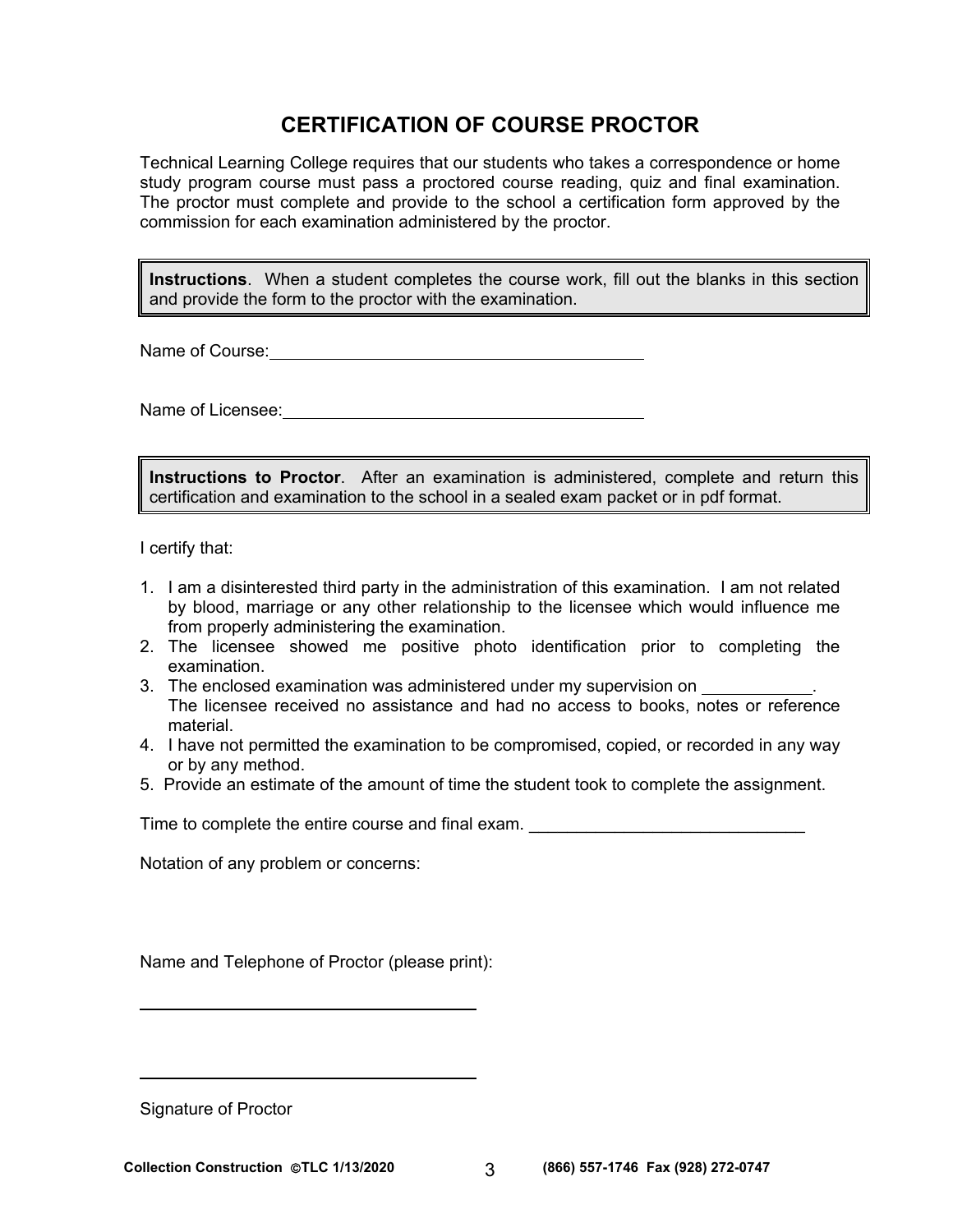# CERTIFICATION OF COURSE PROCTOR

Technical Learning College requires that our students who takes a correspondence or home study program course must pass a proctored course reading, quiz and final examination. The proctor must complete and provide to the school a certification form approved by the commission for each examination administered by the proctor.

> **Instructions**. When a student completes the course work, fill out the blanks in this section and provide the form to the proctor with the examination.

Name of Course: ________________________________________

Name of Licensee: ______________________________________

> **Instructions to Proctor**. After an examination is administered, complete and return this certification and examination to the school in a sealed exam packet or in pdf format.

I certify that:

1. I am a disinterested third party in the administration of this examination. I am not related by blood, marriage or any other relationship to the licensee which would influence me from properly administering the examination.
2. The licensee showed me positive photo identification prior to completing the examination.
3. The enclosed examination was administered under my supervision on ___________. The licensee received no assistance and had no access to books, notes or reference material.
4. I have not permitted the examination to be compromised, copied, or recorded in any way or by any method.
5. Provide an estimate of the amount of time the student took to complete the assignment.

Time to complete the entire course and final exam. _____________________________

Notation of any problem or concerns:

Name and Telephone of Proctor (please print):

____________________________________

____________________________________

Signature of Proctor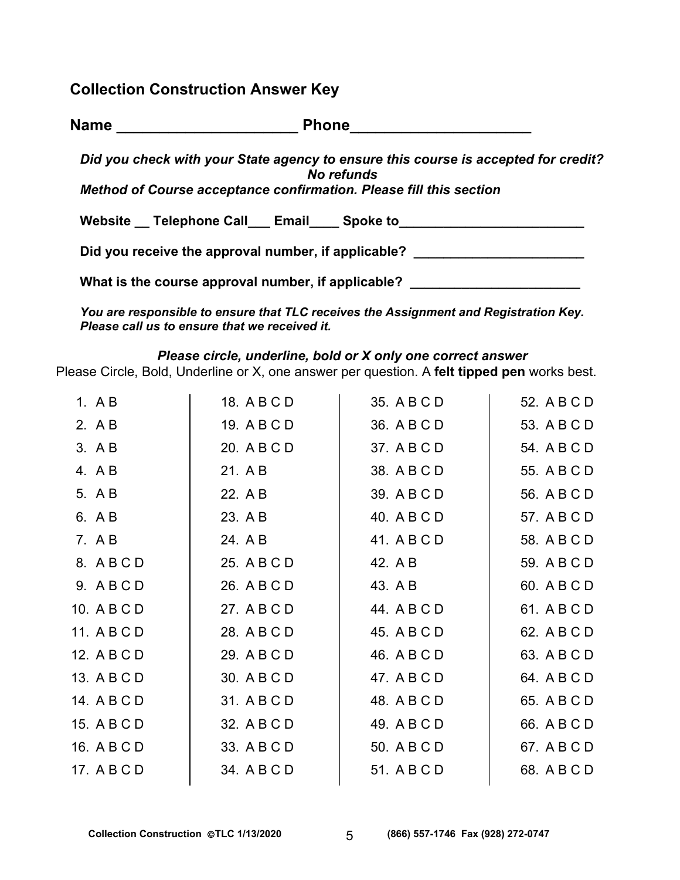## Collection Construction Answer Key

**Name ______________________ Phone______________________**

***Did you check with your State agency to ensure this course is accepted for credit? No refunds***

***Method of Course acceptance confirmation. Please fill this section***

**Website __ Telephone Call___ Email____ Spoke to_________________________**

**Did you receive the approval number, if applicable? _______________________**

**What is the course approval number, if applicable? _______________________**

***You are responsible to ensure that TLC receives the Assignment and Registration Key. Please call us to ensure that we received it.***

***Please circle, underline, bold or X only one correct answer***

Please Circle, Bold, Underline or X, one answer per question. A **felt tipped pen** works best.

| | | | |
|---|---|---|---|
| 1. A B | 18. A B C D | 35. A B C D | 52. A B C D |
| 2. A B | 19. A B C D | 36. A B C D | 53. A B C D |
| 3. A B | 20. A B C D | 37. A B C D | 54. A B C D |
| 4. A B | 21. A B | 38. A B C D | 55. A B C D |
| 5. A B | 22. A B | 39. A B C D | 56. A B C D |
| 6. A B | 23. A B | 40. A B C D | 57. A B C D |
| 7. A B | 24. A B | 41. A B C D | 58. A B C D |
| 8. A B C D | 25. A B C D | 42. A B | 59. A B C D |
| 9. A B C D | 26. A B C D | 43. A B | 60. A B C D |
| 10. A B C D | 27. A B C D | 44. A B C D | 61. A B C D |
| 11. A B C D | 28. A B C D | 45. A B C D | 62. A B C D |
| 12. A B C D | 29. A B C D | 46. A B C D | 63. A B C D |
| 13. A B C D | 30. A B C D | 47. A B C D | 64. A B C D |
| 14. A B C D | 31. A B C D | 48. A B C D | 65. A B C D |
| 15. A B C D | 32. A B C D | 49. A B C D | 66. A B C D |
| 16. A B C D | 33. A B C D | 50. A B C D | 67. A B C D |
| 17. A B C D | 34. A B C D | 51. A B C D | 68. A B C D |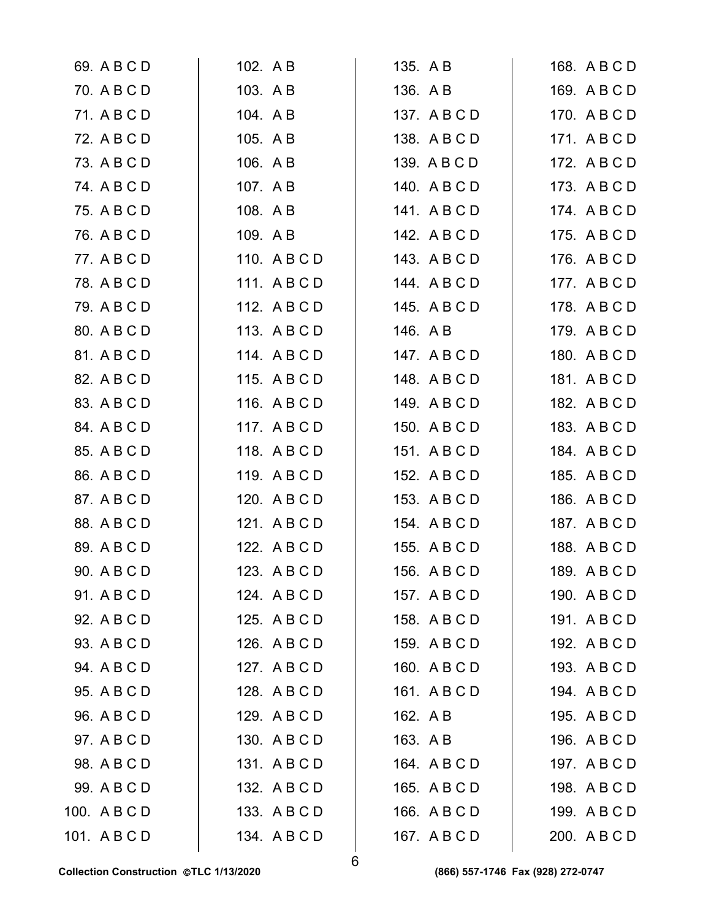69. A B C D
70. A B C D
71. A B C D
72. A B C D
73. A B C D
74. A B C D
75. A B C D
76. A B C D
77. A B C D
78. A B C D
79. A B C D
80. A B C D
81. A B C D
82. A B C D
83. A B C D
84. A B C D
85. A B C D
86. A B C D
87. A B C D
88. A B C D
89. A B C D
90. A B C D
91. A B C D
92. A B C D
93. A B C D
94. A B C D
95. A B C D
96. A B C D
97. A B C D
98. A B C D
99. A B C D
100. A B C D
101. A B C D
102. A B
103. A B
104. A B
105. A B
106. A B
107. A B
108. A B
109. A B
110. A B C D
111. A B C D
112. A B C D
113. A B C D
114. A B C D
115. A B C D
116. A B C D
117. A B C D
118. A B C D
119. A B C D
120. A B C D
121. A B C D
122. A B C D
123. A B C D
124. A B C D
125. A B C D
126. A B C D
127. A B C D
128. A B C D
129. A B C D
130. A B C D
131. A B C D
132. A B C D
133. A B C D
134. A B C D
135. A B
136. A B
137. A B C D
138. A B C D
139. A B C D
140. A B C D
141. A B C D
142. A B C D
143. A B C D
144. A B C D
145. A B C D
146. A B
147. A B C D
148. A B C D
149. A B C D
150. A B C D
151. A B C D
152. A B C D
153. A B C D
154. A B C D
155. A B C D
156. A B C D
157. A B C D
158. A B C D
159. A B C D
160. A B C D
161. A B C D
162. A B
163. A B
164. A B C D
165. A B C D
166. A B C D
167. A B C D
168. A B C D
169. A B C D
170. A B C D
171. A B C D
172. A B C D
173. A B C D
174. A B C D
175. A B C D
176. A B C D
177. A B C D
178. A B C D
179. A B C D
180. A B C D
181. A B C D
182. A B C D
183. A B C D
184. A B C D
185. A B C D
186. A B C D
187. A B C D
188. A B C D
189. A B C D
190. A B C D
191. A B C D
192. A B C D
193. A B C D
194. A B C D
195. A B C D
196. A B C D
197. A B C D
198. A B C D
199. A B C D
200. A B C D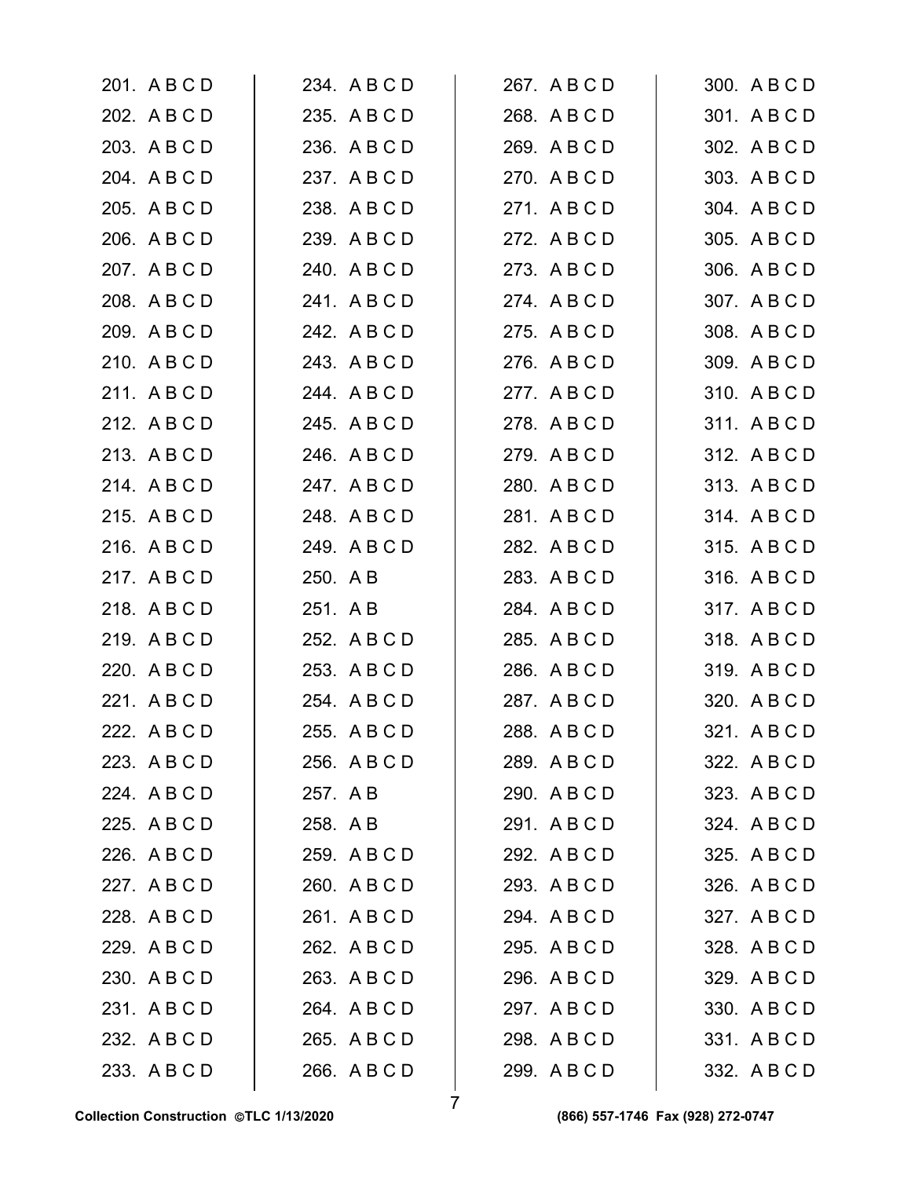201. A B C D
202. A B C D
203. A B C D
204. A B C D
205. A B C D
206. A B C D
207. A B C D
208. A B C D
209. A B C D
210. A B C D
211. A B C D
212. A B C D
213. A B C D
214. A B C D
215. A B C D
216. A B C D
217. A B C D
218. A B C D
219. A B C D
220. A B C D
221. A B C D
222. A B C D
223. A B C D
224. A B C D
225. A B C D
226. A B C D
227. A B C D
228. A B C D
229. A B C D
230. A B C D
231. A B C D
232. A B C D
233. A B C D
234. A B C D
235. A B C D
236. A B C D
237. A B C D
238. A B C D
239. A B C D
240. A B C D
241. A B C D
242. A B C D
243. A B C D
244. A B C D
245. A B C D
246. A B C D
247. A B C D
248. A B C D
249. A B C D
250. A B
251. A B
252. A B C D
253. A B C D
254. A B C D
255. A B C D
256. A B C D
257. A B
258. A B
259. A B C D
260. A B C D
261. A B C D
262. A B C D
263. A B C D
264. A B C D
265. A B C D
266. A B C D
267. A B C D
268. A B C D
269. A B C D
270. A B C D
271. A B C D
272. A B C D
273. A B C D
274. A B C D
275. A B C D
276. A B C D
277. A B C D
278. A B C D
279. A B C D
280. A B C D
281. A B C D
282. A B C D
283. A B C D
284. A B C D
285. A B C D
286. A B C D
287. A B C D
288. A B C D
289. A B C D
290. A B C D
291. A B C D
292. A B C D
293. A B C D
294. A B C D
295. A B C D
296. A B C D
297. A B C D
298. A B C D
299. A B C D
300. A B C D
301. A B C D
302. A B C D
303. A B C D
304. A B C D
305. A B C D
306. A B C D
307. A B C D
308. A B C D
309. A B C D
310. A B C D
311. A B C D
312. A B C D
313. A B C D
314. A B C D
315. A B C D
316. A B C D
317. A B C D
318. A B C D
319. A B C D
320. A B C D
321. A B C D
322. A B C D
323. A B C D
324. A B C D
325. A B C D
326. A B C D
327. A B C D
328. A B C D
329. A B C D
330. A B C D
331. A B C D
332. A B C D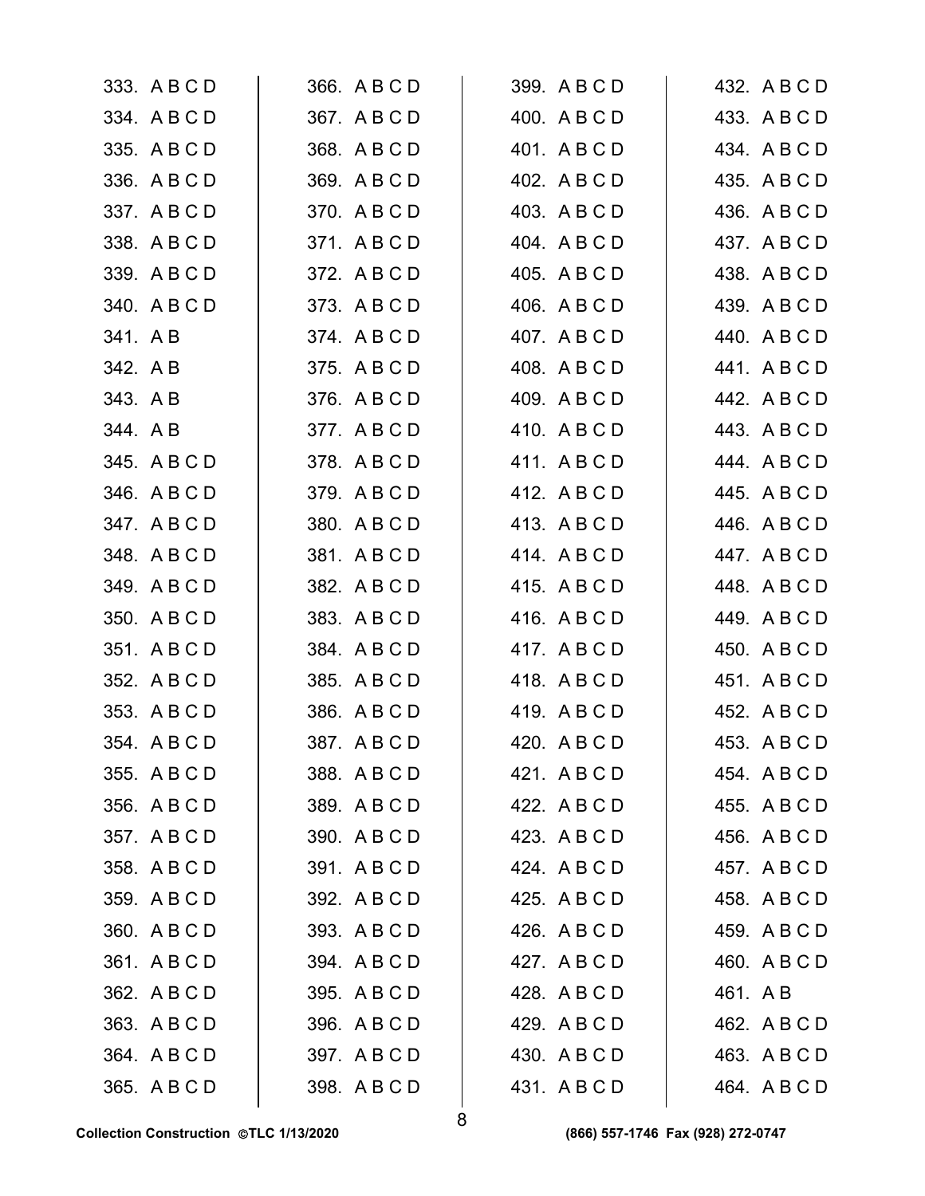333. A B C D
334. A B C D
335. A B C D
336. A B C D
337. A B C D
338. A B C D
339. A B C D
340. A B C D
341. A B
342. A B
343. A B
344. A B
345. A B C D
346. A B C D
347. A B C D
348. A B C D
349. A B C D
350. A B C D
351. A B C D
352. A B C D
353. A B C D
354. A B C D
355. A B C D
356. A B C D
357. A B C D
358. A B C D
359. A B C D
360. A B C D
361. A B C D
362. A B C D
363. A B C D
364. A B C D
365. A B C D

366. A B C D
367. A B C D
368. A B C D
369. A B C D
370. A B C D
371. A B C D
372. A B C D
373. A B C D
374. A B C D
375. A B C D
376. A B C D
377. A B C D
378. A B C D
379. A B C D
380. A B C D
381. A B C D
382. A B C D
383. A B C D
384. A B C D
385. A B C D
386. A B C D
387. A B C D
388. A B C D
389. A B C D
390. A B C D
391. A B C D
392. A B C D
393. A B C D
394. A B C D
395. A B C D
396. A B C D
397. A B C D
398. A B C D

399. A B C D
400. A B C D
401. A B C D
402. A B C D
403. A B C D
404. A B C D
405. A B C D
406. A B C D
407. A B C D
408. A B C D
409. A B C D
410. A B C D
411. A B C D
412. A B C D
413. A B C D
414. A B C D
415. A B C D
416. A B C D
417. A B C D
418. A B C D
419. A B C D
420. A B C D
421. A B C D
422. A B C D
423. A B C D
424. A B C D
425. A B C D
426. A B C D
427. A B C D
428. A B C D
429. A B C D
430. A B C D
431. A B C D

432. A B C D
433. A B C D
434. A B C D
435. A B C D
436. A B C D
437. A B C D
438. A B C D
439. A B C D
440. A B C D
441. A B C D
442. A B C D
443. A B C D
444. A B C D
445. A B C D
446. A B C D
447. A B C D
448. A B C D
449. A B C D
450. A B C D
451. A B C D
452. A B C D
453. A B C D
454. A B C D
455. A B C D
456. A B C D
457. A B C D
458. A B C D
459. A B C D
460. A B C D
461. A B
462. A B C D
463. A B C D
464. A B C D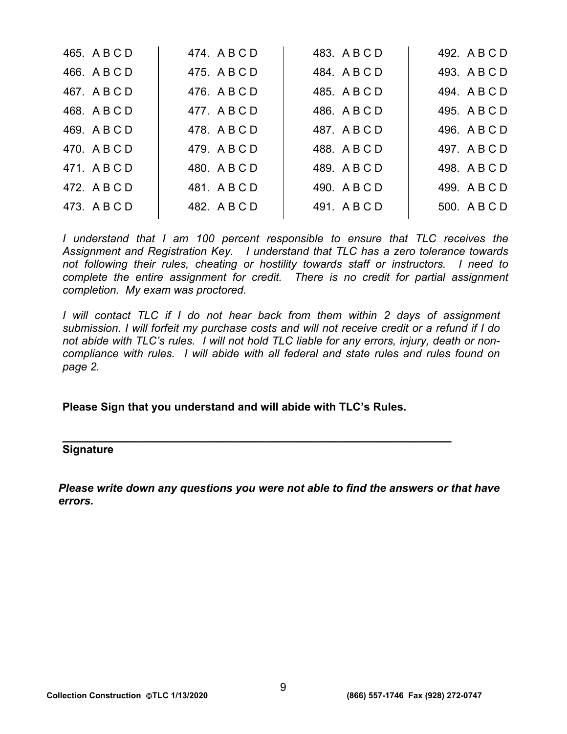| | | | |
|---|---|---|---|
| 465. A B C D | 474. A B C D | 483. A B C D | 492. A B C D |
| 466. A B C D | 475. A B C D | 484. A B C D | 493. A B C D |
| 467. A B C D | 476. A B C D | 485. A B C D | 494. A B C D |
| 468. A B C D | 477. A B C D | 486. A B C D | 495. A B C D |
| 469. A B C D | 478. A B C D | 487. A B C D | 496. A B C D |
| 470. A B C D | 479. A B C D | 488. A B C D | 497. A B C D |
| 471. A B C D | 480. A B C D | 489. A B C D | 498. A B C D |
| 472. A B C D | 481. A B C D | 490. A B C D | 499. A B C D |
| 473. A B C D | 482. A B C D | 491. A B C D | 500. A B C D |

*I understand that I am 100 percent responsible to ensure that TLC receives the Assignment and Registration Key. I understand that TLC has a zero tolerance towards not following their rules, cheating or hostility towards staff or instructors. I need to complete the entire assignment for credit. There is no credit for partial assignment completion. My exam was proctored.*

*I will contact TLC if I do not hear back from them within 2 days of assignment submission. I will forfeit my purchase costs and will not receive credit or a refund if I do not abide with TLC's rules. I will not hold TLC liable for any errors, injury, death or non-compliance with rules. I will abide with all federal and state rules and rules found on page 2.*

**Please Sign that you understand and will abide with TLC's Rules.**

________________________________________________________________

**Signature**

***Please write down any questions you were not able to find the answers or that have errors.***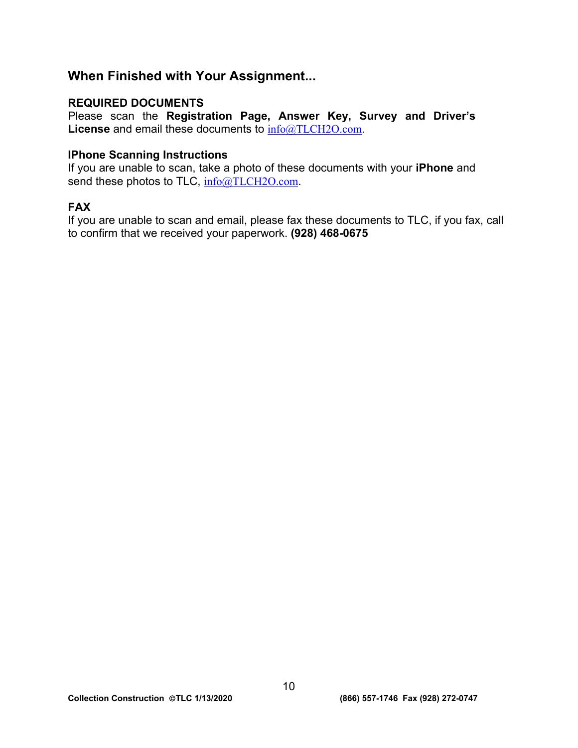## When Finished with Your Assignment...

### REQUIRED DOCUMENTS

Please scan the **Registration Page, Answer Key, Survey and Driver's License** and email these documents to info@TLCH2O.com.

### IPhone Scanning Instructions

If you are unable to scan, take a photo of these documents with your **iPhone** and send these photos to TLC, info@TLCH2O.com.

### FAX

If you are unable to scan and email, please fax these documents to TLC, if you fax, call to confirm that we received your paperwork. **(928) 468-0675**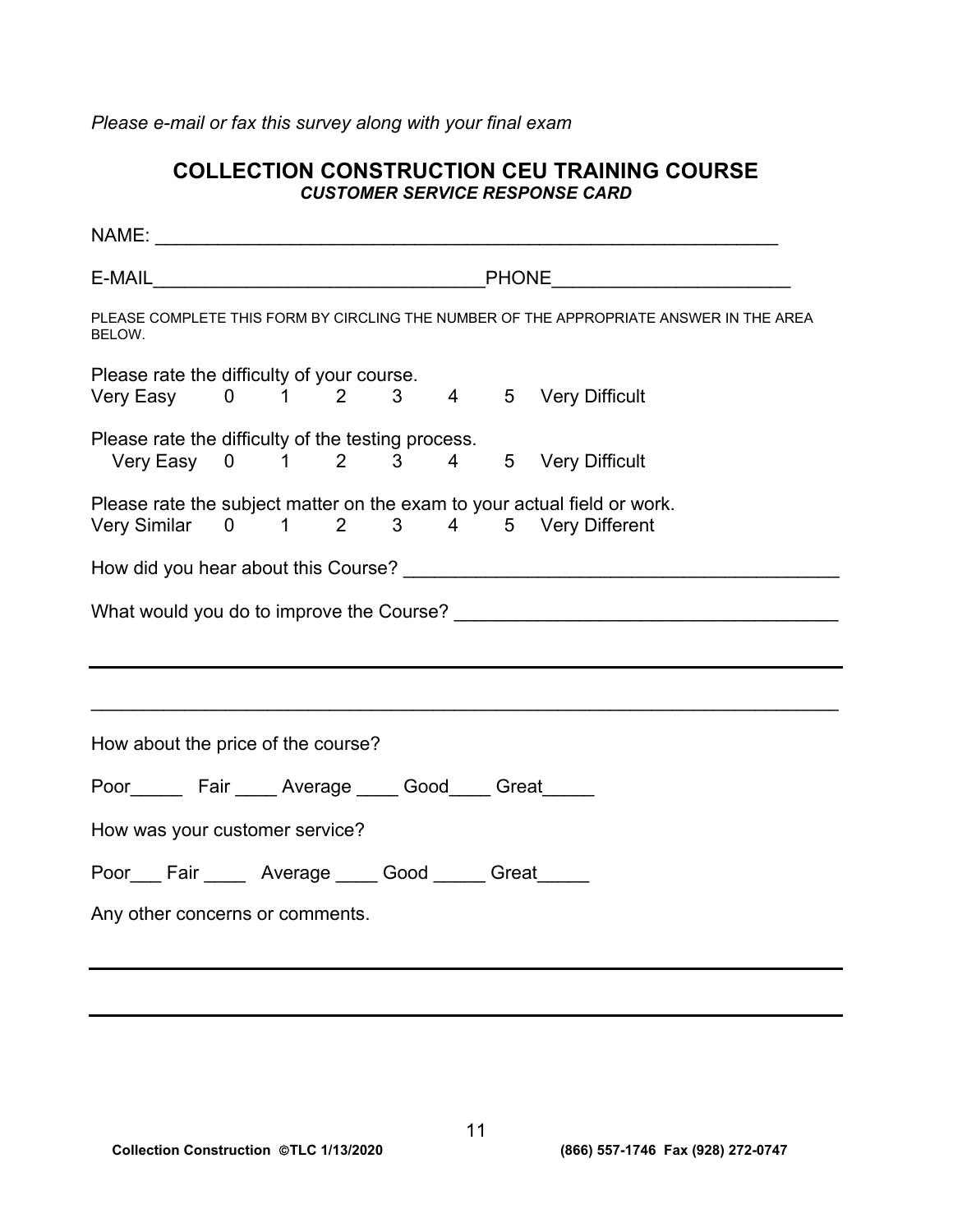*Please e-mail or fax this survey along with your final exam*

## COLLECTION CONSTRUCTION CEU TRAINING COURSE

***CUSTOMER SERVICE RESPONSE CARD***

NAME: ___________________________________________________________

E-MAIL_______________________________PHONE_____________________

PLEASE COMPLETE THIS FORM BY CIRCLING THE NUMBER OF THE APPROPRIATE ANSWER IN THE AREA BELOW.

Please rate the difficulty of your course.
Very Easy 0 1 2 3 4 5 Very Difficult

Please rate the difficulty of the testing process.
Very Easy 0 1 2 3 4 5 Very Difficult

Please rate the subject matter on the exam to your actual field or work.
Very Similar 0 1 2 3 4 5 Very Different

How did you hear about this Course? ________________________________________

What would you do to improve the Course? ____________________________________

_______________________________________________________________________

_______________________________________________________________________

How about the price of the course?

Poor_____ Fair ____ Average ____ Good____ Great_____

How was your customer service?

Poor___ Fair ____ Average ____ Good _____ Great_____

Any other concerns or comments.

_______________________________________________________________________

_______________________________________________________________________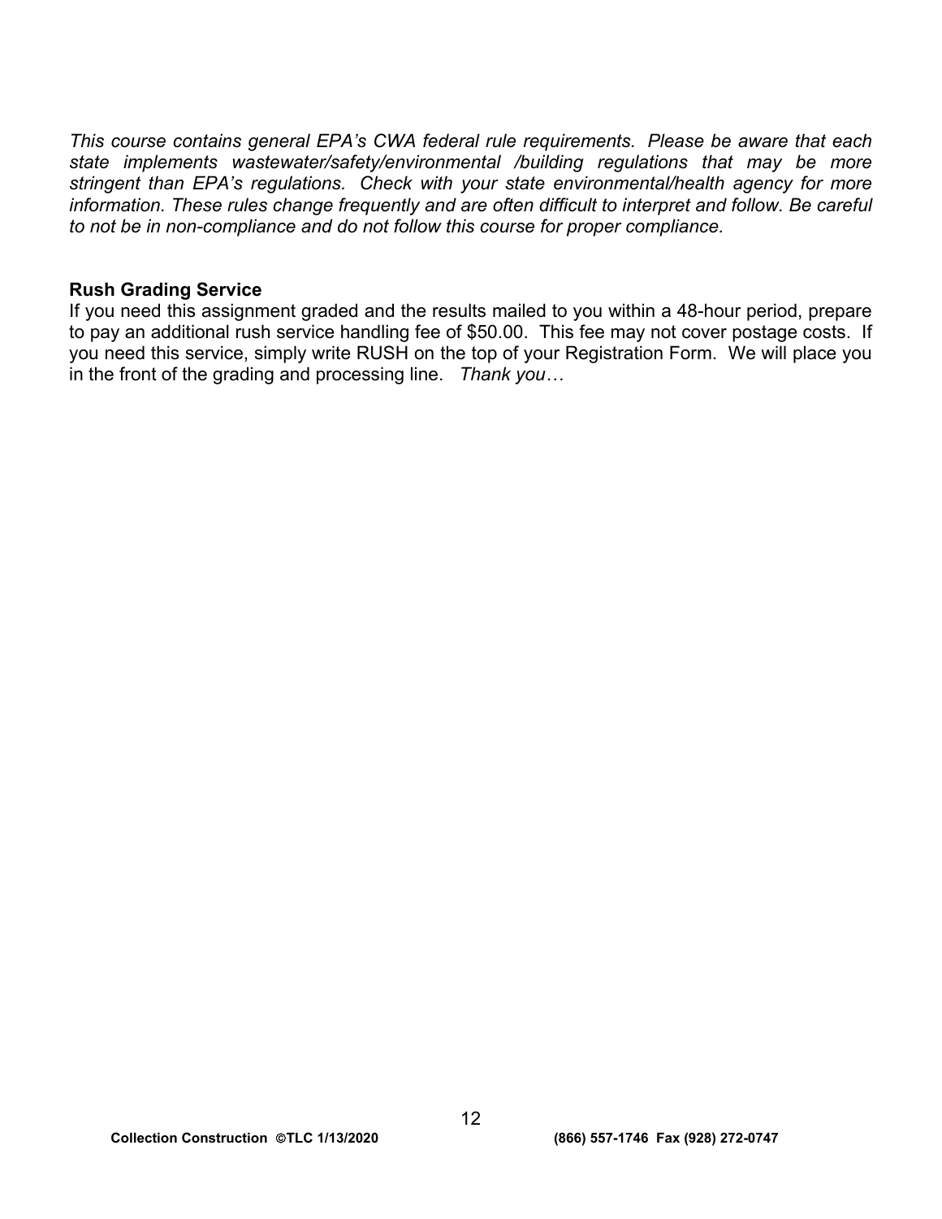*This course contains general EPA's CWA federal rule requirements. Please be aware that each state implements wastewater/safety/environmental /building regulations that may be more stringent than EPA's regulations. Check with your state environmental/health agency for more information. These rules change frequently and are often difficult to interpret and follow. Be careful to not be in non-compliance and do not follow this course for proper compliance.*

**Rush Grading Service**

If you need this assignment graded and the results mailed to you within a 48-hour period, prepare to pay an additional rush service handling fee of $50.00. This fee may not cover postage costs. If you need this service, simply write RUSH on the top of your Registration Form. We will place you in the front of the grading and processing line. *Thank you…*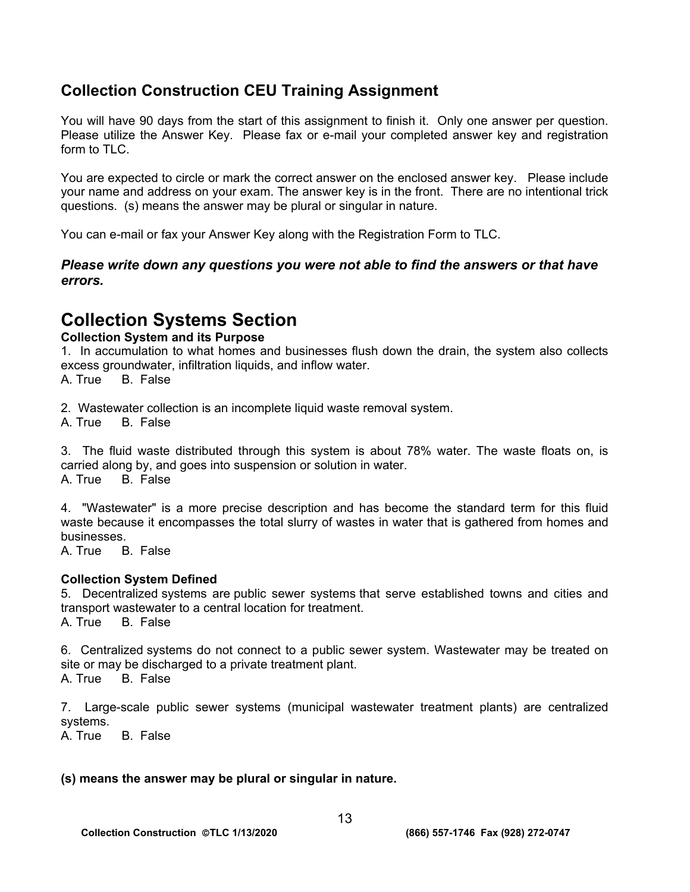## Collection Construction CEU Training Assignment

You will have 90 days from the start of this assignment to finish it. Only one answer per question. Please utilize the Answer Key. Please fax or e-mail your completed answer key and registration form to TLC.

You are expected to circle or mark the correct answer on the enclosed answer key. Please include your name and address on your exam. The answer key is in the front. There are no intentional trick questions. (s) means the answer may be plural or singular in nature.

You can e-mail or fax your Answer Key along with the Registration Form to TLC.

***Please write down any questions you were not able to find the answers or that have errors.***

# Collection Systems Section

**Collection System and its Purpose**

1. In accumulation to what homes and businesses flush down the drain, the system also collects excess groundwater, infiltration liquids, and inflow water.
A. True B. False

2. Wastewater collection is an incomplete liquid waste removal system.
A. True B. False

3. The fluid waste distributed through this system is about 78% water. The waste floats on, is carried along by, and goes into suspension or solution in water.
A. True B. False

4. "Wastewater" is a more precise description and has become the standard term for this fluid waste because it encompasses the total slurry of wastes in water that is gathered from homes and businesses.
A. True B. False

**Collection System Defined**

5. Decentralized systems are public sewer systems that serve established towns and cities and transport wastewater to a central location for treatment.
A. True B. False

6. Centralized systems do not connect to a public sewer system. Wastewater may be treated on site or may be discharged to a private treatment plant.
A. True B. False

7. Large-scale public sewer systems (municipal wastewater treatment plants) are centralized systems.
A. True B. False

**(s) means the answer may be plural or singular in nature.**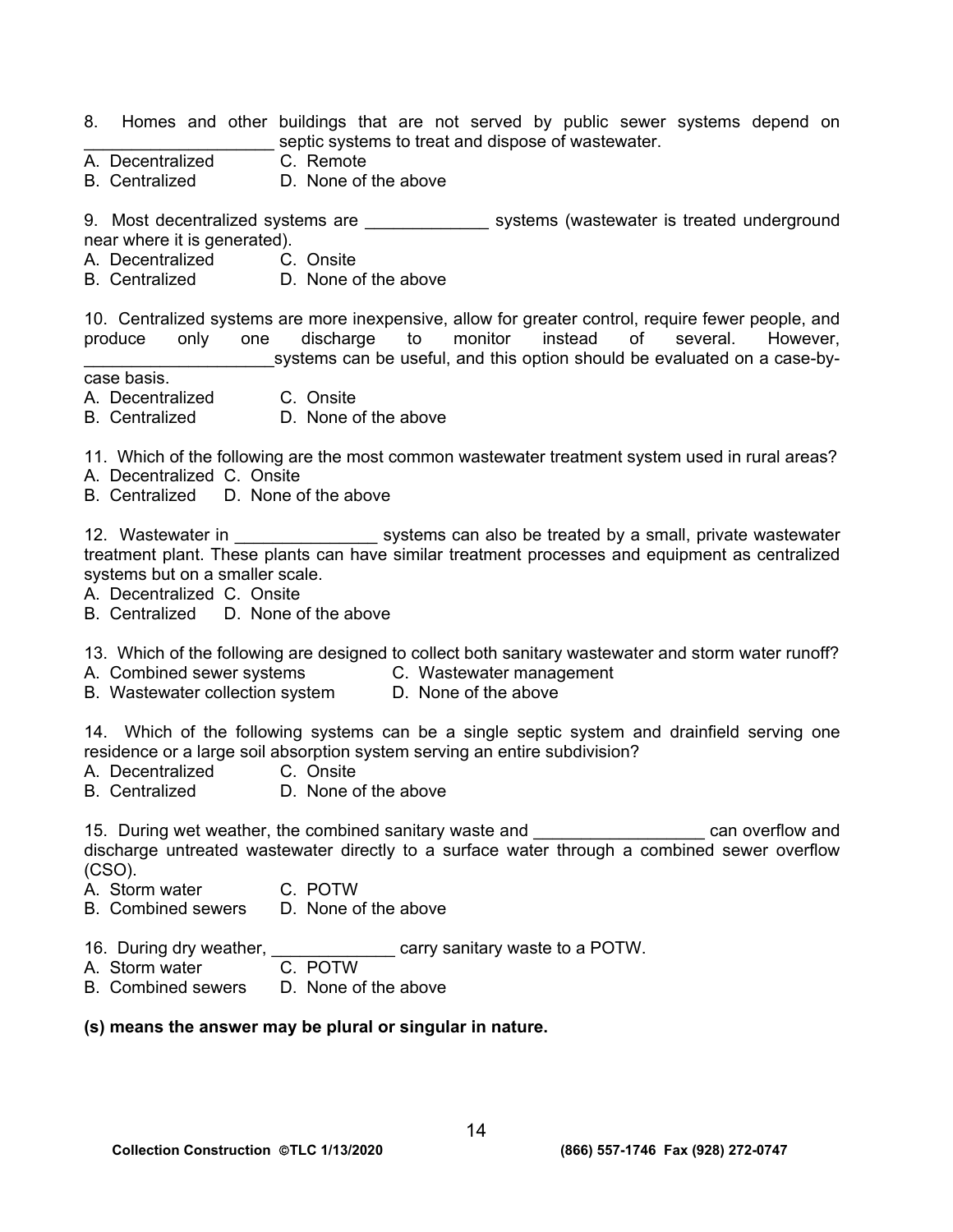8. Homes and other buildings that are not served by public sewer systems depend on ____________________ septic systems to treat and dispose of wastewater.
A. Decentralized C. Remote
B. Centralized D. None of the above

9. Most decentralized systems are _____________ systems (wastewater is treated underground near where it is generated).
A. Decentralized C. Onsite
B. Centralized D. None of the above

10. Centralized systems are more inexpensive, allow for greater control, require fewer people, and produce only one discharge to monitor instead of several. However, ____________________systems can be useful, and this option should be evaluated on a case-by-case basis.
A. Decentralized C. Onsite
B. Centralized D. None of the above

11. Which of the following are the most common wastewater treatment system used in rural areas?
A. Decentralized C. Onsite
B. Centralized D. None of the above

12. Wastewater in _______________ systems can also be treated by a small, private wastewater treatment plant. These plants can have similar treatment processes and equipment as centralized systems but on a smaller scale.
A. Decentralized C. Onsite
B. Centralized D. None of the above

13. Which of the following are designed to collect both sanitary wastewater and storm water runoff?
A. Combined sewer systems C. Wastewater management
B. Wastewater collection system D. None of the above

14. Which of the following systems can be a single septic system and drainfield serving one residence or a large soil absorption system serving an entire subdivision?
A. Decentralized C. Onsite
B. Centralized D. None of the above

15. During wet weather, the combined sanitary waste and __________________ can overflow and discharge untreated wastewater directly to a surface water through a combined sewer overflow (CSO).
A. Storm water C. POTW
B. Combined sewers D. None of the above

16. During dry weather, _____________ carry sanitary waste to a POTW.
A. Storm water C. POTW
B. Combined sewers D. None of the above

**(s) means the answer may be plural or singular in nature.**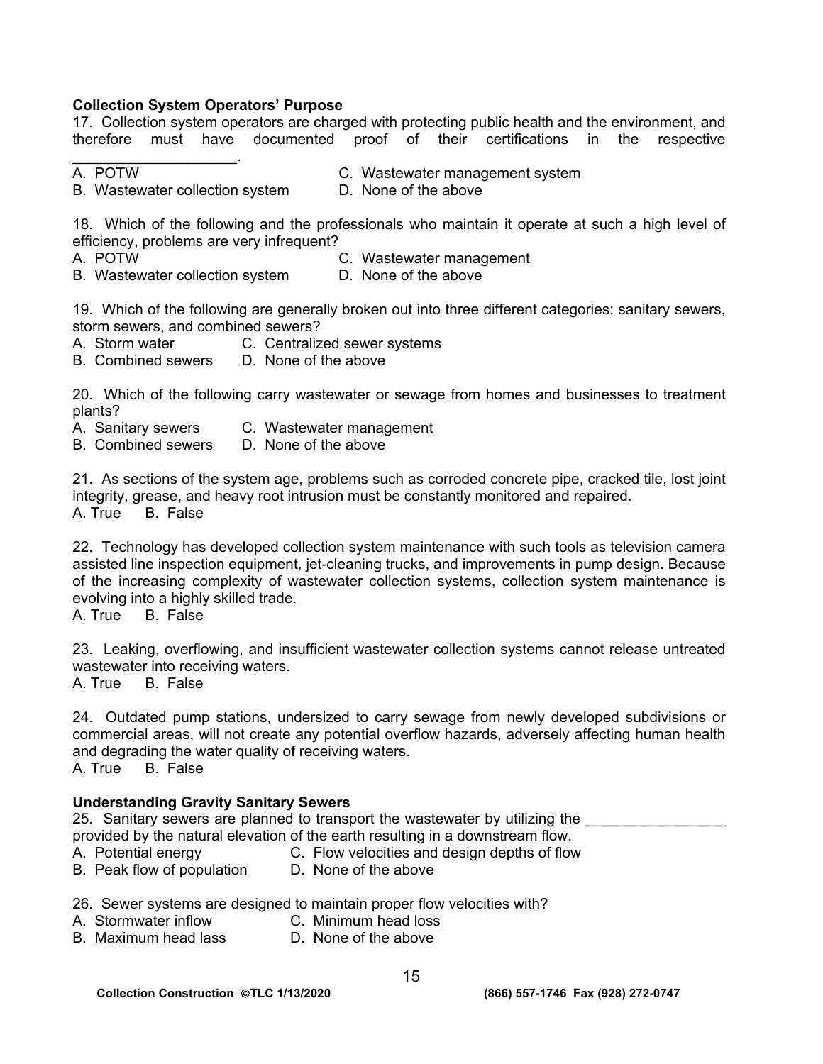**Collection System Operators' Purpose**

17. Collection system operators are charged with protecting public health and the environment, and therefore must have documented proof of their certifications in the respective ____________________.

A. POTW
B. Wastewater collection system
C. Wastewater management system
D. None of the above

18. Which of the following and the professionals who maintain it operate at such a high level of efficiency, problems are very infrequent?

A. POTW
B. Wastewater collection system
C. Wastewater management
D. None of the above

19. Which of the following are generally broken out into three different categories: sanitary sewers, storm sewers, and combined sewers?

A. Storm water
B. Combined sewers
C. Centralized sewer systems
D. None of the above

20. Which of the following carry wastewater or sewage from homes and businesses to treatment plants?

A. Sanitary sewers
B. Combined sewers
C. Wastewater management
D. None of the above

21. As sections of the system age, problems such as corroded concrete pipe, cracked tile, lost joint integrity, grease, and heavy root intrusion must be constantly monitored and repaired.

A. True B. False

22. Technology has developed collection system maintenance with such tools as television camera assisted line inspection equipment, jet-cleaning trucks, and improvements in pump design. Because of the increasing complexity of wastewater collection systems, collection system maintenance is evolving into a highly skilled trade.

A. True B. False

23. Leaking, overflowing, and insufficient wastewater collection systems cannot release untreated wastewater into receiving waters.

A. True B. False

24. Outdated pump stations, undersized to carry sewage from newly developed subdivisions or commercial areas, will not create any potential overflow hazards, adversely affecting human health and degrading the water quality of receiving waters.

A. True B. False

**Understanding Gravity Sanitary Sewers**

25. Sanitary sewers are planned to transport the wastewater by utilizing the _________________ provided by the natural elevation of the earth resulting in a downstream flow.

A. Potential energy
B. Peak flow of population
C. Flow velocities and design depths of flow
D. None of the above

26. Sewer systems are designed to maintain proper flow velocities with?

A. Stormwater inflow
B. Maximum head lass
C. Minimum head loss
D. None of the above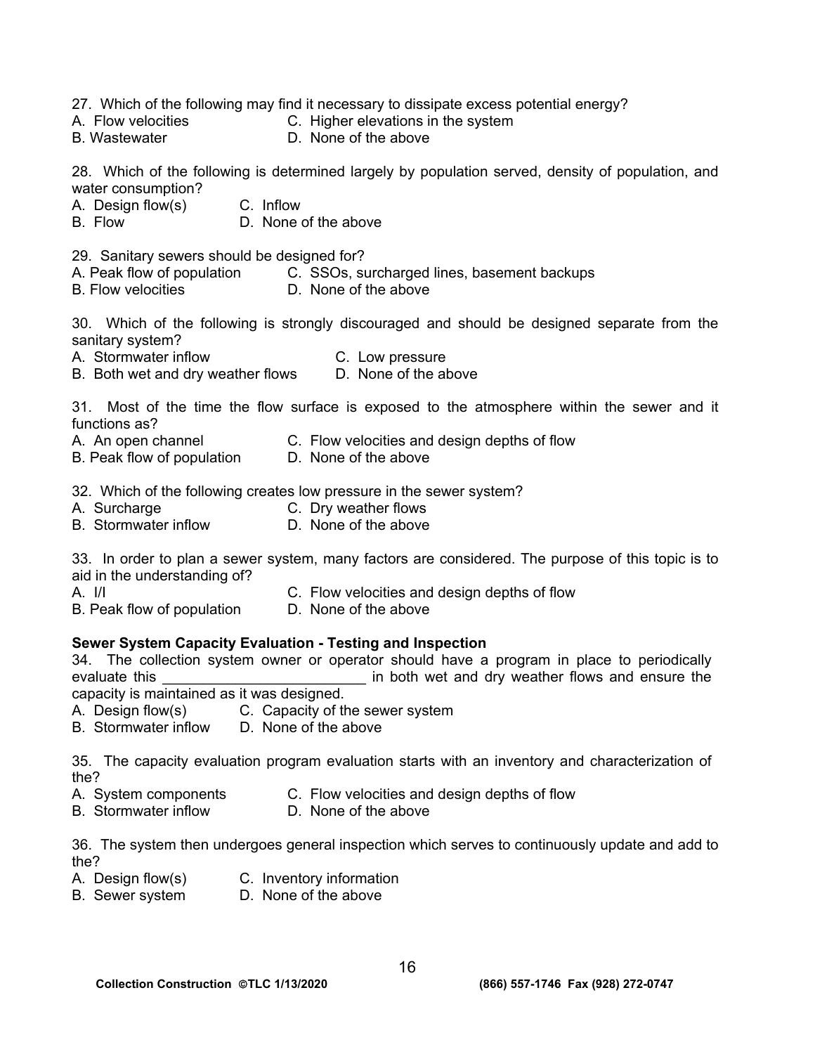27. Which of the following may find it necessary to dissipate excess potential energy?

A. Flow velocities C. Higher elevations in the system
B. Wastewater D. None of the above

28. Which of the following is determined largely by population served, density of population, and water consumption?

A. Design flow(s) C. Inflow
B. Flow D. None of the above

29. Sanitary sewers should be designed for?

A. Peak flow of population C. SSOs, surcharged lines, basement backups
B. Flow velocities D. None of the above

30. Which of the following is strongly discouraged and should be designed separate from the sanitary system?

A. Stormwater inflow C. Low pressure
B. Both wet and dry weather flows D. None of the above

31. Most of the time the flow surface is exposed to the atmosphere within the sewer and it functions as?

A. An open channel C. Flow velocities and design depths of flow
B. Peak flow of population D. None of the above

32. Which of the following creates low pressure in the sewer system?

A. Surcharge C. Dry weather flows
B. Stormwater inflow D. None of the above

33. In order to plan a sewer system, many factors are considered. The purpose of this topic is to aid in the understanding of?

A. I/I C. Flow velocities and design depths of flow
B. Peak flow of population D. None of the above

**Sewer System Capacity Evaluation - Testing and Inspection**

34. The collection system owner or operator should have a program in place to periodically evaluate this _________________________ in both wet and dry weather flows and ensure the capacity is maintained as it was designed.

A. Design flow(s) C. Capacity of the sewer system
B. Stormwater inflow D. None of the above

35. The capacity evaluation program evaluation starts with an inventory and characterization of the?

A. System components C. Flow velocities and design depths of flow
B. Stormwater inflow D. None of the above

36. The system then undergoes general inspection which serves to continuously update and add to the?

A. Design flow(s) C. Inventory information
B. Sewer system D. None of the above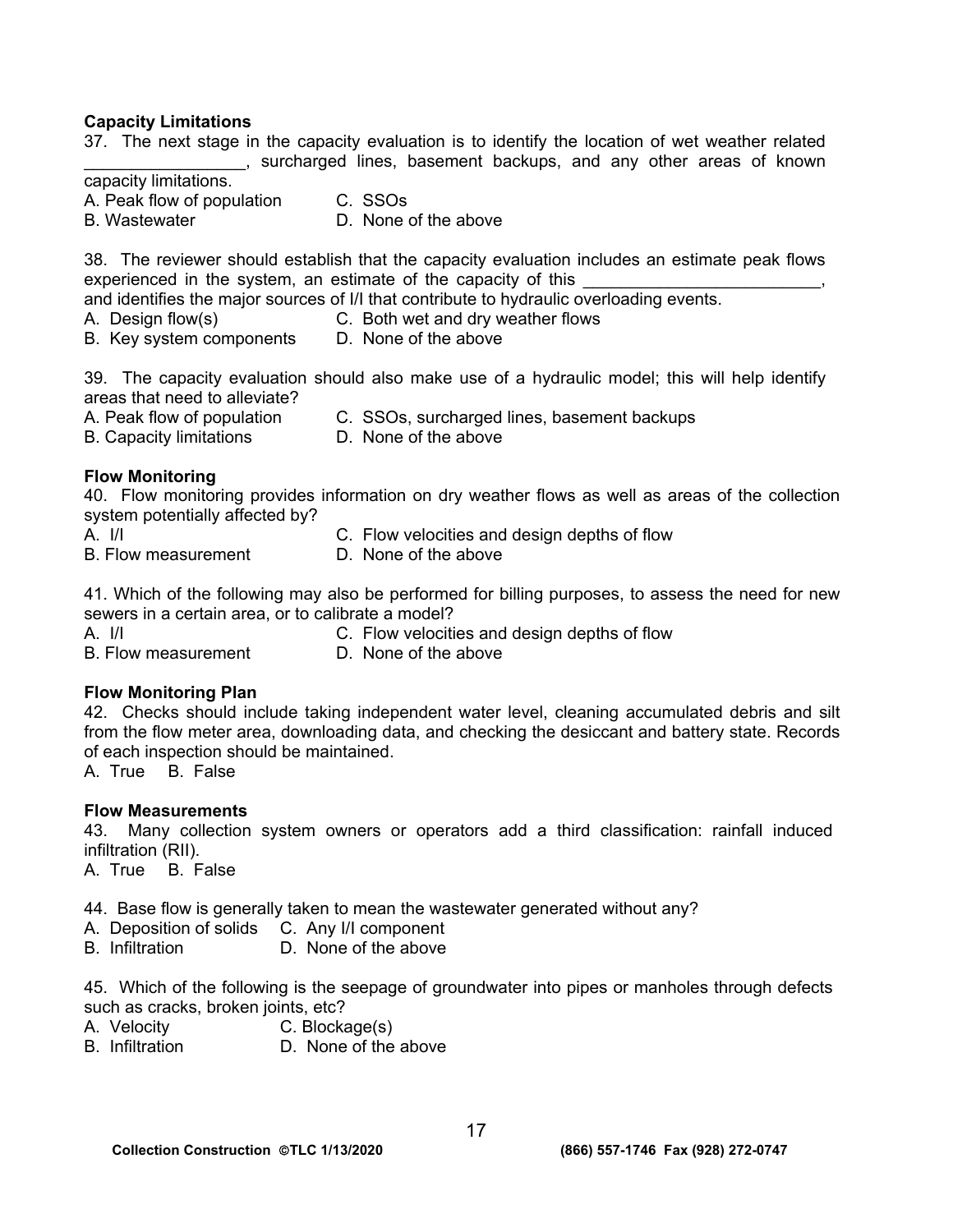**Capacity Limitations**

37. The next stage in the capacity evaluation is to identify the location of wet weather related _________________, surcharged lines, basement backups, and any other areas of known capacity limitations.

A. Peak flow of population
B. Wastewater
C. SSOs
D. None of the above

38. The reviewer should establish that the capacity evaluation includes an estimate peak flows experienced in the system, an estimate of the capacity of this _________________________, and identifies the major sources of I/I that contribute to hydraulic overloading events.

A. Design flow(s)
B. Key system components
C. Both wet and dry weather flows
D. None of the above

39. The capacity evaluation should also make use of a hydraulic model; this will help identify areas that need to alleviate?

A. Peak flow of population
B. Capacity limitations
C. SSOs, surcharged lines, basement backups
D. None of the above

**Flow Monitoring**

40. Flow monitoring provides information on dry weather flows as well as areas of the collection system potentially affected by?

A. I/I
B. Flow measurement
C. Flow velocities and design depths of flow
D. None of the above

41. Which of the following may also be performed for billing purposes, to assess the need for new sewers in a certain area, or to calibrate a model?

A. I/I
B. Flow measurement
C. Flow velocities and design depths of flow
D. None of the above

**Flow Monitoring Plan**

42. Checks should include taking independent water level, cleaning accumulated debris and silt from the flow meter area, downloading data, and checking the desiccant and battery state. Records of each inspection should be maintained.

A. True B. False

**Flow Measurements**

43. Many collection system owners or operators add a third classification: rainfall induced infiltration (RII).

A. True B. False

44. Base flow is generally taken to mean the wastewater generated without any?

A. Deposition of solids
B. Infiltration
C. Any I/I component
D. None of the above

45. Which of the following is the seepage of groundwater into pipes or manholes through defects such as cracks, broken joints, etc?

A. Velocity
B. Infiltration
C. Blockage(s)
D. None of the above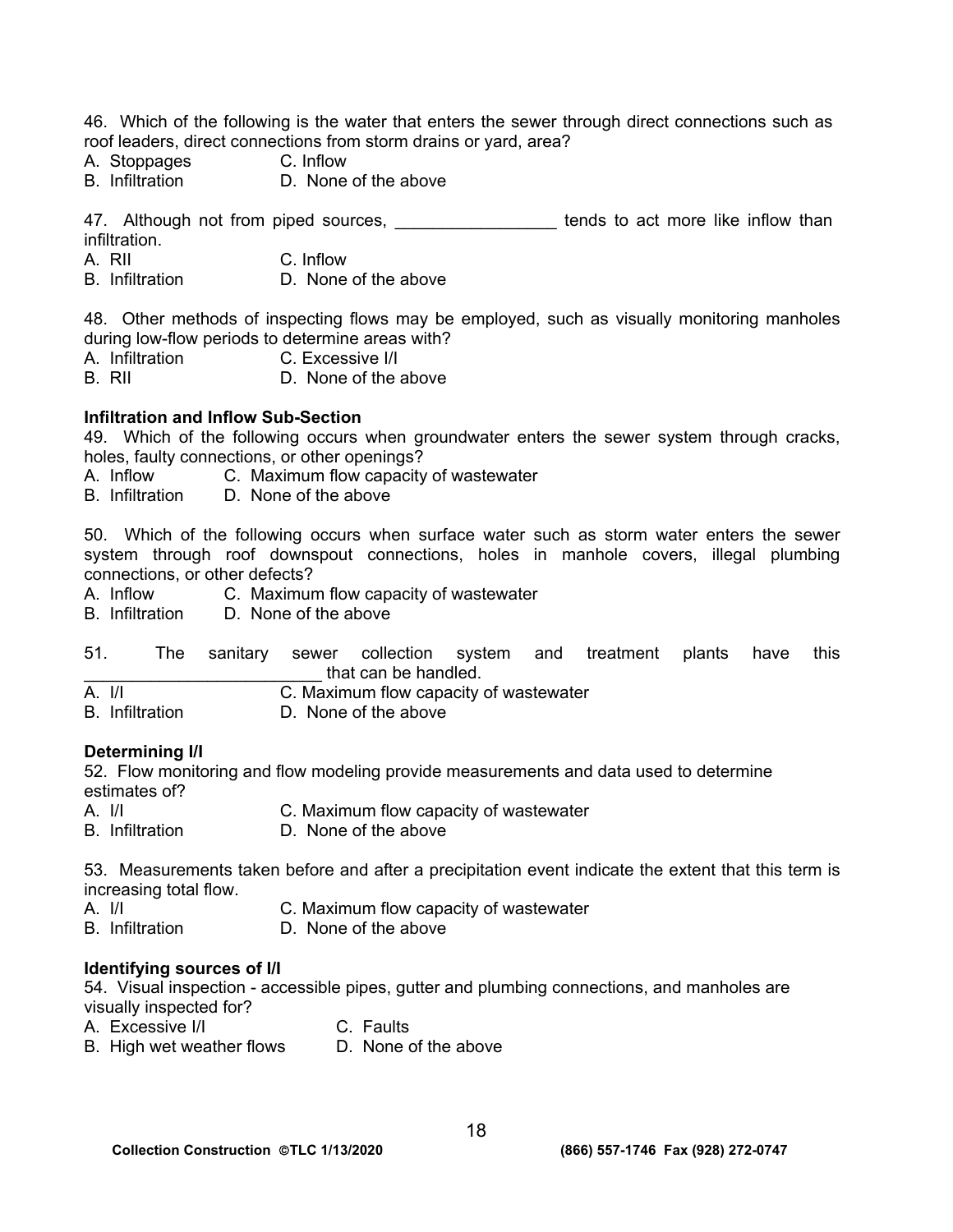46. Which of the following is the water that enters the sewer through direct connections such as roof leaders, direct connections from storm drains or yard, area?
A. Stoppages C. Inflow
B. Infiltration D. None of the above

47. Although not from piped sources, _________________ tends to act more like inflow than infiltration.
A. RII C. Inflow
B. Infiltration D. None of the above

48. Other methods of inspecting flows may be employed, such as visually monitoring manholes during low-flow periods to determine areas with?
A. Infiltration C. Excessive I/I
B. RII D. None of the above

**Infiltration and Inflow Sub-Section**

49. Which of the following occurs when groundwater enters the sewer system through cracks, holes, faulty connections, or other openings?
A. Inflow C. Maximum flow capacity of wastewater
B. Infiltration D. None of the above

50. Which of the following occurs when surface water such as storm water enters the sewer system through roof downspout connections, holes in manhole covers, illegal plumbing connections, or other defects?
A. Inflow C. Maximum flow capacity of wastewater
B. Infiltration D. None of the above

51. The sanitary sewer collection system and treatment plants have this _________________________ that can be handled.
A. I/I C. Maximum flow capacity of wastewater
B. Infiltration D. None of the above

**Determining I/I**

52. Flow monitoring and flow modeling provide measurements and data used to determine estimates of?
A. I/I C. Maximum flow capacity of wastewater
B. Infiltration D. None of the above

53. Measurements taken before and after a precipitation event indicate the extent that this term is increasing total flow.
A. I/I C. Maximum flow capacity of wastewater
B. Infiltration D. None of the above

**Identifying sources of I/I**

54. Visual inspection - accessible pipes, gutter and plumbing connections, and manholes are visually inspected for?
A. Excessive I/I C. Faults
B. High wet weather flows D. None of the above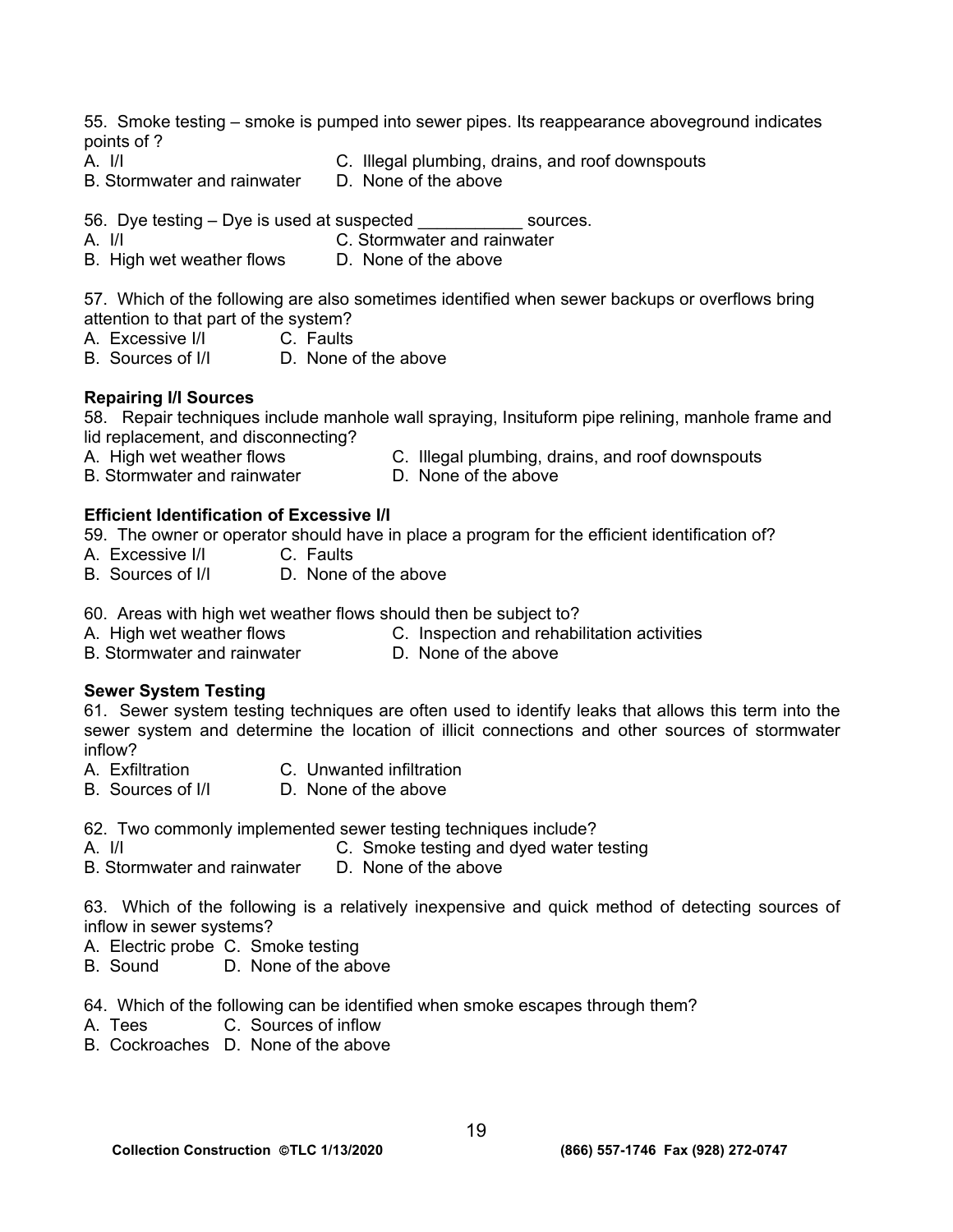55. Smoke testing – smoke is pumped into sewer pipes. Its reappearance aboveground indicates points of ?
A. I/I
B. Stormwater and rainwater
C. Illegal plumbing, drains, and roof downspouts
D. None of the above

56. Dye testing – Dye is used at suspected ___________ sources.
A. I/I
B. High wet weather flows
C. Stormwater and rainwater
D. None of the above

57. Which of the following are also sometimes identified when sewer backups or overflows bring attention to that part of the system?
A. Excessive I/I
B. Sources of I/I
C. Faults
D. None of the above

**Repairing I/I Sources**

58. Repair techniques include manhole wall spraying, Insituform pipe relining, manhole frame and lid replacement, and disconnecting?
A. High wet weather flows
B. Stormwater and rainwater
C. Illegal plumbing, drains, and roof downspouts
D. None of the above

**Efficient Identification of Excessive I/I**

59. The owner or operator should have in place a program for the efficient identification of?
A. Excessive I/I
B. Sources of I/I
C. Faults
D. None of the above

60. Areas with high wet weather flows should then be subject to?
A. High wet weather flows
B. Stormwater and rainwater
C. Inspection and rehabilitation activities
D. None of the above

**Sewer System Testing**

61. Sewer system testing techniques are often used to identify leaks that allows this term into the sewer system and determine the location of illicit connections and other sources of stormwater inflow?
A. Exfiltration
B. Sources of I/I
C. Unwanted infiltration
D. None of the above

62. Two commonly implemented sewer testing techniques include?
A. I/I
B. Stormwater and rainwater
C. Smoke testing and dyed water testing
D. None of the above

63. Which of the following is a relatively inexpensive and quick method of detecting sources of inflow in sewer systems?
A. Electric probe
B. Sound
C. Smoke testing
D. None of the above

64. Which of the following can be identified when smoke escapes through them?
A. Tees
B. Cockroaches
C. Sources of inflow
D. None of the above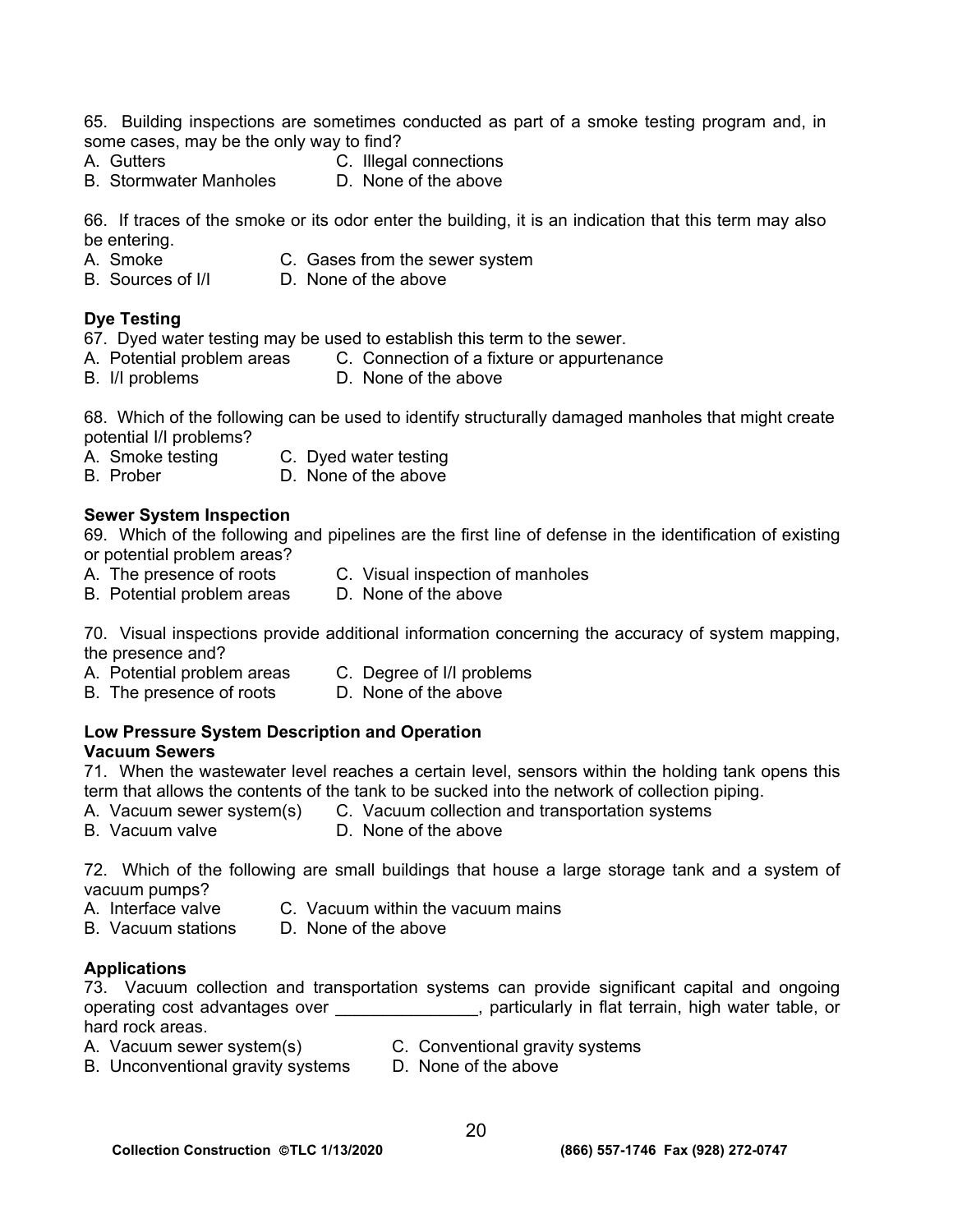65. Building inspections are sometimes conducted as part of a smoke testing program and, in some cases, may be the only way to find?
A. Gutters
B. Stormwater Manholes
C. Illegal connections
D. None of the above

66. If traces of the smoke or its odor enter the building, it is an indication that this term may also be entering.
A. Smoke
B. Sources of I/I
C. Gases from the sewer system
D. None of the above

**Dye Testing**

67. Dyed water testing may be used to establish this term to the sewer.
A. Potential problem areas
B. I/I problems
C. Connection of a fixture or appurtenance
D. None of the above

68. Which of the following can be used to identify structurally damaged manholes that might create potential I/I problems?
A. Smoke testing
B. Prober
C. Dyed water testing
D. None of the above

**Sewer System Inspection**

69. Which of the following and pipelines are the first line of defense in the identification of existing or potential problem areas?
A. The presence of roots
B. Potential problem areas
C. Visual inspection of manholes
D. None of the above

70. Visual inspections provide additional information concerning the accuracy of system mapping, the presence and?
A. Potential problem areas
B. The presence of roots
C. Degree of I/I problems
D. None of the above

**Low Pressure System Description and Operation**

**Vacuum Sewers**

71. When the wastewater level reaches a certain level, sensors within the holding tank opens this term that allows the contents of the tank to be sucked into the network of collection piping.
A. Vacuum sewer system(s)
B. Vacuum valve
C. Vacuum collection and transportation systems
D. None of the above

72. Which of the following are small buildings that house a large storage tank and a system of vacuum pumps?
A. Interface valve
B. Vacuum stations
C. Vacuum within the vacuum mains
D. None of the above

**Applications**

73. Vacuum collection and transportation systems can provide significant capital and ongoing operating cost advantages over _______________, particularly in flat terrain, high water table, or hard rock areas.
A. Vacuum sewer system(s)
B. Unconventional gravity systems
C. Conventional gravity systems
D. None of the above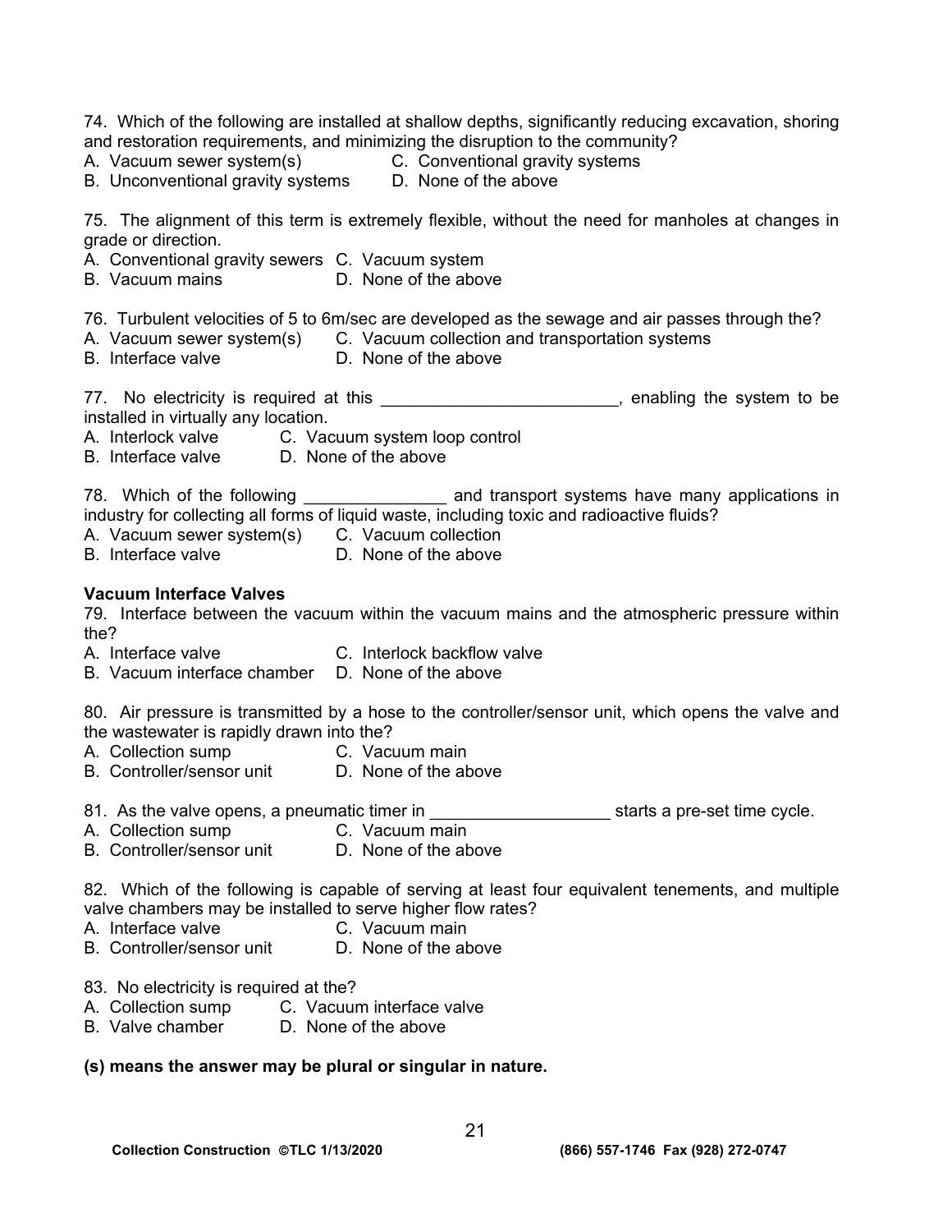74. Which of the following are installed at shallow depths, significantly reducing excavation, shoring and restoration requirements, and minimizing the disruption to the community?

A. Vacuum sewer system(s)  
B. Unconventional gravity systems  
C. Conventional gravity systems  
D. None of the above

75. The alignment of this term is extremely flexible, without the need for manholes at changes in grade or direction.

A. Conventional gravity sewers  
B. Vacuum mains  
C. Vacuum system  
D. None of the above

76. Turbulent velocities of 5 to 6m/sec are developed as the sewage and air passes through the?

A. Vacuum sewer system(s)  
B. Interface valve  
C. Vacuum collection and transportation systems  
D. None of the above

77. No electricity is required at this ________________________, enabling the system to be installed in virtually any location.

A. Interlock valve  
B. Interface valve  
C. Vacuum system loop control  
D. None of the above

78. Which of the following _______________ and transport systems have many applications in industry for collecting all forms of liquid waste, including toxic and radioactive fluids?

A. Vacuum sewer system(s)  
B. Interface valve  
C. Vacuum collection  
D. None of the above

**Vacuum Interface Valves**

79. Interface between the vacuum within the vacuum mains and the atmospheric pressure within the?

A. Interface valve  
B. Vacuum interface chamber  
C. Interlock backflow valve  
D. None of the above

80. Air pressure is transmitted by a hose to the controller/sensor unit, which opens the valve and the wastewater is rapidly drawn into the?

A. Collection sump  
B. Controller/sensor unit  
C. Vacuum main  
D. None of the above

81. As the valve opens, a pneumatic timer in ___________________ starts a pre-set time cycle.

A. Collection sump  
B. Controller/sensor unit  
C. Vacuum main  
D. None of the above

82. Which of the following is capable of serving at least four equivalent tenements, and multiple valve chambers may be installed to serve higher flow rates?

A. Interface valve  
B. Controller/sensor unit  
C. Vacuum main  
D. None of the above

83. No electricity is required at the?

A. Collection sump  
B. Valve chamber  
C. Vacuum interface valve  
D. None of the above

**(s) means the answer may be plural or singular in nature.**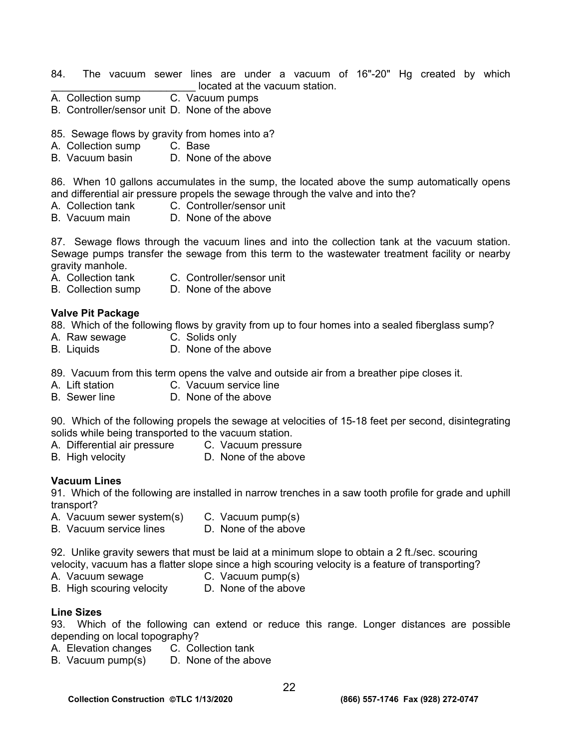84. The vacuum sewer lines are under a vacuum of 16"-20" Hg created by which _________________________ located at the vacuum station.

A. Collection sump C. Vacuum pumps
B. Controller/sensor unit D. None of the above

85. Sewage flows by gravity from homes into a?

A. Collection sump C. Base
B. Vacuum basin D. None of the above

86. When 10 gallons accumulates in the sump, the located above the sump automatically opens and differential air pressure propels the sewage through the valve and into the?

A. Collection tank C. Controller/sensor unit
B. Vacuum main D. None of the above

87. Sewage flows through the vacuum lines and into the collection tank at the vacuum station. Sewage pumps transfer the sewage from this term to the wastewater treatment facility or nearby gravity manhole.

A. Collection tank C. Controller/sensor unit
B. Collection sump D. None of the above

**Valve Pit Package**

88. Which of the following flows by gravity from up to four homes into a sealed fiberglass sump?

A. Raw sewage C. Solids only
B. Liquids D. None of the above

89. Vacuum from this term opens the valve and outside air from a breather pipe closes it.

A. Lift station C. Vacuum service line
B. Sewer line D. None of the above

90. Which of the following propels the sewage at velocities of 15-18 feet per second, disintegrating solids while being transported to the vacuum station.

A. Differential air pressure C. Vacuum pressure
B. High velocity D. None of the above

**Vacuum Lines**

91. Which of the following are installed in narrow trenches in a saw tooth profile for grade and uphill transport?

A. Vacuum sewer system(s) C. Vacuum pump(s)
B. Vacuum service lines D. None of the above

92. Unlike gravity sewers that must be laid at a minimum slope to obtain a 2 ft./sec. scouring velocity, vacuum has a flatter slope since a high scouring velocity is a feature of transporting?

A. Vacuum sewage C. Vacuum pump(s)
B. High scouring velocity D. None of the above

**Line Sizes**

93. Which of the following can extend or reduce this range. Longer distances are possible depending on local topography?

A. Elevation changes C. Collection tank
B. Vacuum pump(s) D. None of the above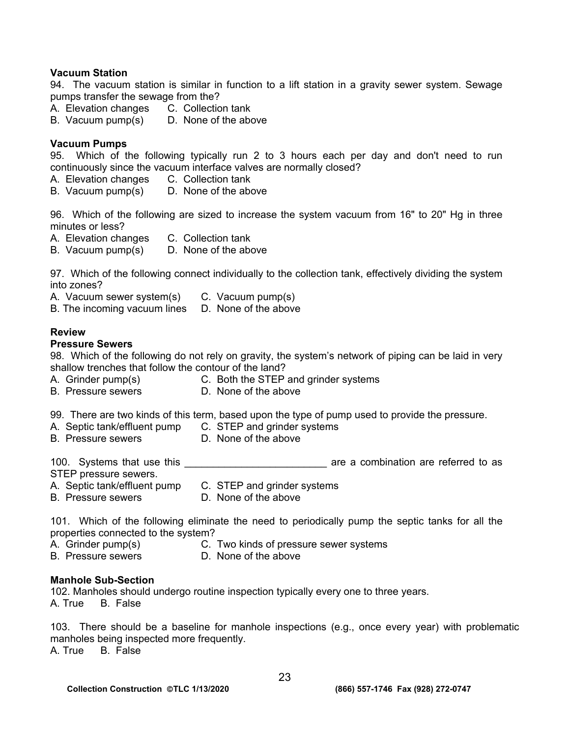**Vacuum Station**

94. The vacuum station is similar in function to a lift station in a gravity sewer system. Sewage pumps transfer the sewage from the?

A. Elevation changes
B. Vacuum pump(s)
C. Collection tank
D. None of the above

**Vacuum Pumps**

95. Which of the following typically run 2 to 3 hours each per day and don't need to run continuously since the vacuum interface valves are normally closed?

A. Elevation changes
B. Vacuum pump(s)
C. Collection tank
D. None of the above

96. Which of the following are sized to increase the system vacuum from 16" to 20" Hg in three minutes or less?

A. Elevation changes
B. Vacuum pump(s)
C. Collection tank
D. None of the above

97. Which of the following connect individually to the collection tank, effectively dividing the system into zones?

A. Vacuum sewer system(s)
B. The incoming vacuum lines
C. Vacuum pump(s)
D. None of the above

**Review**

**Pressure Sewers**

98. Which of the following do not rely on gravity, the system's network of piping can be laid in very shallow trenches that follow the contour of the land?

A. Grinder pump(s)
B. Pressure sewers
C. Both the STEP and grinder systems
D. None of the above

99. There are two kinds of this term, based upon the type of pump used to provide the pressure.

A. Septic tank/effluent pump
B. Pressure sewers
C. STEP and grinder systems
D. None of the above

100. Systems that use this _________________________ are a combination are referred to as STEP pressure sewers.

A. Septic tank/effluent pump
B. Pressure sewers
C. STEP and grinder systems
D. None of the above

101. Which of the following eliminate the need to periodically pump the septic tanks for all the properties connected to the system?

A. Grinder pump(s)
B. Pressure sewers
C. Two kinds of pressure sewer systems
D. None of the above

**Manhole Sub-Section**

102. Manholes should undergo routine inspection typically every one to three years.

A. True B. False

103. There should be a baseline for manhole inspections (e.g., once every year) with problematic manholes being inspected more frequently.

A. True B. False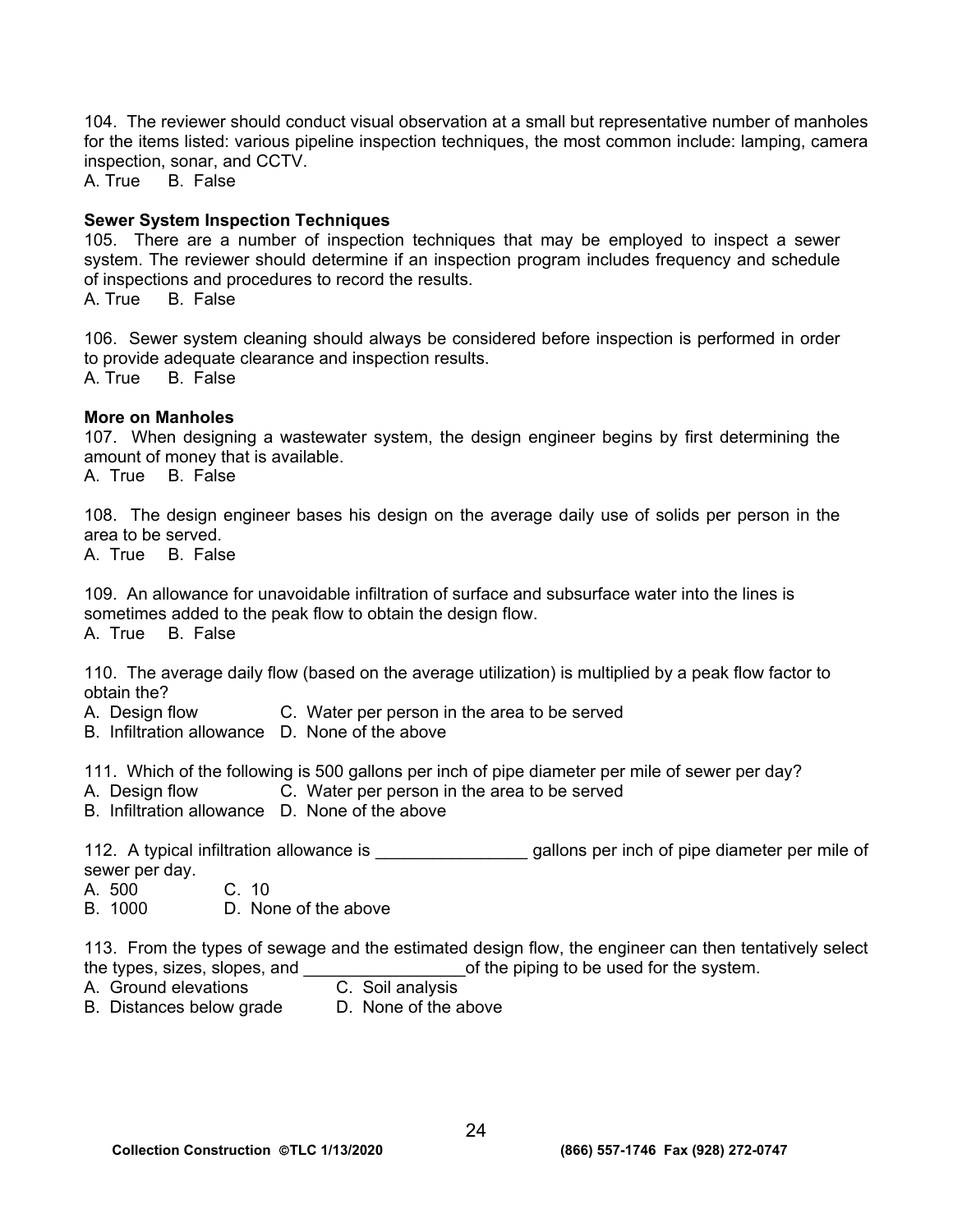104. The reviewer should conduct visual observation at a small but representative number of manholes for the items listed: various pipeline inspection techniques, the most common include: lamping, camera inspection, sonar, and CCTV.
A. True B. False

**Sewer System Inspection Techniques**

105. There are a number of inspection techniques that may be employed to inspect a sewer system. The reviewer should determine if an inspection program includes frequency and schedule of inspections and procedures to record the results.
A. True B. False

106. Sewer system cleaning should always be considered before inspection is performed in order to provide adequate clearance and inspection results.
A. True B. False

**More on Manholes**

107. When designing a wastewater system, the design engineer begins by first determining the amount of money that is available.
A. True B. False

108. The design engineer bases his design on the average daily use of solids per person in the area to be served.
A. True B. False

109. An allowance for unavoidable infiltration of surface and subsurface water into the lines is sometimes added to the peak flow to obtain the design flow.
A. True B. False

110. The average daily flow (based on the average utilization) is multiplied by a peak flow factor to obtain the?
A. Design flow C. Water per person in the area to be served
B. Infiltration allowance D. None of the above

111. Which of the following is 500 gallons per inch of pipe diameter per mile of sewer per day?
A. Design flow C. Water per person in the area to be served
B. Infiltration allowance D. None of the above

112. A typical infiltration allowance is ________________ gallons per inch of pipe diameter per mile of sewer per day.
A. 500 C. 10
B. 1000 D. None of the above

113. From the types of sewage and the estimated design flow, the engineer can then tentatively select the types, sizes, slopes, and _________________of the piping to be used for the system.
A. Ground elevations C. Soil analysis
B. Distances below grade D. None of the above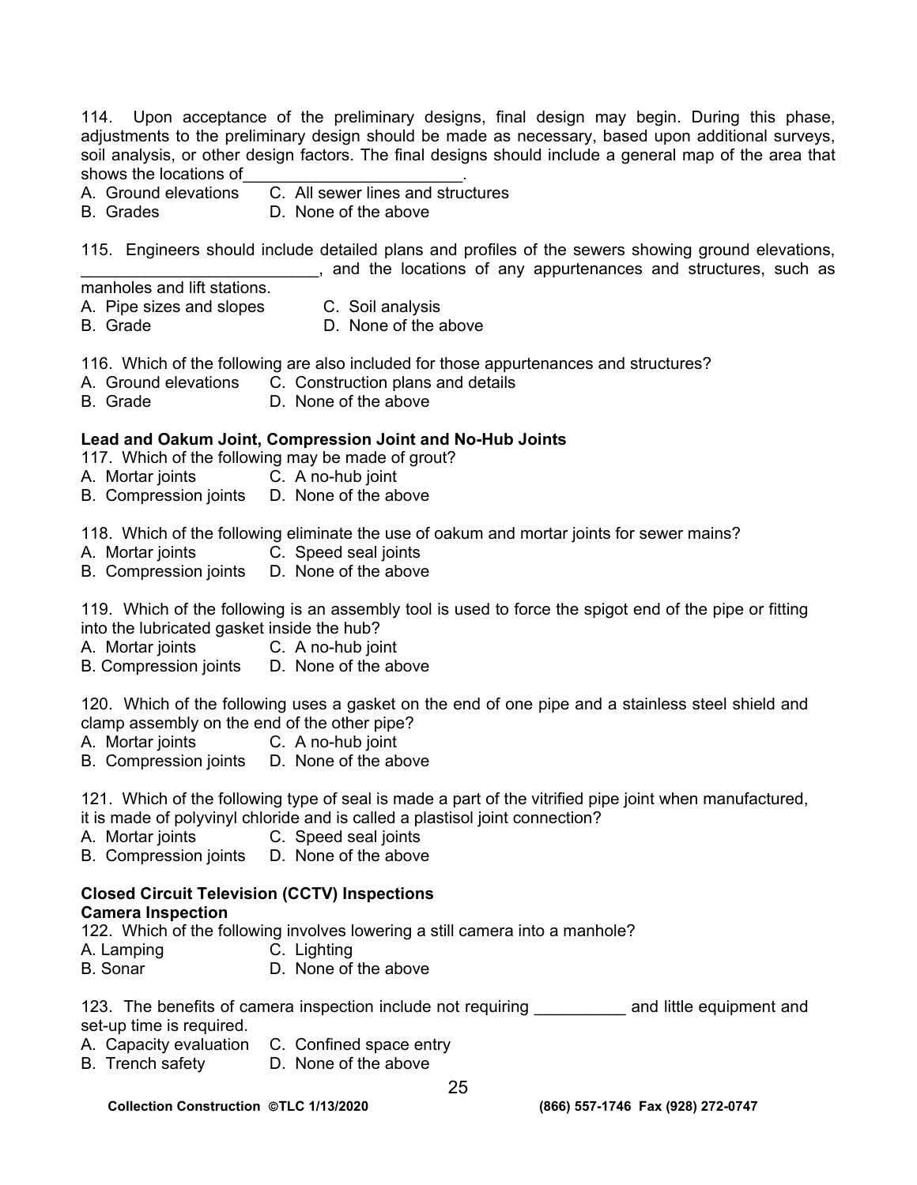114. Upon acceptance of the preliminary designs, final design may begin. During this phase, adjustments to the preliminary design should be made as necessary, based upon additional surveys, soil analysis, or other design factors. The final designs should include a general map of the area that shows the locations of________________________.

A. Ground elevations C. All sewer lines and structures
B. Grades D. None of the above

115. Engineers should include detailed plans and profiles of the sewers showing ground elevations, _________________________, and the locations of any appurtenances and structures, such as manholes and lift stations.

A. Pipe sizes and slopes C. Soil analysis
B. Grade D. None of the above

116. Which of the following are also included for those appurtenances and structures?

A. Ground elevations C. Construction plans and details
B. Grade D. None of the above

**Lead and Oakum Joint, Compression Joint and No-Hub Joints**

117. Which of the following may be made of grout?

A. Mortar joints C. A no-hub joint
B. Compression joints D. None of the above

118. Which of the following eliminate the use of oakum and mortar joints for sewer mains?

A. Mortar joints C. Speed seal joints
B. Compression joints D. None of the above

119. Which of the following is an assembly tool is used to force the spigot end of the pipe or fitting into the lubricated gasket inside the hub?

A. Mortar joints C. A no-hub joint
B. Compression joints D. None of the above

120. Which of the following uses a gasket on the end of one pipe and a stainless steel shield and clamp assembly on the end of the other pipe?

A. Mortar joints C. A no-hub joint
B. Compression joints D. None of the above

121. Which of the following type of seal is made a part of the vitrified pipe joint when manufactured, it is made of polyvinyl chloride and is called a plastisol joint connection?

A. Mortar joints C. Speed seal joints
B. Compression joints D. None of the above

**Closed Circuit Television (CCTV) Inspections**
**Camera Inspection**

122. Which of the following involves lowering a still camera into a manhole?

A. Lamping C. Lighting
B. Sonar D. None of the above

123. The benefits of camera inspection include not requiring __________ and little equipment and set-up time is required.

A. Capacity evaluation C. Confined space entry
B. Trench safety D. None of the above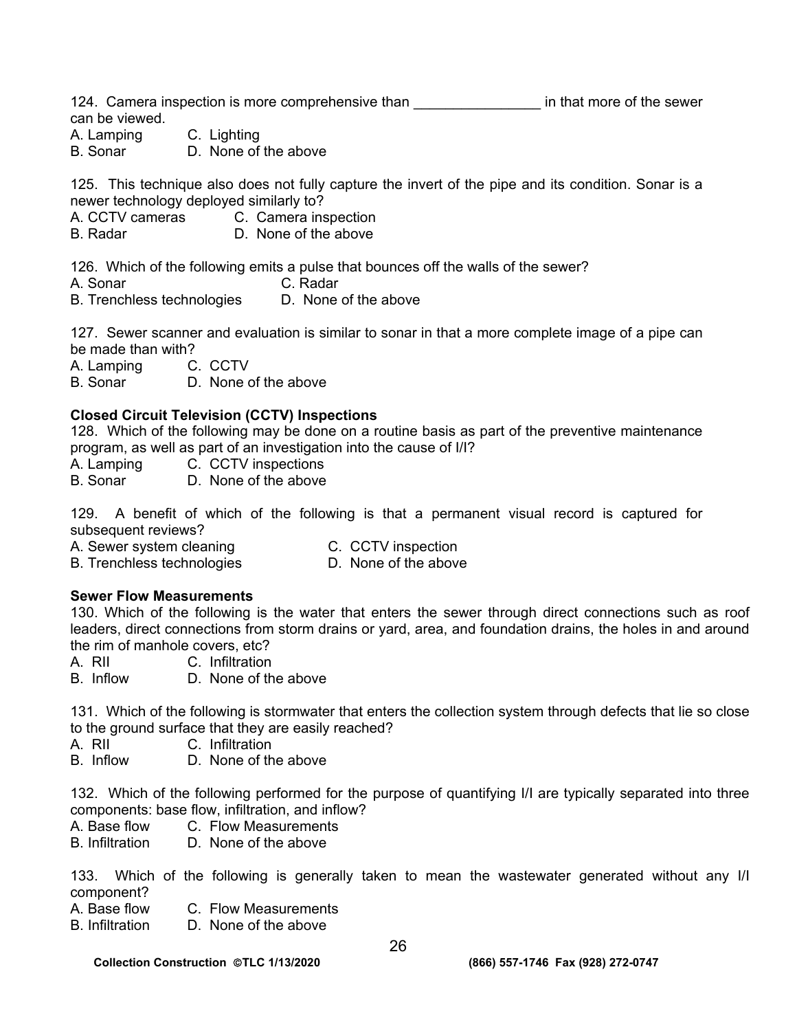124. Camera inspection is more comprehensive than ________________ in that more of the sewer can be viewed.
A. Lamping C. Lighting
B. Sonar D. None of the above

125. This technique also does not fully capture the invert of the pipe and its condition. Sonar is a newer technology deployed similarly to?
A. CCTV cameras C. Camera inspection
B. Radar D. None of the above

126. Which of the following emits a pulse that bounces off the walls of the sewer?
A. Sonar C. Radar
B. Trenchless technologies D. None of the above

127. Sewer scanner and evaluation is similar to sonar in that a more complete image of a pipe can be made than with?
A. Lamping C. CCTV
B. Sonar D. None of the above

**Closed Circuit Television (CCTV) Inspections**

128. Which of the following may be done on a routine basis as part of the preventive maintenance program, as well as part of an investigation into the cause of I/I?
A. Lamping C. CCTV inspections
B. Sonar D. None of the above

129. A benefit of which of the following is that a permanent visual record is captured for subsequent reviews?
A. Sewer system cleaning C. CCTV inspection
B. Trenchless technologies D. None of the above

**Sewer Flow Measurements**

130. Which of the following is the water that enters the sewer through direct connections such as roof leaders, direct connections from storm drains or yard, area, and foundation drains, the holes in and around the rim of manhole covers, etc?
A. RII C. Infiltration
B. Inflow D. None of the above

131. Which of the following is stormwater that enters the collection system through defects that lie so close to the ground surface that they are easily reached?
A. RII C. Infiltration
B. Inflow D. None of the above

132. Which of the following performed for the purpose of quantifying I/I are typically separated into three components: base flow, infiltration, and inflow?
A. Base flow C. Flow Measurements
B. Infiltration D. None of the above

133. Which of the following is generally taken to mean the wastewater generated without any I/I component?
A. Base flow C. Flow Measurements
B. Infiltration D. None of the above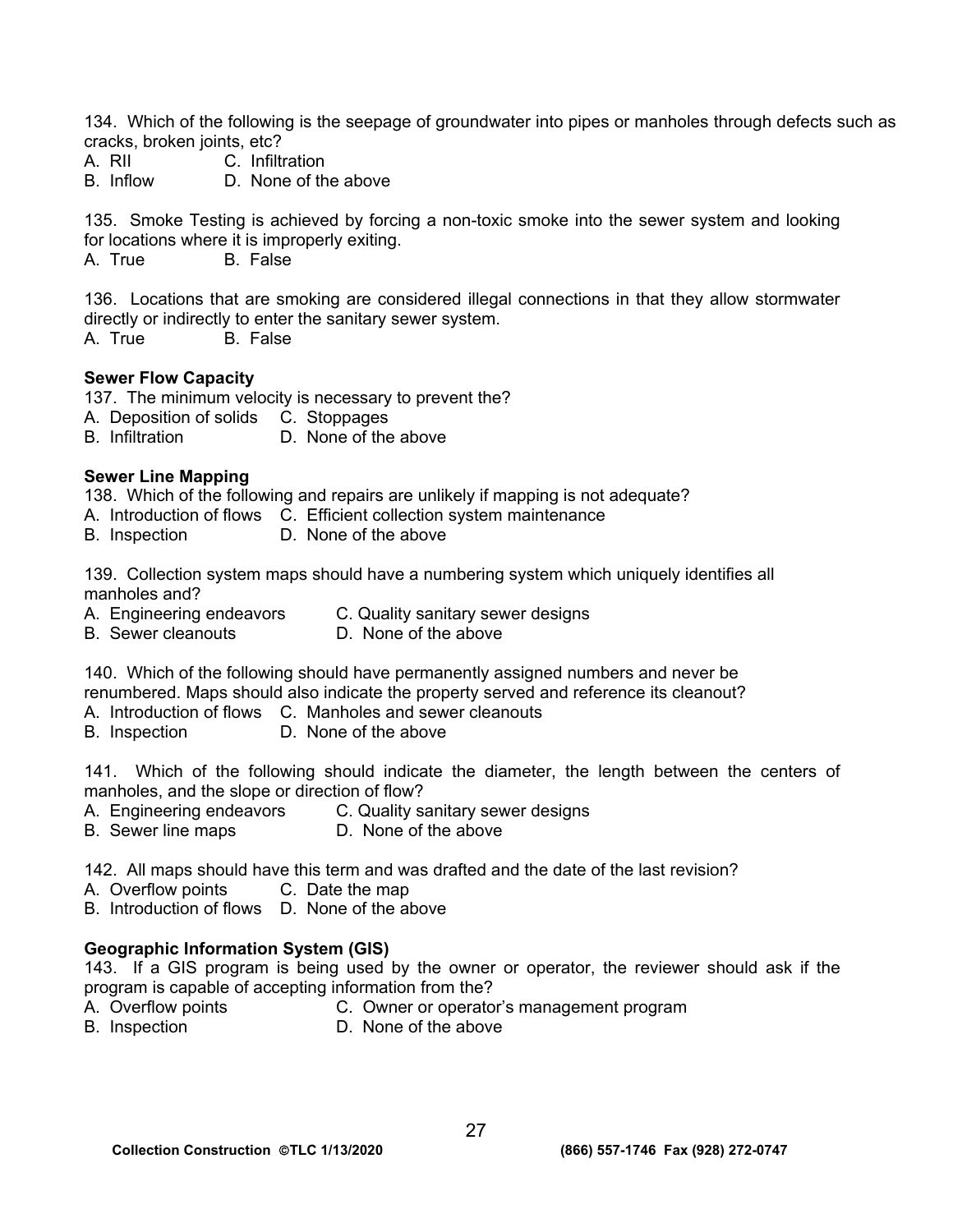134. Which of the following is the seepage of groundwater into pipes or manholes through defects such as cracks, broken joints, etc?

A. RII C. Infiltration
B. Inflow D. None of the above

135. Smoke Testing is achieved by forcing a non-toxic smoke into the sewer system and looking for locations where it is improperly exiting.

A. True B. False

136. Locations that are smoking are considered illegal connections in that they allow stormwater directly or indirectly to enter the sanitary sewer system.

A. True B. False

**Sewer Flow Capacity**

137. The minimum velocity is necessary to prevent the?

A. Deposition of solids C. Stoppages
B. Infiltration D. None of the above

**Sewer Line Mapping**

138. Which of the following and repairs are unlikely if mapping is not adequate?

A. Introduction of flows C. Efficient collection system maintenance
B. Inspection D. None of the above

139. Collection system maps should have a numbering system which uniquely identifies all manholes and?

A. Engineering endeavors C. Quality sanitary sewer designs
B. Sewer cleanouts D. None of the above

140. Which of the following should have permanently assigned numbers and never be renumbered. Maps should also indicate the property served and reference its cleanout?

A. Introduction of flows C. Manholes and sewer cleanouts
B. Inspection D. None of the above

141. Which of the following should indicate the diameter, the length between the centers of manholes, and the slope or direction of flow?

A. Engineering endeavors C. Quality sanitary sewer designs
B. Sewer line maps D. None of the above

142. All maps should have this term and was drafted and the date of the last revision?

A. Overflow points C. Date the map
B. Introduction of flows D. None of the above

**Geographic Information System (GIS)**

143. If a GIS program is being used by the owner or operator, the reviewer should ask if the program is capable of accepting information from the?

A. Overflow points C. Owner or operator's management program
B. Inspection D. None of the above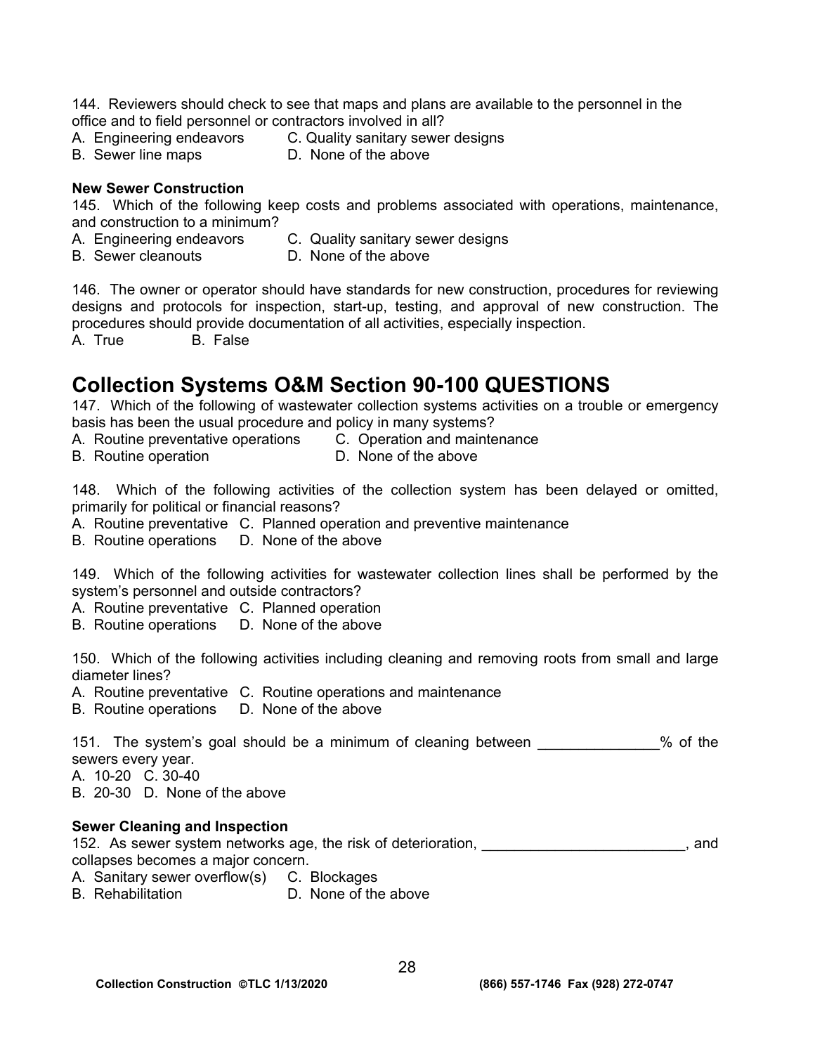144. Reviewers should check to see that maps and plans are available to the personnel in the office and to field personnel or contractors involved in all?

A. Engineering endeavors C. Quality sanitary sewer designs
B. Sewer line maps D. None of the above

**New Sewer Construction**

145. Which of the following keep costs and problems associated with operations, maintenance, and construction to a minimum?

A. Engineering endeavors C. Quality sanitary sewer designs
B. Sewer cleanouts D. None of the above

146. The owner or operator should have standards for new construction, procedures for reviewing designs and protocols for inspection, start-up, testing, and approval of new construction. The procedures should provide documentation of all activities, especially inspection.

A. True B. False

## Collection Systems O&M Section 90-100 QUESTIONS

147. Which of the following of wastewater collection systems activities on a trouble or emergency basis has been the usual procedure and policy in many systems?

A. Routine preventative operations C. Operation and maintenance
B. Routine operation D. None of the above

148. Which of the following activities of the collection system has been delayed or omitted, primarily for political or financial reasons?

A. Routine preventative C. Planned operation and preventive maintenance
B. Routine operations D. None of the above

149. Which of the following activities for wastewater collection lines shall be performed by the system's personnel and outside contractors?

A. Routine preventative C. Planned operation
B. Routine operations D. None of the above

150. Which of the following activities including cleaning and removing roots from small and large diameter lines?

A. Routine preventative C. Routine operations and maintenance
B. Routine operations D. None of the above

151. The system's goal should be a minimum of cleaning between ______________% of the sewers every year.

A. 10-20 C. 30-40
B. 20-30 D. None of the above

**Sewer Cleaning and Inspection**

152. As sewer system networks age, the risk of deterioration, ________________________, and collapses becomes a major concern.

A. Sanitary sewer overflow(s) C. Blockages
B. Rehabilitation D. None of the above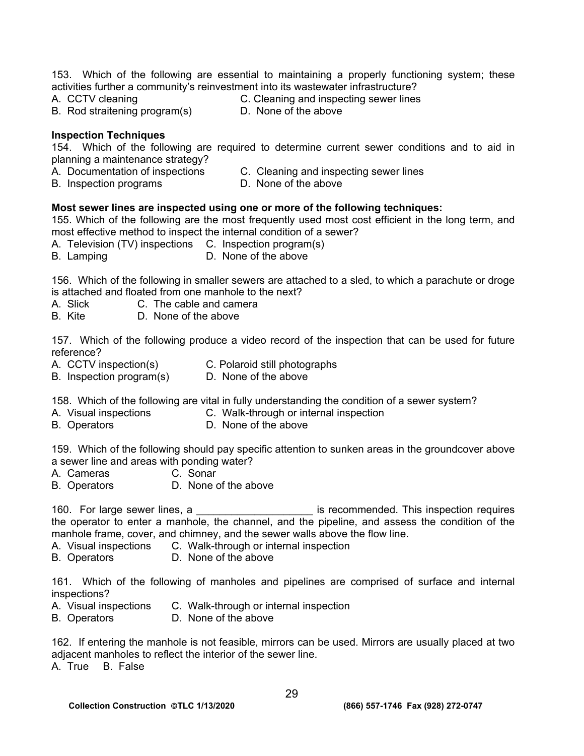153. Which of the following are essential to maintaining a properly functioning system; these activities further a community's reinvestment into its wastewater infrastructure?

A. CCTV cleaning
B. Rod straitening program(s)
C. Cleaning and inspecting sewer lines
D. None of the above

**Inspection Techniques**

154. Which of the following are required to determine current sewer conditions and to aid in planning a maintenance strategy?

A. Documentation of inspections
B. Inspection programs
C. Cleaning and inspecting sewer lines
D. None of the above

**Most sewer lines are inspected using one or more of the following techniques:**

155. Which of the following are the most frequently used most cost efficient in the long term, and most effective method to inspect the internal condition of a sewer?

A. Television (TV) inspections
B. Lamping
C. Inspection program(s)
D. None of the above

156. Which of the following in smaller sewers are attached to a sled, to which a parachute or droge is attached and floated from one manhole to the next?

A. Slick
B. Kite
C. The cable and camera
D. None of the above

157. Which of the following produce a video record of the inspection that can be used for future reference?

A. CCTV inspection(s)
B. Inspection program(s)
C. Polaroid still photographs
D. None of the above

158. Which of the following are vital in fully understanding the condition of a sewer system?

A. Visual inspections
B. Operators
C. Walk-through or internal inspection
D. None of the above

159. Which of the following should pay specific attention to sunken areas in the groundcover above a sewer line and areas with ponding water?

A. Cameras
B. Operators
C. Sonar
D. None of the above

160. For large sewer lines, a ____________________ is recommended. This inspection requires the operator to enter a manhole, the channel, and the pipeline, and assess the condition of the manhole frame, cover, and chimney, and the sewer walls above the flow line.

A. Visual inspections
B. Operators
C. Walk-through or internal inspection
D. None of the above

161. Which of the following of manholes and pipelines are comprised of surface and internal inspections?

A. Visual inspections
B. Operators
C. Walk-through or internal inspection
D. None of the above

162. If entering the manhole is not feasible, mirrors can be used. Mirrors are usually placed at two adjacent manholes to reflect the interior of the sewer line.

A. True B. False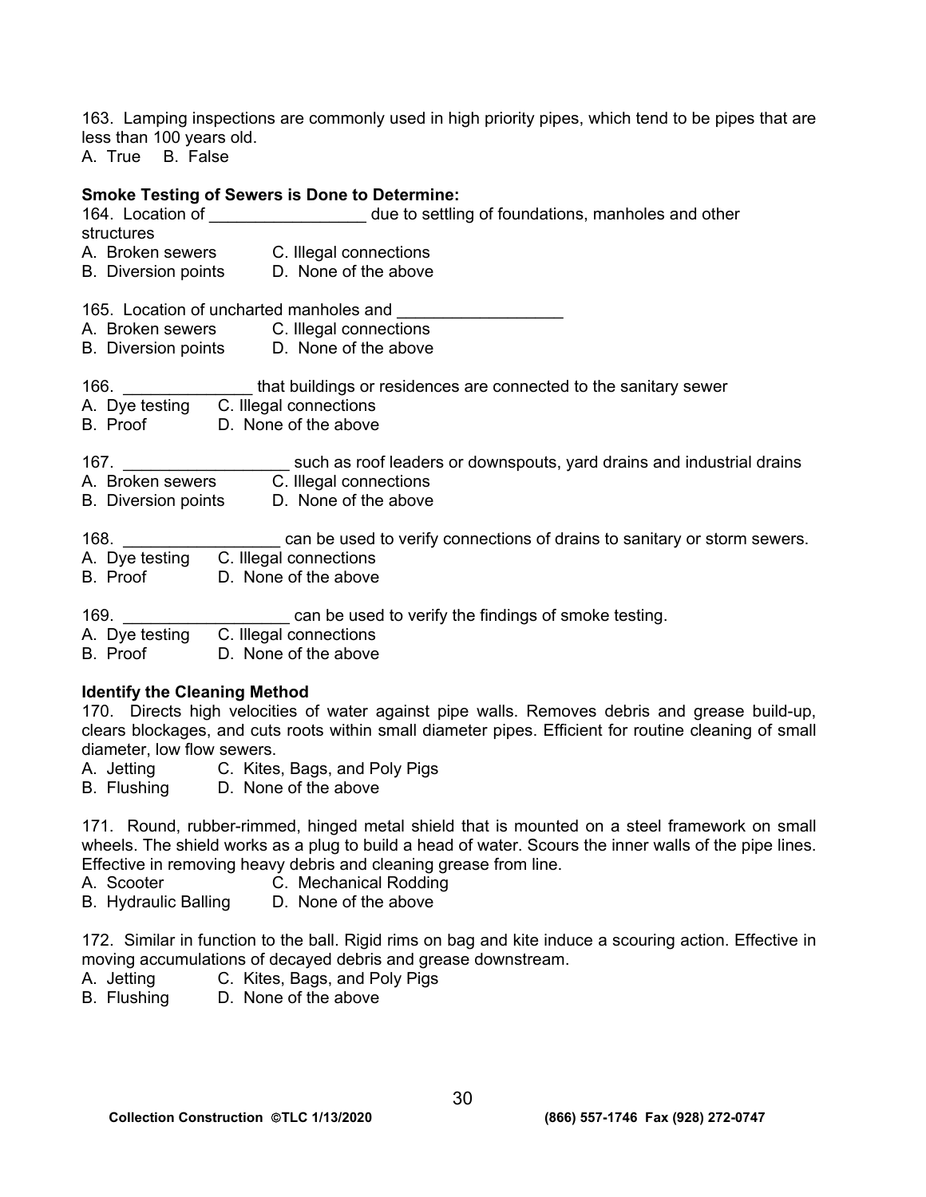163. Lamping inspections are commonly used in high priority pipes, which tend to be pipes that are less than 100 years old.
A. True B. False

**Smoke Testing of Sewers is Done to Determine:**

164. Location of _________________ due to settling of foundations, manholes and other structures
A. Broken sewers C. Illegal connections
B. Diversion points D. None of the above

165. Location of uncharted manholes and __________________
A. Broken sewers C. Illegal connections
B. Diversion points D. None of the above

166. ______________ that buildings or residences are connected to the sanitary sewer
A. Dye testing C. Illegal connections
B. Proof D. None of the above

167. __________________ such as roof leaders or downspouts, yard drains and industrial drains
A. Broken sewers C. Illegal connections
B. Diversion points D. None of the above

168. _________________ can be used to verify connections of drains to sanitary or storm sewers.
A. Dye testing C. Illegal connections
B. Proof D. None of the above

169. __________________ can be used to verify the findings of smoke testing.
A. Dye testing C. Illegal connections
B. Proof D. None of the above

**Identify the Cleaning Method**

170. Directs high velocities of water against pipe walls. Removes debris and grease build-up, clears blockages, and cuts roots within small diameter pipes. Efficient for routine cleaning of small diameter, low flow sewers.
A. Jetting C. Kites, Bags, and Poly Pigs
B. Flushing D. None of the above

171. Round, rubber-rimmed, hinged metal shield that is mounted on a steel framework on small wheels. The shield works as a plug to build a head of water. Scours the inner walls of the pipe lines. Effective in removing heavy debris and cleaning grease from line.
A. Scooter C. Mechanical Rodding
B. Hydraulic Balling D. None of the above

172. Similar in function to the ball. Rigid rims on bag and kite induce a scouring action. Effective in moving accumulations of decayed debris and grease downstream.
A. Jetting C. Kites, Bags, and Poly Pigs
B. Flushing D. None of the above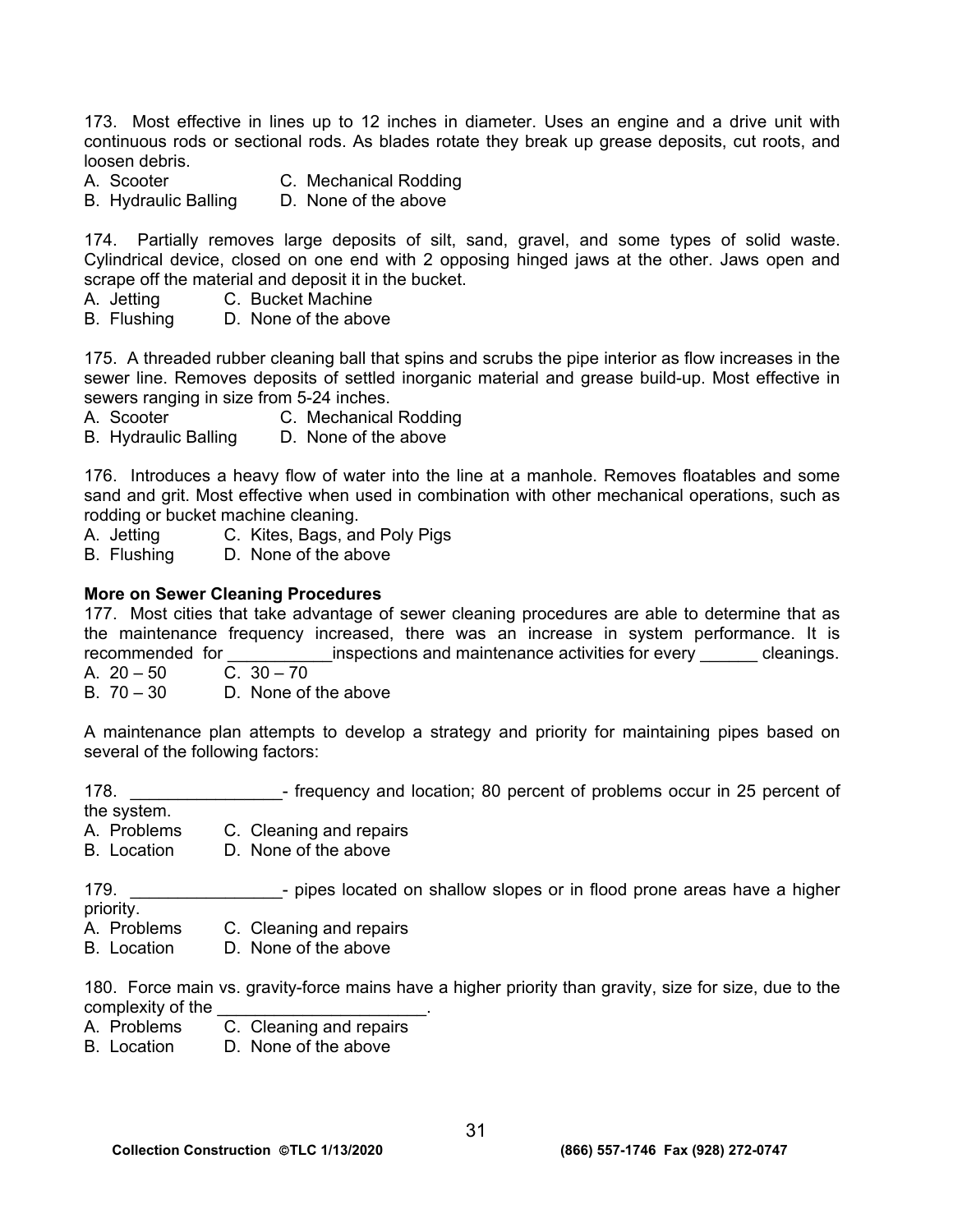173. Most effective in lines up to 12 inches in diameter. Uses an engine and a drive unit with continuous rods or sectional rods. As blades rotate they break up grease deposits, cut roots, and loosen debris.

A. Scooter  
B. Hydraulic Balling  
C. Mechanical Rodding  
D. None of the above

174. Partially removes large deposits of silt, sand, gravel, and some types of solid waste. Cylindrical device, closed on one end with 2 opposing hinged jaws at the other. Jaws open and scrape off the material and deposit it in the bucket.

A. Jetting  
B. Flushing  
C. Bucket Machine  
D. None of the above

175. A threaded rubber cleaning ball that spins and scrubs the pipe interior as flow increases in the sewer line. Removes deposits of settled inorganic material and grease build-up. Most effective in sewers ranging in size from 5-24 inches.

A. Scooter  
B. Hydraulic Balling  
C. Mechanical Rodding  
D. None of the above

176. Introduces a heavy flow of water into the line at a manhole. Removes floatables and some sand and grit. Most effective when used in combination with other mechanical operations, such as rodding or bucket machine cleaning.

A. Jetting  
B. Flushing  
C. Kites, Bags, and Poly Pigs  
D. None of the above

**More on Sewer Cleaning Procedures**

177. Most cities that take advantage of sewer cleaning procedures are able to determine that as the maintenance frequency increased, there was an increase in system performance. It is recommended for ___________inspections and maintenance activities for every ______ cleanings.

A. 20 – 50  
B. 70 – 30  
C. 30 – 70  
D. None of the above

A maintenance plan attempts to develop a strategy and priority for maintaining pipes based on several of the following factors:

178. ________________- frequency and location; 80 percent of problems occur in 25 percent of the system.

A. Problems  
B. Location  
C. Cleaning and repairs  
D. None of the above

179. ________________- pipes located on shallow slopes or in flood prone areas have a higher priority.

A. Problems  
B. Location  
C. Cleaning and repairs  
D. None of the above

180. Force main vs. gravity-force mains have a higher priority than gravity, size for size, due to the complexity of the ______________________.

A. Problems  
B. Location  
C. Cleaning and repairs  
D. None of the above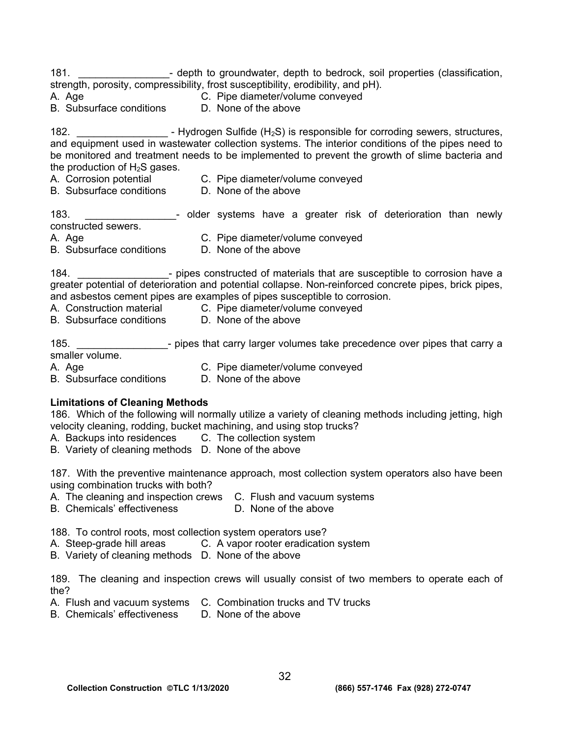181. ________________- depth to groundwater, depth to bedrock, soil properties (classification, strength, porosity, compressibility, frost susceptibility, erodibility, and pH).
A. Age  C. Pipe diameter/volume conveyed
B. Subsurface conditions  D. None of the above

182. ________________ - Hydrogen Sulfide ($H_2S$) is responsible for corroding sewers, structures, and equipment used in wastewater collection systems. The interior conditions of the pipes need to be monitored and treatment needs to be implemented to prevent the growth of slime bacteria and the production of $H_2S$ gases.
A. Corrosion potential  C. Pipe diameter/volume conveyed
B. Subsurface conditions  D. None of the above

183. ________________- older systems have a greater risk of deterioration than newly constructed sewers.
A. Age  C. Pipe diameter/volume conveyed
B. Subsurface conditions  D. None of the above

184. ________________- pipes constructed of materials that are susceptible to corrosion have a greater potential of deterioration and potential collapse. Non-reinforced concrete pipes, brick pipes, and asbestos cement pipes are examples of pipes susceptible to corrosion.
A. Construction material  C. Pipe diameter/volume conveyed
B. Subsurface conditions  D. None of the above

185. ________________- pipes that carry larger volumes take precedence over pipes that carry a smaller volume.
A. Age  C. Pipe diameter/volume conveyed
B. Subsurface conditions  D. None of the above

**Limitations of Cleaning Methods**

186. Which of the following will normally utilize a variety of cleaning methods including jetting, high velocity cleaning, rodding, bucket machining, and using stop trucks?
A. Backups into residences  C. The collection system
B. Variety of cleaning methods  D. None of the above

187. With the preventive maintenance approach, most collection system operators also have been using combination trucks with both?
A. The cleaning and inspection crews  C. Flush and vacuum systems
B. Chemicals' effectiveness  D. None of the above

188. To control roots, most collection system operators use?
A. Steep-grade hill areas  C. A vapor rooter eradication system
B. Variety of cleaning methods  D. None of the above

189. The cleaning and inspection crews will usually consist of two members to operate each of the?
A. Flush and vacuum systems  C. Combination trucks and TV trucks
B. Chemicals' effectiveness  D. None of the above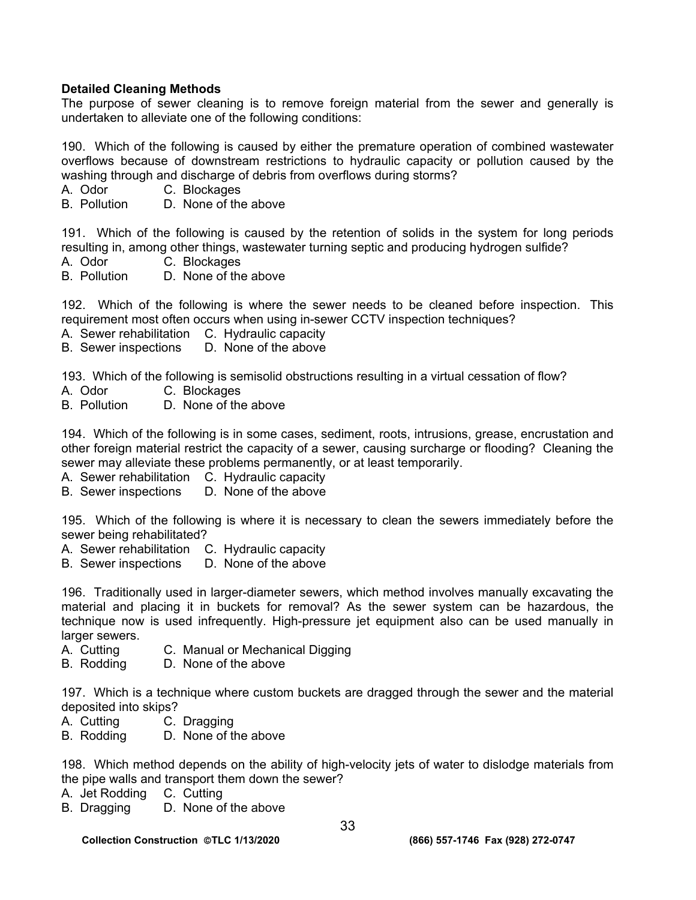**Detailed Cleaning Methods**

The purpose of sewer cleaning is to remove foreign material from the sewer and generally is undertaken to alleviate one of the following conditions:

190. Which of the following is caused by either the premature operation of combined wastewater overflows because of downstream restrictions to hydraulic capacity or pollution caused by the washing through and discharge of debris from overflows during storms?
A. Odor  C. Blockages
B. Pollution  D. None of the above

191. Which of the following is caused by the retention of solids in the system for long periods resulting in, among other things, wastewater turning septic and producing hydrogen sulfide?
A. Odor  C. Blockages
B. Pollution  D. None of the above

192. Which of the following is where the sewer needs to be cleaned before inspection. This requirement most often occurs when using in-sewer CCTV inspection techniques?
A. Sewer rehabilitation  C. Hydraulic capacity
B. Sewer inspections  D. None of the above

193. Which of the following is semisolid obstructions resulting in a virtual cessation of flow?
A. Odor  C. Blockages
B. Pollution  D. None of the above

194. Which of the following is in some cases, sediment, roots, intrusions, grease, encrustation and other foreign material restrict the capacity of a sewer, causing surcharge or flooding? Cleaning the sewer may alleviate these problems permanently, or at least temporarily.
A. Sewer rehabilitation  C. Hydraulic capacity
B. Sewer inspections  D. None of the above

195. Which of the following is where it is necessary to clean the sewers immediately before the sewer being rehabilitated?
A. Sewer rehabilitation  C. Hydraulic capacity
B. Sewer inspections  D. None of the above

196. Traditionally used in larger-diameter sewers, which method involves manually excavating the material and placing it in buckets for removal? As the sewer system can be hazardous, the technique now is used infrequently. High-pressure jet equipment also can be used manually in larger sewers.
A. Cutting  C. Manual or Mechanical Digging
B. Rodding  D. None of the above

197. Which is a technique where custom buckets are dragged through the sewer and the material deposited into skips?
A. Cutting  C. Dragging
B. Rodding  D. None of the above

198. Which method depends on the ability of high-velocity jets of water to dislodge materials from the pipe walls and transport them down the sewer?
A. Jet Rodding  C. Cutting
B. Dragging  D. None of the above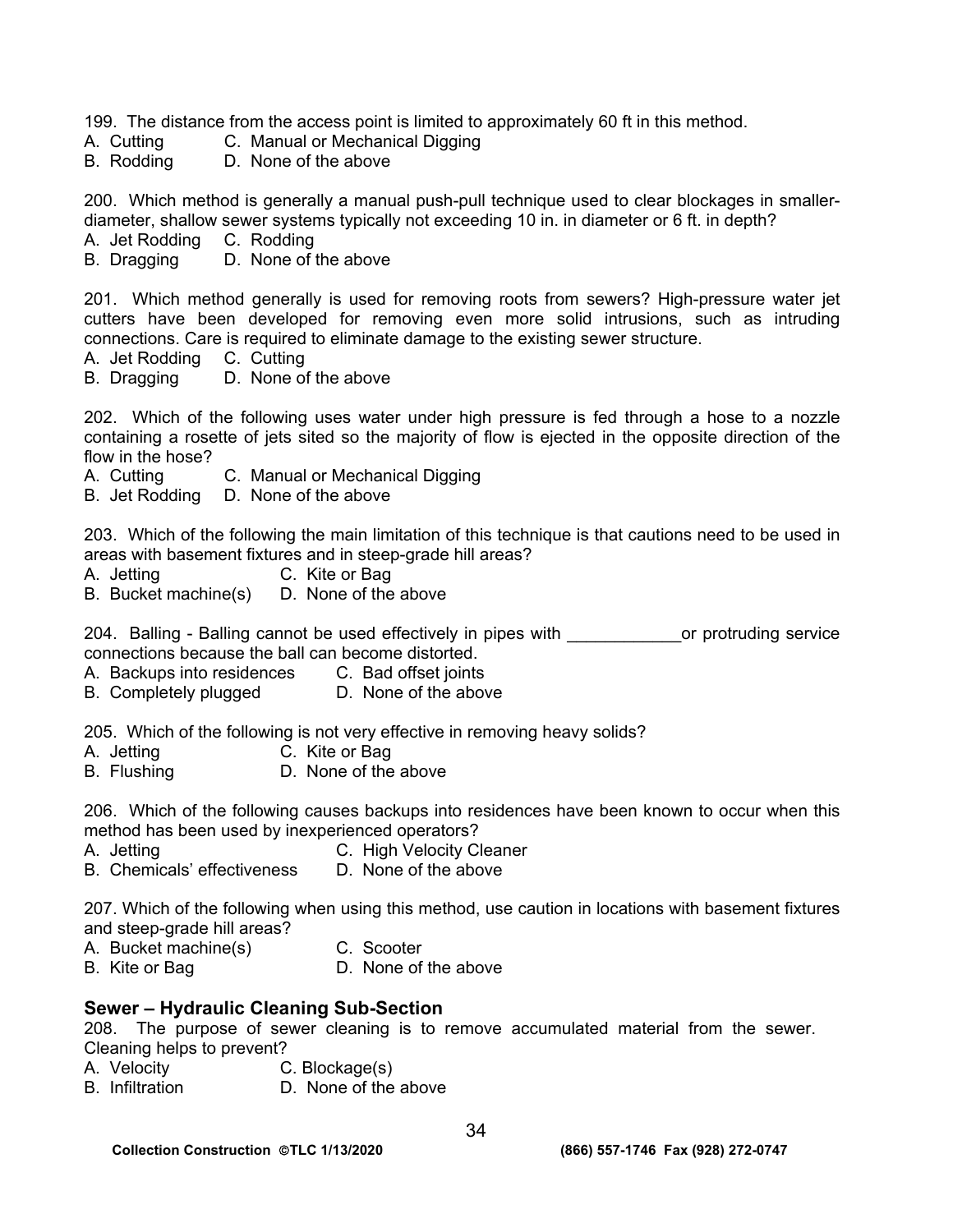199. The distance from the access point is limited to approximately 60 ft in this method.
A. Cutting C. Manual or Mechanical Digging
B. Rodding D. None of the above

200. Which method is generally a manual push-pull technique used to clear blockages in smaller-diameter, shallow sewer systems typically not exceeding 10 in. in diameter or 6 ft. in depth?
A. Jet Rodding C. Rodding
B. Dragging D. None of the above

201. Which method generally is used for removing roots from sewers? High-pressure water jet cutters have been developed for removing even more solid intrusions, such as intruding connections. Care is required to eliminate damage to the existing sewer structure.
A. Jet Rodding C. Cutting
B. Dragging D. None of the above

202. Which of the following uses water under high pressure is fed through a hose to a nozzle containing a rosette of jets sited so the majority of flow is ejected in the opposite direction of the flow in the hose?
A. Cutting C. Manual or Mechanical Digging
B. Jet Rodding D. None of the above

203. Which of the following the main limitation of this technique is that cautions need to be used in areas with basement fixtures and in steep-grade hill areas?
A. Jetting C. Kite or Bag
B. Bucket machine(s) D. None of the above

204. Balling - Balling cannot be used effectively in pipes with ____________or protruding service connections because the ball can become distorted.
A. Backups into residences C. Bad offset joints
B. Completely plugged D. None of the above

205. Which of the following is not very effective in removing heavy solids?
A. Jetting C. Kite or Bag
B. Flushing D. None of the above

206. Which of the following causes backups into residences have been known to occur when this method has been used by inexperienced operators?
A. Jetting C. High Velocity Cleaner
B. Chemicals' effectiveness D. None of the above

207. Which of the following when using this method, use caution in locations with basement fixtures and steep-grade hill areas?
A. Bucket machine(s) C. Scooter
B. Kite or Bag D. None of the above

### Sewer – Hydraulic Cleaning Sub-Section

208. The purpose of sewer cleaning is to remove accumulated material from the sewer. Cleaning helps to prevent?
A. Velocity C. Blockage(s)
B. Infiltration D. None of the above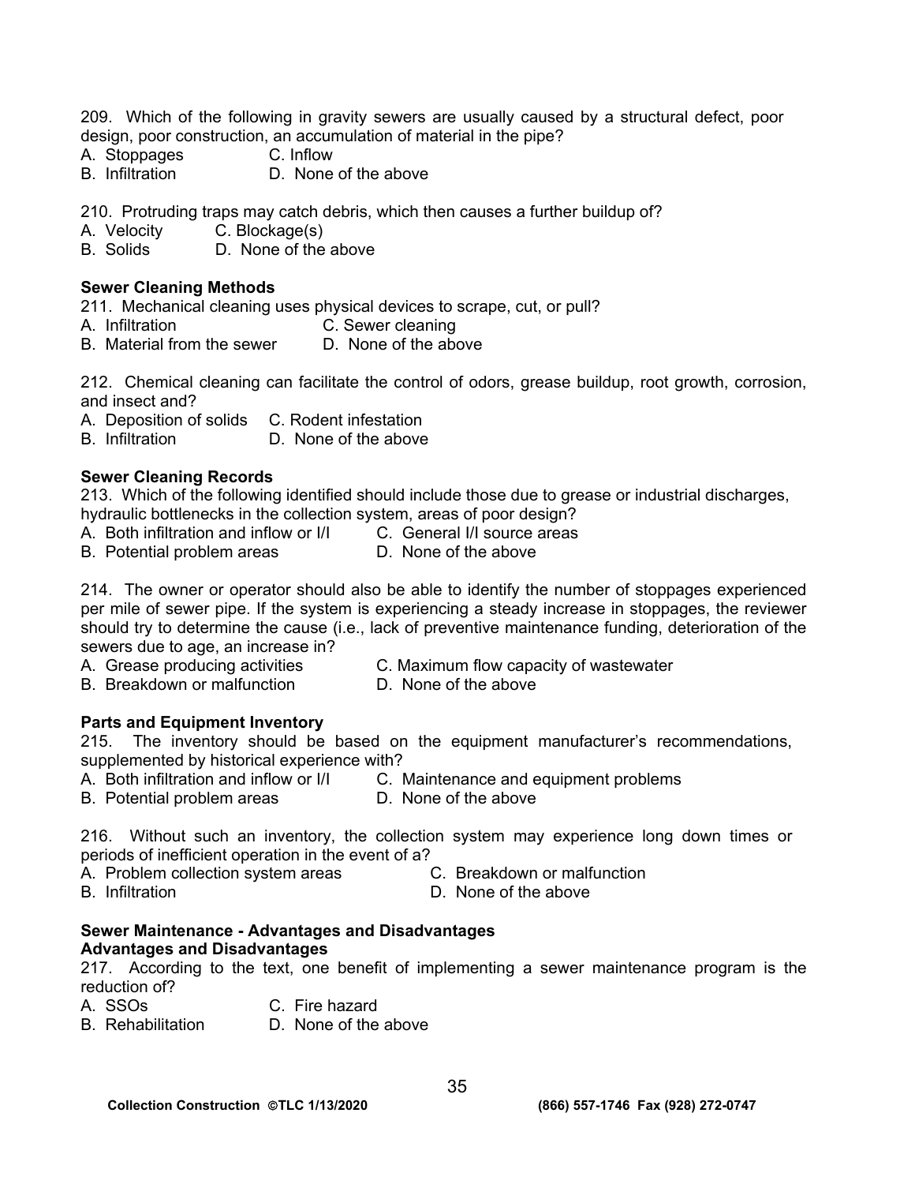209. Which of the following in gravity sewers are usually caused by a structural defect, poor design, poor construction, an accumulation of material in the pipe?
A. Stoppages C. Inflow
B. Infiltration D. None of the above

210. Protruding traps may catch debris, which then causes a further buildup of?
A. Velocity C. Blockage(s)
B. Solids D. None of the above

**Sewer Cleaning Methods**

211. Mechanical cleaning uses physical devices to scrape, cut, or pull?
A. Infiltration C. Sewer cleaning
B. Material from the sewer D. None of the above

212. Chemical cleaning can facilitate the control of odors, grease buildup, root growth, corrosion, and insect and?
A. Deposition of solids C. Rodent infestation
B. Infiltration D. None of the above

**Sewer Cleaning Records**

213. Which of the following identified should include those due to grease or industrial discharges, hydraulic bottlenecks in the collection system, areas of poor design?
A. Both infiltration and inflow or I/I C. General I/I source areas
B. Potential problem areas D. None of the above

214. The owner or operator should also be able to identify the number of stoppages experienced per mile of sewer pipe. If the system is experiencing a steady increase in stoppages, the reviewer should try to determine the cause (i.e., lack of preventive maintenance funding, deterioration of the sewers due to age, an increase in?
A. Grease producing activities C. Maximum flow capacity of wastewater
B. Breakdown or malfunction D. None of the above

**Parts and Equipment Inventory**

215. The inventory should be based on the equipment manufacturer's recommendations, supplemented by historical experience with?
A. Both infiltration and inflow or I/I C. Maintenance and equipment problems
B. Potential problem areas D. None of the above

216. Without such an inventory, the collection system may experience long down times or periods of inefficient operation in the event of a?
A. Problem collection system areas C. Breakdown or malfunction
B. Infiltration D. None of the above

**Sewer Maintenance - Advantages and Disadvantages**
**Advantages and Disadvantages**

217. According to the text, one benefit of implementing a sewer maintenance program is the reduction of?
A. SSOs C. Fire hazard
B. Rehabilitation D. None of the above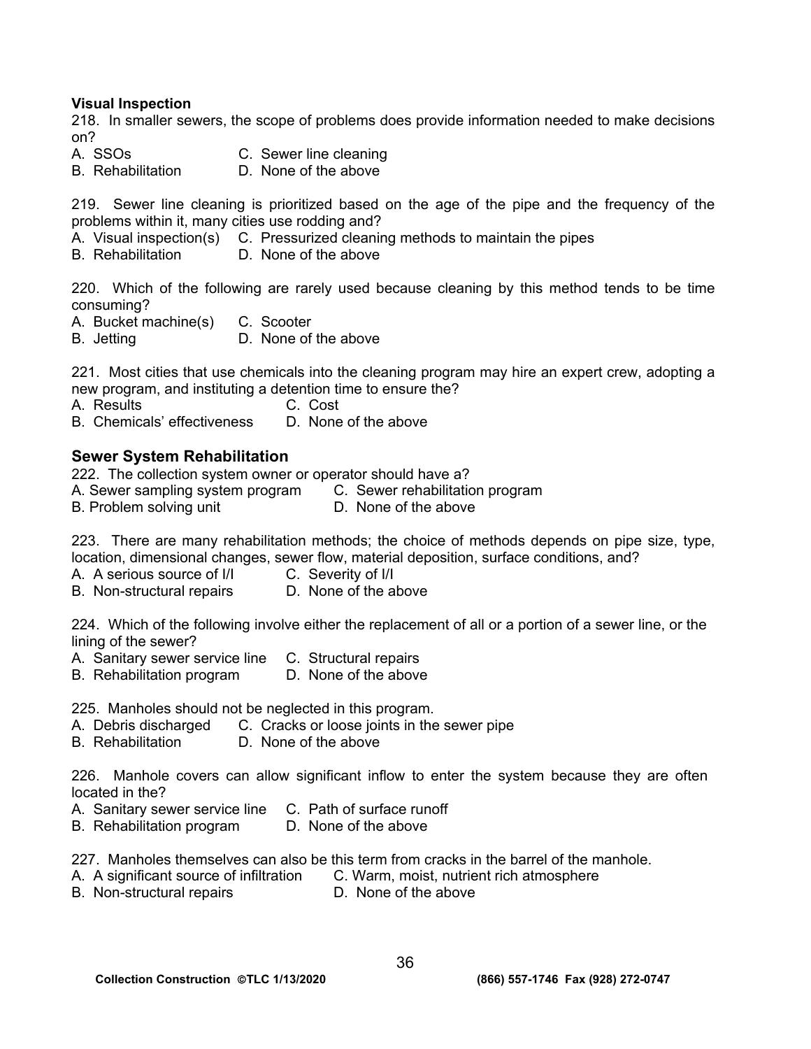**Visual Inspection**

218. In smaller sewers, the scope of problems does provide information needed to make decisions on?

A. SSOs
B. Rehabilitation
C. Sewer line cleaning
D. None of the above

219. Sewer line cleaning is prioritized based on the age of the pipe and the frequency of the problems within it, many cities use rodding and?

A. Visual inspection(s)
B. Rehabilitation
C. Pressurized cleaning methods to maintain the pipes
D. None of the above

220. Which of the following are rarely used because cleaning by this method tends to be time consuming?

A. Bucket machine(s)
B. Jetting
C. Scooter
D. None of the above

221. Most cities that use chemicals into the cleaning program may hire an expert crew, adopting a new program, and instituting a detention time to ensure the?

A. Results
B. Chemicals' effectiveness
C. Cost
D. None of the above

## Sewer System Rehabilitation

222. The collection system owner or operator should have a?

A. Sewer sampling system program
B. Problem solving unit
C. Sewer rehabilitation program
D. None of the above

223. There are many rehabilitation methods; the choice of methods depends on pipe size, type, location, dimensional changes, sewer flow, material deposition, surface conditions, and?

A. A serious source of I/I
B. Non-structural repairs
C. Severity of I/I
D. None of the above

224. Which of the following involve either the replacement of all or a portion of a sewer line, or the lining of the sewer?

A. Sanitary sewer service line
B. Rehabilitation program
C. Structural repairs
D. None of the above

225. Manholes should not be neglected in this program.

A. Debris discharged
B. Rehabilitation
C. Cracks or loose joints in the sewer pipe
D. None of the above

226. Manhole covers can allow significant inflow to enter the system because they are often located in the?

A. Sanitary sewer service line
B. Rehabilitation program
C. Path of surface runoff
D. None of the above

227. Manholes themselves can also be this term from cracks in the barrel of the manhole.

A. A significant source of infiltration
B. Non-structural repairs
C. Warm, moist, nutrient rich atmosphere
D. None of the above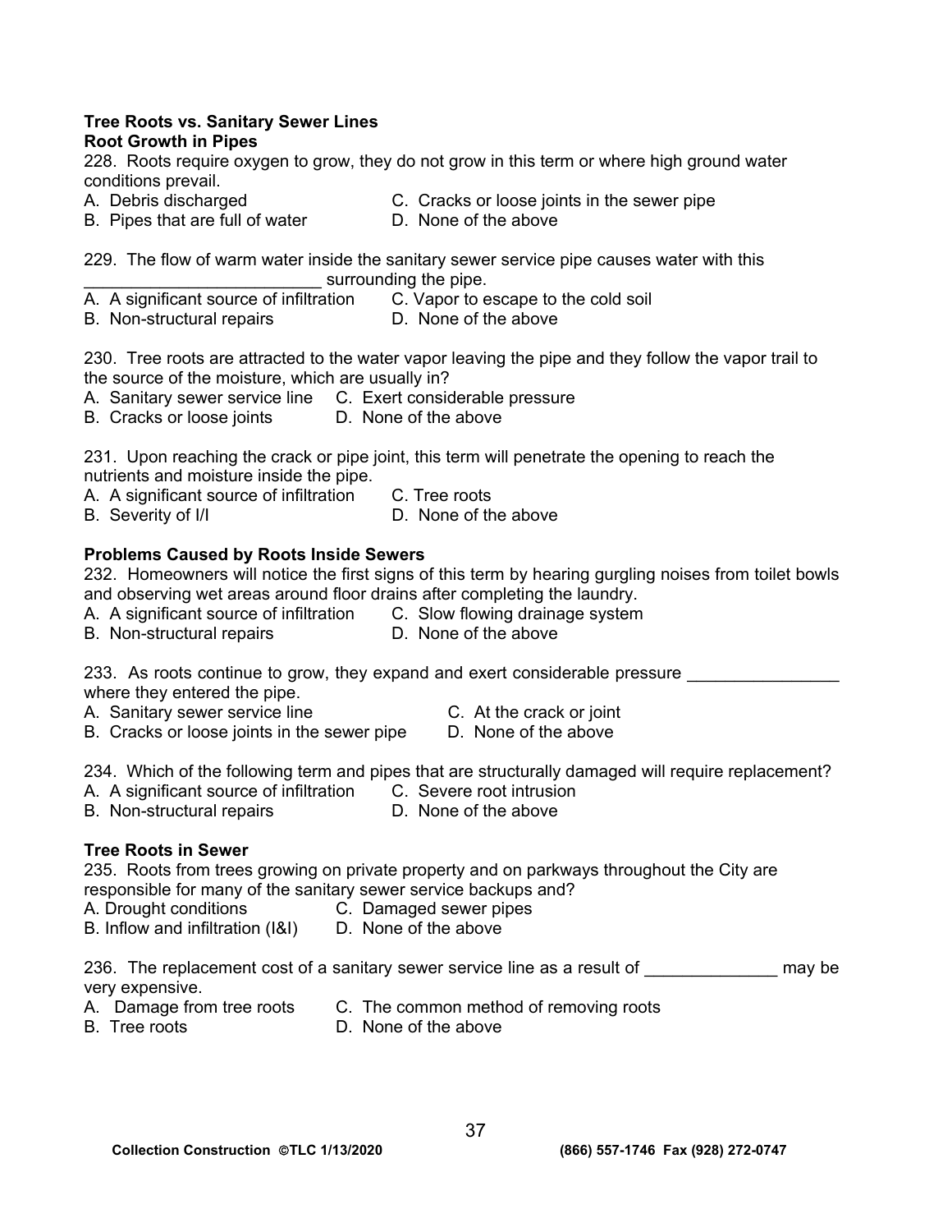**Tree Roots vs. Sanitary Sewer Lines**

**Root Growth in Pipes**

228. Roots require oxygen to grow, they do not grow in this term or where high ground water conditions prevail.

A. Debris discharged
B. Pipes that are full of water
C. Cracks or loose joints in the sewer pipe
D. None of the above

229. The flow of warm water inside the sanitary sewer service pipe causes water with this ________________________ surrounding the pipe.

A. A significant source of infiltration
B. Non-structural repairs
C. Vapor to escape to the cold soil
D. None of the above

230. Tree roots are attracted to the water vapor leaving the pipe and they follow the vapor trail to the source of the moisture, which are usually in?

A. Sanitary sewer service line
B. Cracks or loose joints
C. Exert considerable pressure
D. None of the above

231. Upon reaching the crack or pipe joint, this term will penetrate the opening to reach the nutrients and moisture inside the pipe.

A. A significant source of infiltration
B. Severity of I/I
C. Tree roots
D. None of the above

**Problems Caused by Roots Inside Sewers**

232. Homeowners will notice the first signs of this term by hearing gurgling noises from toilet bowls and observing wet areas around floor drains after completing the laundry.

A. A significant source of infiltration
B. Non-structural repairs
C. Slow flowing drainage system
D. None of the above

233. As roots continue to grow, they expand and exert considerable pressure ________________ where they entered the pipe.

A. Sanitary sewer service line
B. Cracks or loose joints in the sewer pipe
C. At the crack or joint
D. None of the above

234. Which of the following term and pipes that are structurally damaged will require replacement?

A. A significant source of infiltration
B. Non-structural repairs
C. Severe root intrusion
D. None of the above

**Tree Roots in Sewer**

235. Roots from trees growing on private property and on parkways throughout the City are responsible for many of the sanitary sewer service backups and?

A. Drought conditions
B. Inflow and infiltration (I&I)
C. Damaged sewer pipes
D. None of the above

236. The replacement cost of a sanitary sewer service line as a result of ______________ may be very expensive.

A. Damage from tree roots
B. Tree roots
C. The common method of removing roots
D. None of the above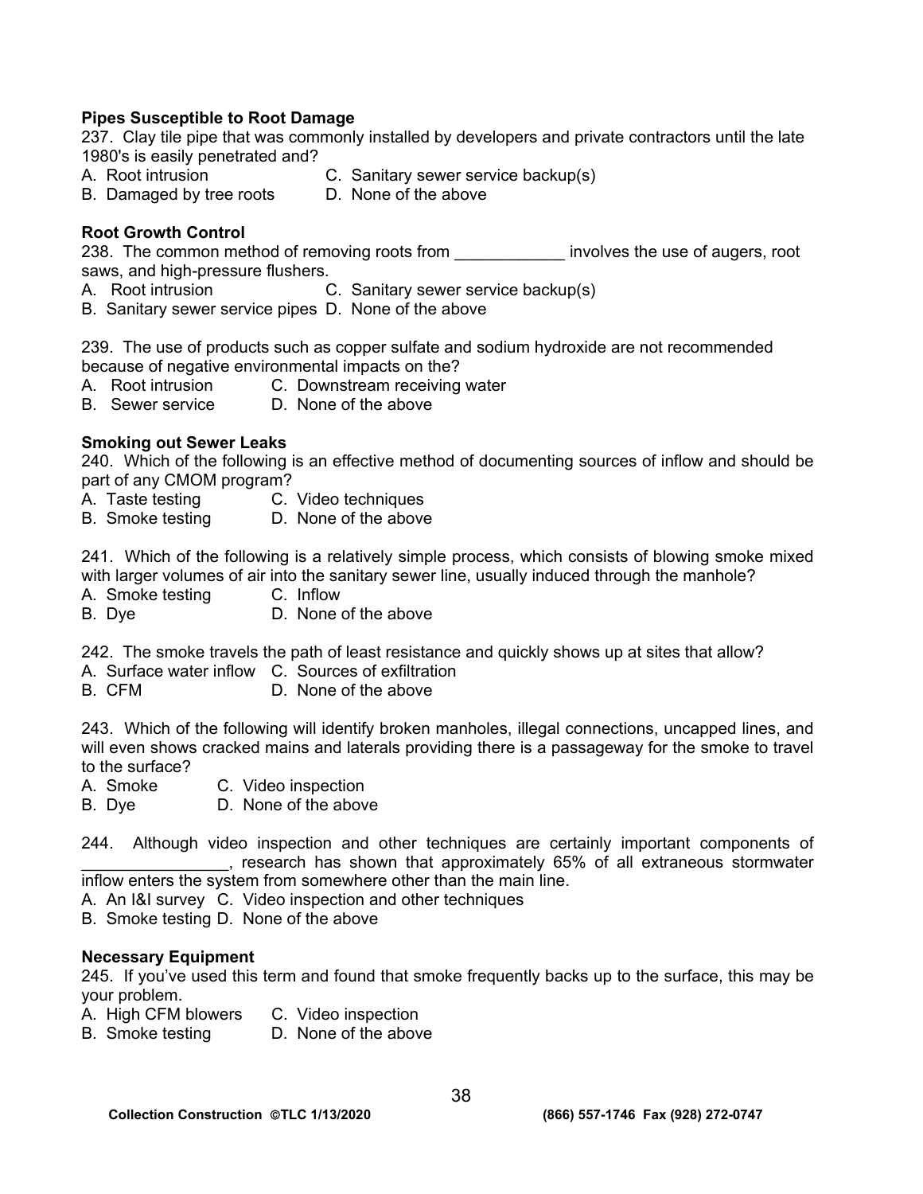**Pipes Susceptible to Root Damage**

237. Clay tile pipe that was commonly installed by developers and private contractors until the late 1980's is easily penetrated and?

A. Root intrusion
B. Damaged by tree roots
C. Sanitary sewer service backup(s)
D. None of the above

**Root Growth Control**

238. The common method of removing roots from ____________ involves the use of augers, root saws, and high-pressure flushers.

A. Root intrusion
B. Sanitary sewer service pipes
C. Sanitary sewer service backup(s)
D. None of the above

239. The use of products such as copper sulfate and sodium hydroxide are not recommended because of negative environmental impacts on the?

A. Root intrusion
B. Sewer service
C. Downstream receiving water
D. None of the above

**Smoking out Sewer Leaks**

240. Which of the following is an effective method of documenting sources of inflow and should be part of any CMOM program?

A. Taste testing
B. Smoke testing
C. Video techniques
D. None of the above

241. Which of the following is a relatively simple process, which consists of blowing smoke mixed with larger volumes of air into the sanitary sewer line, usually induced through the manhole?

A. Smoke testing
B. Dye
C. Inflow
D. None of the above

242. The smoke travels the path of least resistance and quickly shows up at sites that allow?

A. Surface water inflow
B. CFM
C. Sources of exfiltration
D. None of the above

243. Which of the following will identify broken manholes, illegal connections, uncapped lines, and will even shows cracked mains and laterals providing there is a passageway for the smoke to travel to the surface?

A. Smoke
B. Dye
C. Video inspection
D. None of the above

244. Although video inspection and other techniques are certainly important components of ________________, research has shown that approximately 65% of all extraneous stormwater inflow enters the system from somewhere other than the main line.

A. An I&I survey
B. Smoke testing
C. Video inspection and other techniques
D. None of the above

**Necessary Equipment**

245. If you've used this term and found that smoke frequently backs up to the surface, this may be your problem.

A. High CFM blowers
B. Smoke testing
C. Video inspection
D. None of the above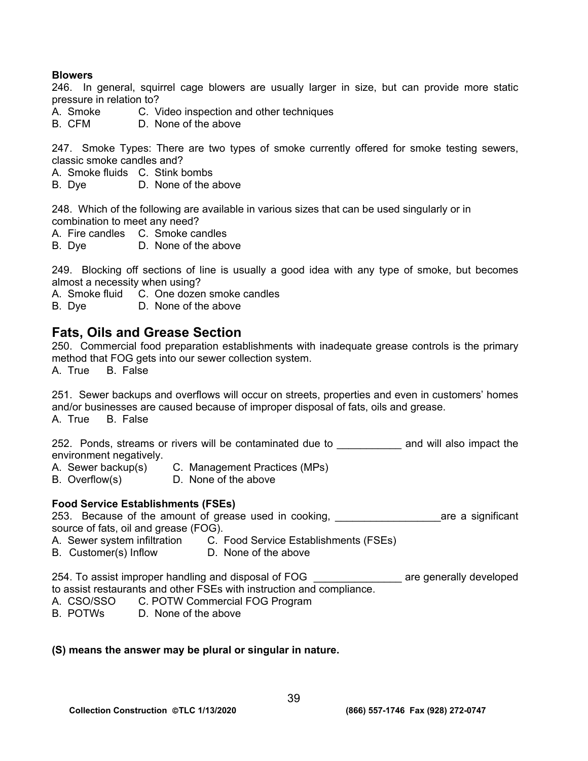**Blowers**

246. In general, squirrel cage blowers are usually larger in size, but can provide more static pressure in relation to?

A. Smoke  C. Video inspection and other techniques
B. CFM  D. None of the above

247. Smoke Types: There are two types of smoke currently offered for smoke testing sewers, classic smoke candles and?

A. Smoke fluids  C. Stink bombs
B. Dye  D. None of the above

248. Which of the following are available in various sizes that can be used singularly or in combination to meet any need?

A. Fire candles  C. Smoke candles
B. Dye  D. None of the above

249. Blocking off sections of line is usually a good idea with any type of smoke, but becomes almost a necessity when using?

A. Smoke fluid  C. One dozen smoke candles
B. Dye  D. None of the above

## Fats, Oils and Grease Section

250. Commercial food preparation establishments with inadequate grease controls is the primary method that FOG gets into our sewer collection system.

A. True  B. False

251. Sewer backups and overflows will occur on streets, properties and even in customers' homes and/or businesses are caused because of improper disposal of fats, oils and grease.

A. True  B. False

252. Ponds, streams or rivers will be contaminated due to ___________ and will also impact the environment negatively.

A. Sewer backup(s)  C. Management Practices (MPs)
B. Overflow(s)  D. None of the above

**Food Service Establishments (FSEs)**

253. Because of the amount of grease used in cooking, __________________are a significant source of fats, oil and grease (FOG).

A. Sewer system infiltration  C. Food Service Establishments (FSEs)
B. Customer(s) Inflow  D. None of the above

254. To assist improper handling and disposal of FOG _______________ are generally developed to assist restaurants and other FSEs with instruction and compliance.

A. CSO/SSO  C. POTW Commercial FOG Program
B. POTWs  D. None of the above

**(S) means the answer may be plural or singular in nature.**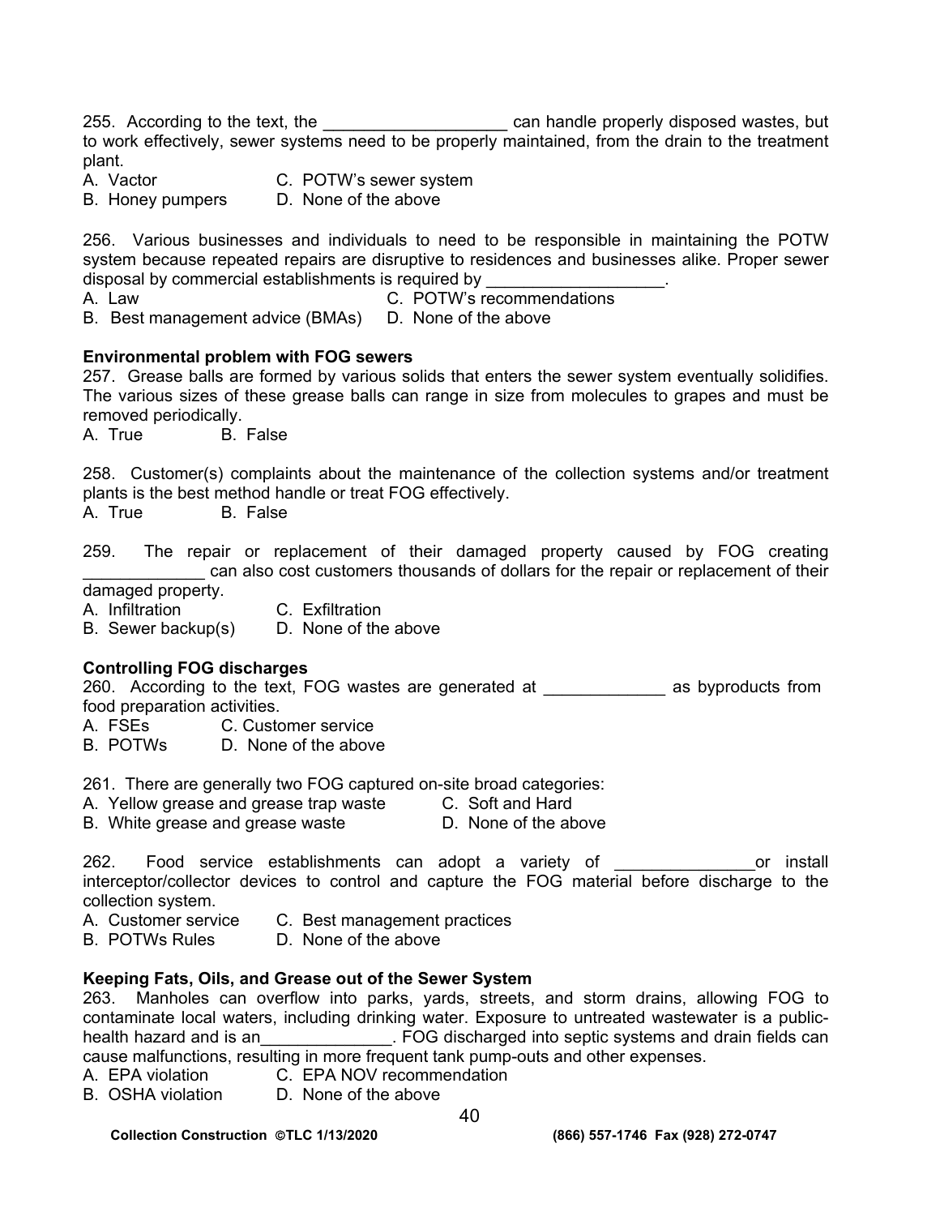255. According to the text, the ___________________ can handle properly disposed wastes, but to work effectively, sewer systems need to be properly maintained, from the drain to the treatment plant.

A. Vactor  
B. Honey pumpers  
C. POTW's sewer system  
D. None of the above

256. Various businesses and individuals to need to be responsible in maintaining the POTW system because repeated repairs are disruptive to residences and businesses alike. Proper sewer disposal by commercial establishments is required by ___________________.

A. Law  
B. Best management advice (BMAs)  
C. POTW's recommendations  
D. None of the above

**Environmental problem with FOG sewers**

257. Grease balls are formed by various solids that enters the sewer system eventually solidifies. The various sizes of these grease balls can range in size from molecules to grapes and must be removed periodically.

A. True  
B. False

258. Customer(s) complaints about the maintenance of the collection systems and/or treatment plants is the best method handle or treat FOG effectively.

A. True  
B. False

259. The repair or replacement of their damaged property caused by FOG creating _____________ can also cost customers thousands of dollars for the repair or replacement of their damaged property.

A. Infiltration  
B. Sewer backup(s)  
C. Exfiltration  
D. None of the above

**Controlling FOG discharges**

260. According to the text, FOG wastes are generated at _____________ as byproducts from food preparation activities.

A. FSEs  
B. POTWs  
C. Customer service  
D. None of the above

261. There are generally two FOG captured on-site broad categories:

A. Yellow grease and grease trap waste  
B. White grease and grease waste  
C. Soft and Hard  
D. None of the above

262. Food service establishments can adopt a variety of _______________or install interceptor/collector devices to control and capture the FOG material before discharge to the collection system.

A. Customer service  
B. POTWs Rules  
C. Best management practices  
D. None of the above

**Keeping Fats, Oils, and Grease out of the Sewer System**

263. Manholes can overflow into parks, yards, streets, and storm drains, allowing FOG to contaminate local waters, including drinking water. Exposure to untreated wastewater is a public-health hazard and is an______________. FOG discharged into septic systems and drain fields can cause malfunctions, resulting in more frequent tank pump-outs and other expenses.

A. EPA violation  
B. OSHA violation  
C. EPA NOV recommendation  
D. None of the above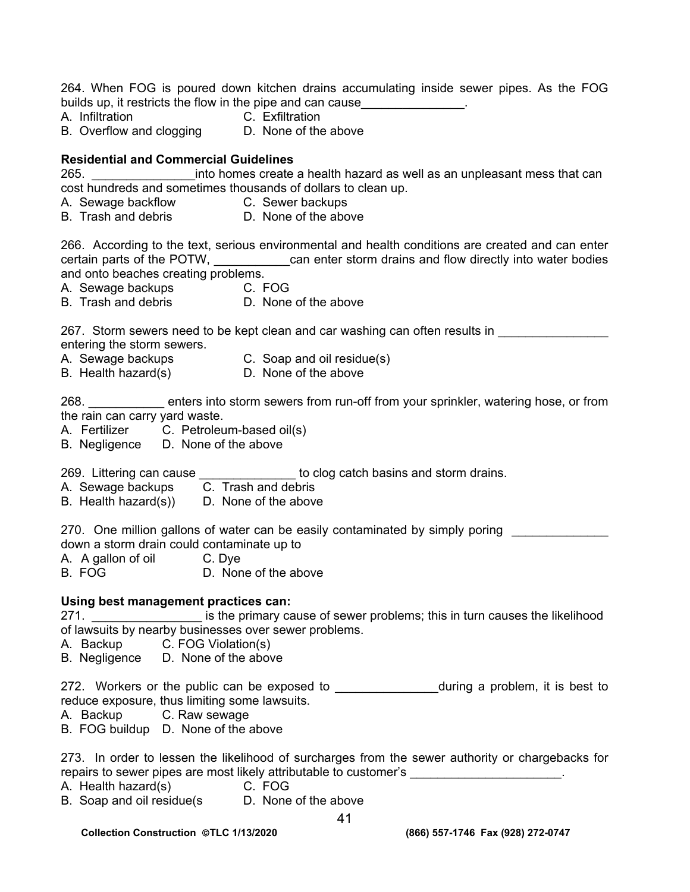264. When FOG is poured down kitchen drains accumulating inside sewer pipes. As the FOG builds up, it restricts the flow in the pipe and can cause_______________.

A. Infiltration
B. Overflow and clogging
C. Exfiltration
D. None of the above

**Residential and Commercial Guidelines**

265. _______________into homes create a health hazard as well as an unpleasant mess that can cost hundreds and sometimes thousands of dollars to clean up.

A. Sewage backflow
B. Trash and debris
C. Sewer backups
D. None of the above

266. According to the text, serious environmental and health conditions are created and can enter certain parts of the POTW, ___________can enter storm drains and flow directly into water bodies and onto beaches creating problems.

A. Sewage backups
B. Trash and debris
C. FOG
D. None of the above

267. Storm sewers need to be kept clean and car washing can often results in ________________ entering the storm sewers.

A. Sewage backups
B. Health hazard(s)
C. Soap and oil residue(s)
D. None of the above

268. ___________ enters into storm sewers from run-off from your sprinkler, watering hose, or from the rain can carry yard waste.

A. Fertilizer
B. Negligence
C. Petroleum-based oil(s)
D. None of the above

269. Littering can cause ______________ to clog catch basins and storm drains.

A. Sewage backups
B. Health hazard(s))
C. Trash and debris
D. None of the above

270. One million gallons of water can be easily contaminated by simply poring ______________ down a storm drain could contaminate up to

A. A gallon of oil
B. FOG
C. Dye
D. None of the above

**Using best management practices can:**

271. ________________ is the primary cause of sewer problems; this in turn causes the likelihood of lawsuits by nearby businesses over sewer problems.

A. Backup
B. Negligence
C. FOG Violation(s)
D. None of the above

272. Workers or the public can be exposed to _______________during a problem, it is best to reduce exposure, thus limiting some lawsuits.

A. Backup
B. FOG buildup
C. Raw sewage
D. None of the above

273. In order to lessen the likelihood of surcharges from the sewer authority or chargebacks for repairs to sewer pipes are most likely attributable to customer's ______________________.

A. Health hazard(s)
B. Soap and oil residue(s
C. FOG
D. None of the above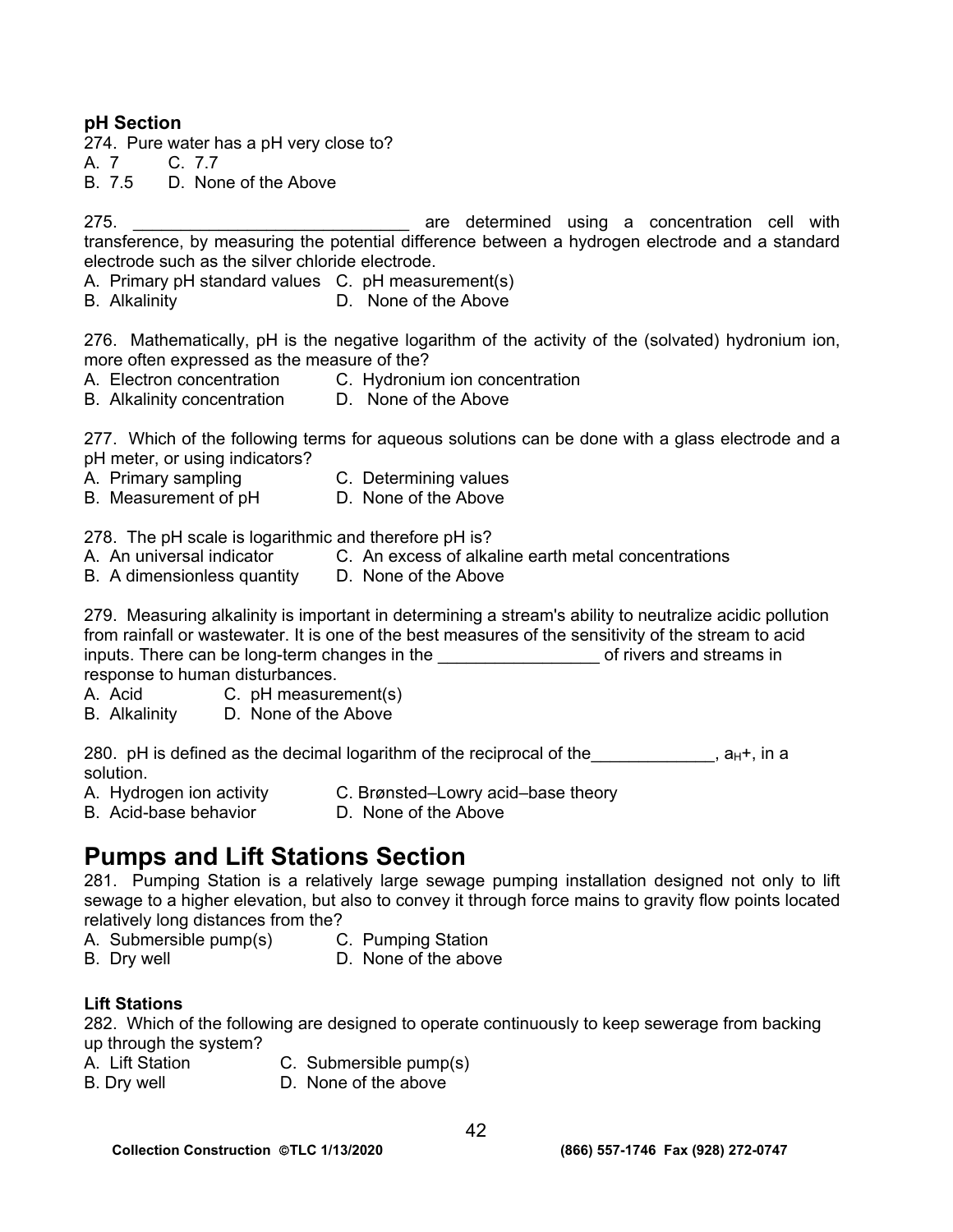**pH Section**

274. Pure water has a pH very close to?
A. 7 C. 7.7
B. 7.5 D. None of the Above

275. ____________________________ are determined using a concentration cell with transference, by measuring the potential difference between a hydrogen electrode and a standard electrode such as the silver chloride electrode.
A. Primary pH standard values C. pH measurement(s)
B. Alkalinity D. None of the Above

276. Mathematically, pH is the negative logarithm of the activity of the (solvated) hydronium ion, more often expressed as the measure of the?
A. Electron concentration C. Hydronium ion concentration
B. Alkalinity concentration D. None of the Above

277. Which of the following terms for aqueous solutions can be done with a glass electrode and a pH meter, or using indicators?
A. Primary sampling C. Determining values
B. Measurement of pH D. None of the Above

278. The pH scale is logarithmic and therefore pH is?
A. An universal indicator C. An excess of alkaline earth metal concentrations
B. A dimensionless quantity D. None of the Above

279. Measuring alkalinity is important in determining a stream's ability to neutralize acidic pollution from rainfall or wastewater. It is one of the best measures of the sensitivity of the stream to acid inputs. There can be long-term changes in the ________________ of rivers and streams in response to human disturbances.
A. Acid C. pH measurement(s)
B. Alkalinity D. None of the Above

280. pH is defined as the decimal logarithm of the reciprocal of the____________, $a_H$+, in a solution.
A. Hydrogen ion activity C. Brønsted–Lowry acid–base theory
B. Acid-base behavior D. None of the Above

# Pumps and Lift Stations Section

281. Pumping Station is a relatively large sewage pumping installation designed not only to lift sewage to a higher elevation, but also to convey it through force mains to gravity flow points located relatively long distances from the?
A. Submersible pump(s) C. Pumping Station
B. Dry well D. None of the above

**Lift Stations**

282. Which of the following are designed to operate continuously to keep sewerage from backing up through the system?
A. Lift Station C. Submersible pump(s)
B. Dry well D. None of the above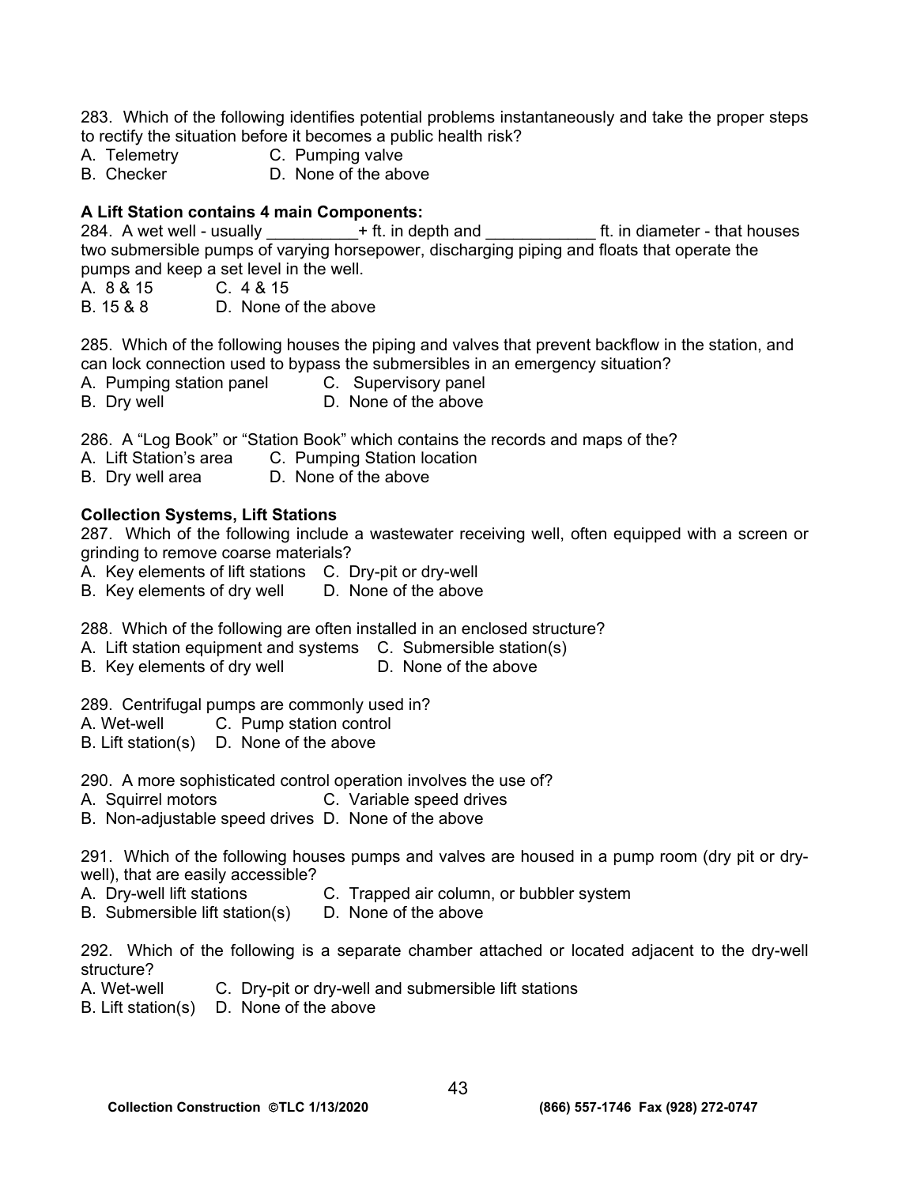283. Which of the following identifies potential problems instantaneously and take the proper steps to rectify the situation before it becomes a public health risk?
A. Telemetry C. Pumping valve
B. Checker D. None of the above

**A Lift Station contains 4 main Components:**
284. A wet well - usually __________+ ft. in depth and ____________ ft. in diameter - that houses two submersible pumps of varying horsepower, discharging piping and floats that operate the pumps and keep a set level in the well.
A. 8 & 15 C. 4 & 15
B. 15 & 8 D. None of the above

285. Which of the following houses the piping and valves that prevent backflow in the station, and can lock connection used to bypass the submersibles in an emergency situation?
A. Pumping station panel C. Supervisory panel
B. Dry well D. None of the above

286. A "Log Book" or "Station Book" which contains the records and maps of the?
A. Lift Station's area C. Pumping Station location
B. Dry well area D. None of the above

**Collection Systems, Lift Stations**
287. Which of the following include a wastewater receiving well, often equipped with a screen or grinding to remove coarse materials?
A. Key elements of lift stations C. Dry-pit or dry-well
B. Key elements of dry well D. None of the above

288. Which of the following are often installed in an enclosed structure?
A. Lift station equipment and systems C. Submersible station(s)
B. Key elements of dry well D. None of the above

289. Centrifugal pumps are commonly used in?
A. Wet-well C. Pump station control
B. Lift station(s) D. None of the above

290. A more sophisticated control operation involves the use of?
A. Squirrel motors C. Variable speed drives
B. Non-adjustable speed drives D. None of the above

291. Which of the following houses pumps and valves are housed in a pump room (dry pit or dry-well), that are easily accessible?
A. Dry-well lift stations C. Trapped air column, or bubbler system
B. Submersible lift station(s) D. None of the above

292. Which of the following is a separate chamber attached or located adjacent to the dry-well structure?
A. Wet-well C. Dry-pit or dry-well and submersible lift stations
B. Lift station(s) D. None of the above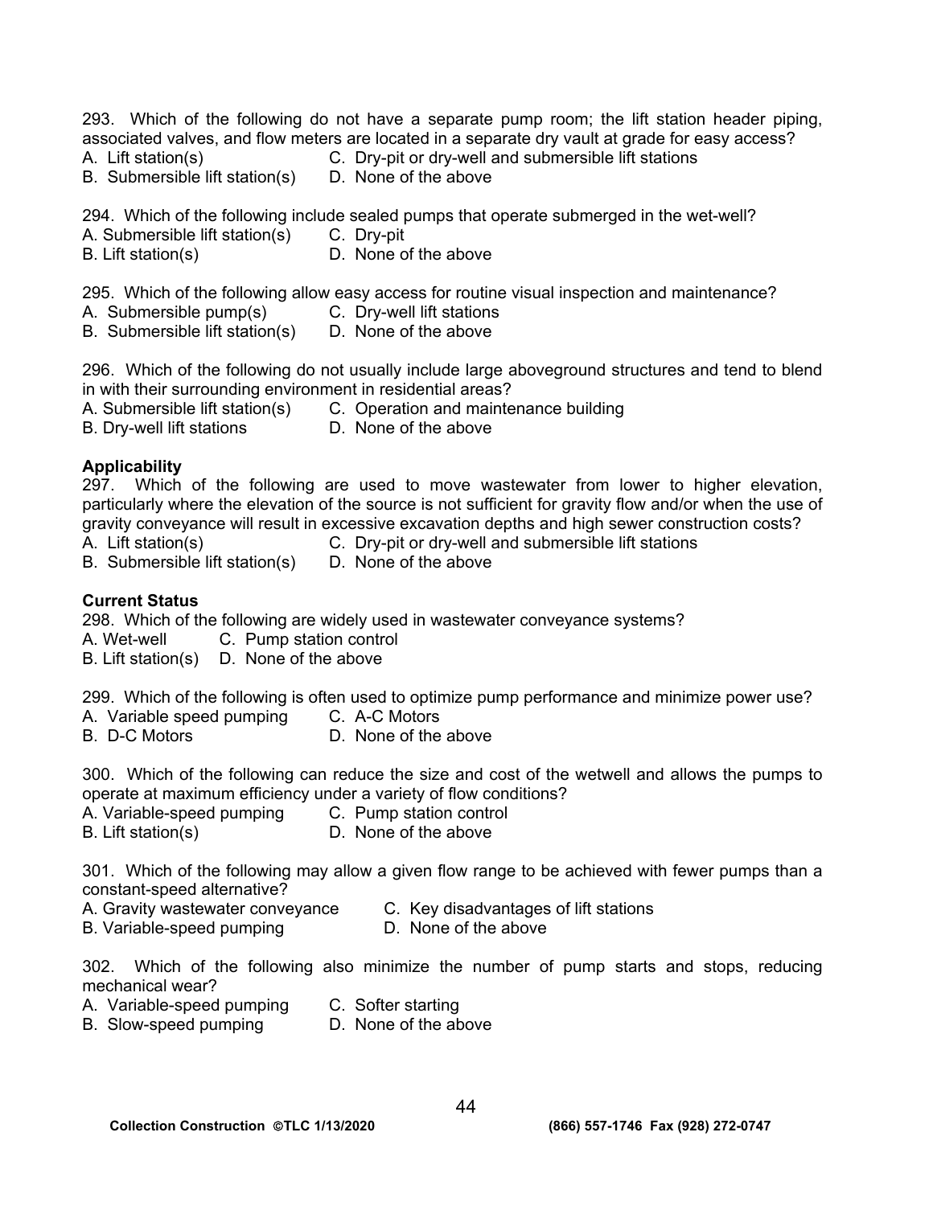293. Which of the following do not have a separate pump room; the lift station header piping, associated valves, and flow meters are located in a separate dry vault at grade for easy access?
A. Lift station(s)
B. Submersible lift station(s)
C. Dry-pit or dry-well and submersible lift stations
D. None of the above

294. Which of the following include sealed pumps that operate submerged in the wet-well?
A. Submersible lift station(s)
B. Lift station(s)
C. Dry-pit
D. None of the above

295. Which of the following allow easy access for routine visual inspection and maintenance?
A. Submersible pump(s)
B. Submersible lift station(s)
C. Dry-well lift stations
D. None of the above

296. Which of the following do not usually include large aboveground structures and tend to blend in with their surrounding environment in residential areas?
A. Submersible lift station(s)
B. Dry-well lift stations
C. Operation and maintenance building
D. None of the above

**Applicability**

297. Which of the following are used to move wastewater from lower to higher elevation, particularly where the elevation of the source is not sufficient for gravity flow and/or when the use of gravity conveyance will result in excessive excavation depths and high sewer construction costs?
A. Lift station(s)
B. Submersible lift station(s)
C. Dry-pit or dry-well and submersible lift stations
D. None of the above

**Current Status**

298. Which of the following are widely used in wastewater conveyance systems?
A. Wet-well
B. Lift station(s)
C. Pump station control
D. None of the above

299. Which of the following is often used to optimize pump performance and minimize power use?
A. Variable speed pumping
B. D-C Motors
C. A-C Motors
D. None of the above

300. Which of the following can reduce the size and cost of the wetwell and allows the pumps to operate at maximum efficiency under a variety of flow conditions?
A. Variable-speed pumping
B. Lift station(s)
C. Pump station control
D. None of the above

301. Which of the following may allow a given flow range to be achieved with fewer pumps than a constant-speed alternative?
A. Gravity wastewater conveyance
B. Variable-speed pumping
C. Key disadvantages of lift stations
D. None of the above

302. Which of the following also minimize the number of pump starts and stops, reducing mechanical wear?
A. Variable-speed pumping
B. Slow-speed pumping
C. Softer starting
D. None of the above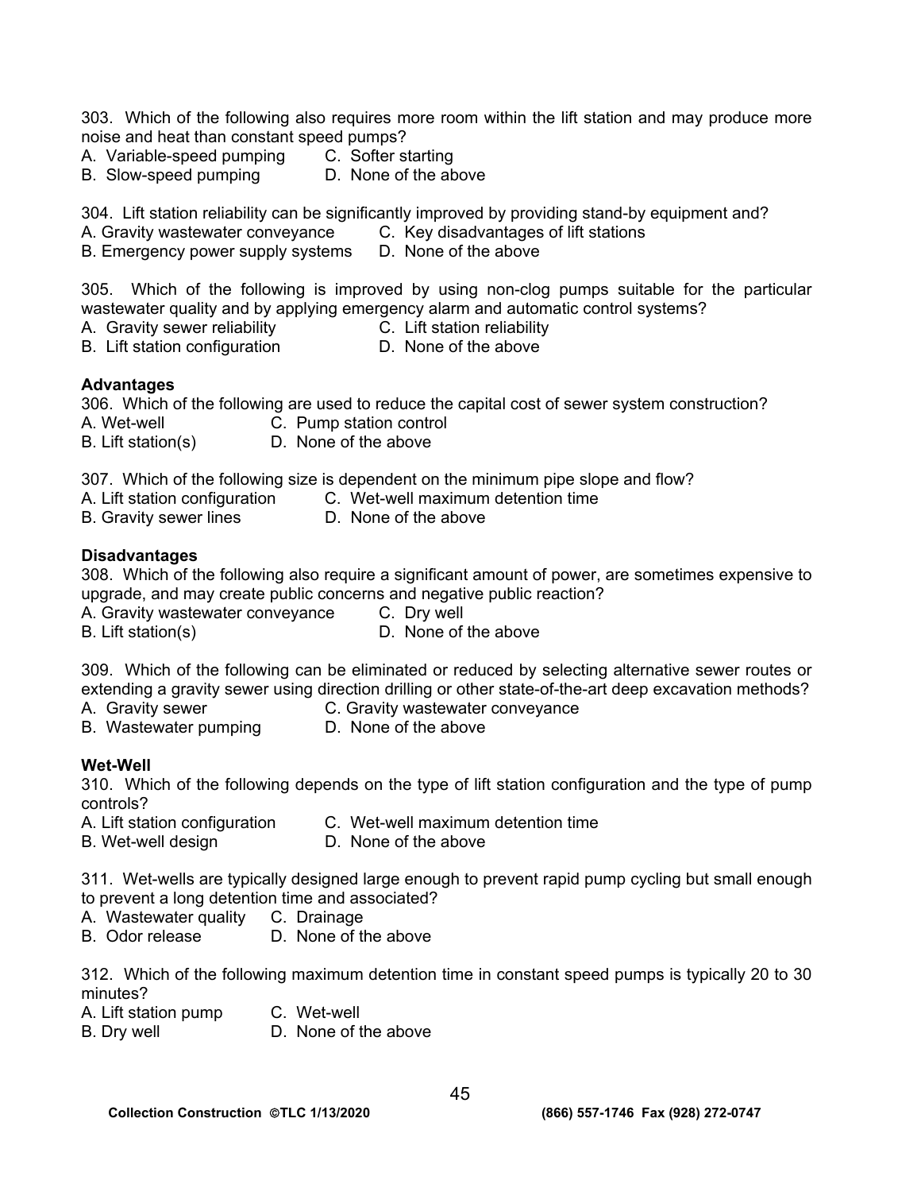303. Which of the following also requires more room within the lift station and may produce more noise and heat than constant speed pumps?
A. Variable-speed pumping C. Softer starting
B. Slow-speed pumping D. None of the above

304. Lift station reliability can be significantly improved by providing stand-by equipment and?
A. Gravity wastewater conveyance C. Key disadvantages of lift stations
B. Emergency power supply systems D. None of the above

305. Which of the following is improved by using non-clog pumps suitable for the particular wastewater quality and by applying emergency alarm and automatic control systems?
A. Gravity sewer reliability C. Lift station reliability
B. Lift station configuration D. None of the above

**Advantages**

306. Which of the following are used to reduce the capital cost of sewer system construction?
A. Wet-well C. Pump station control
B. Lift station(s) D. None of the above

307. Which of the following size is dependent on the minimum pipe slope and flow?
A. Lift station configuration C. Wet-well maximum detention time
B. Gravity sewer lines D. None of the above

**Disadvantages**

308. Which of the following also require a significant amount of power, are sometimes expensive to upgrade, and may create public concerns and negative public reaction?
A. Gravity wastewater conveyance C. Dry well
B. Lift station(s) D. None of the above

309. Which of the following can be eliminated or reduced by selecting alternative sewer routes or extending a gravity sewer using direction drilling or other state-of-the-art deep excavation methods?
A. Gravity sewer C. Gravity wastewater conveyance
B. Wastewater pumping D. None of the above

**Wet-Well**

310. Which of the following depends on the type of lift station configuration and the type of pump controls?
A. Lift station configuration C. Wet-well maximum detention time
B. Wet-well design D. None of the above

311. Wet-wells are typically designed large enough to prevent rapid pump cycling but small enough to prevent a long detention time and associated?
A. Wastewater quality C. Drainage
B. Odor release D. None of the above

312. Which of the following maximum detention time in constant speed pumps is typically 20 to 30 minutes?
A. Lift station pump C. Wet-well
B. Dry well D. None of the above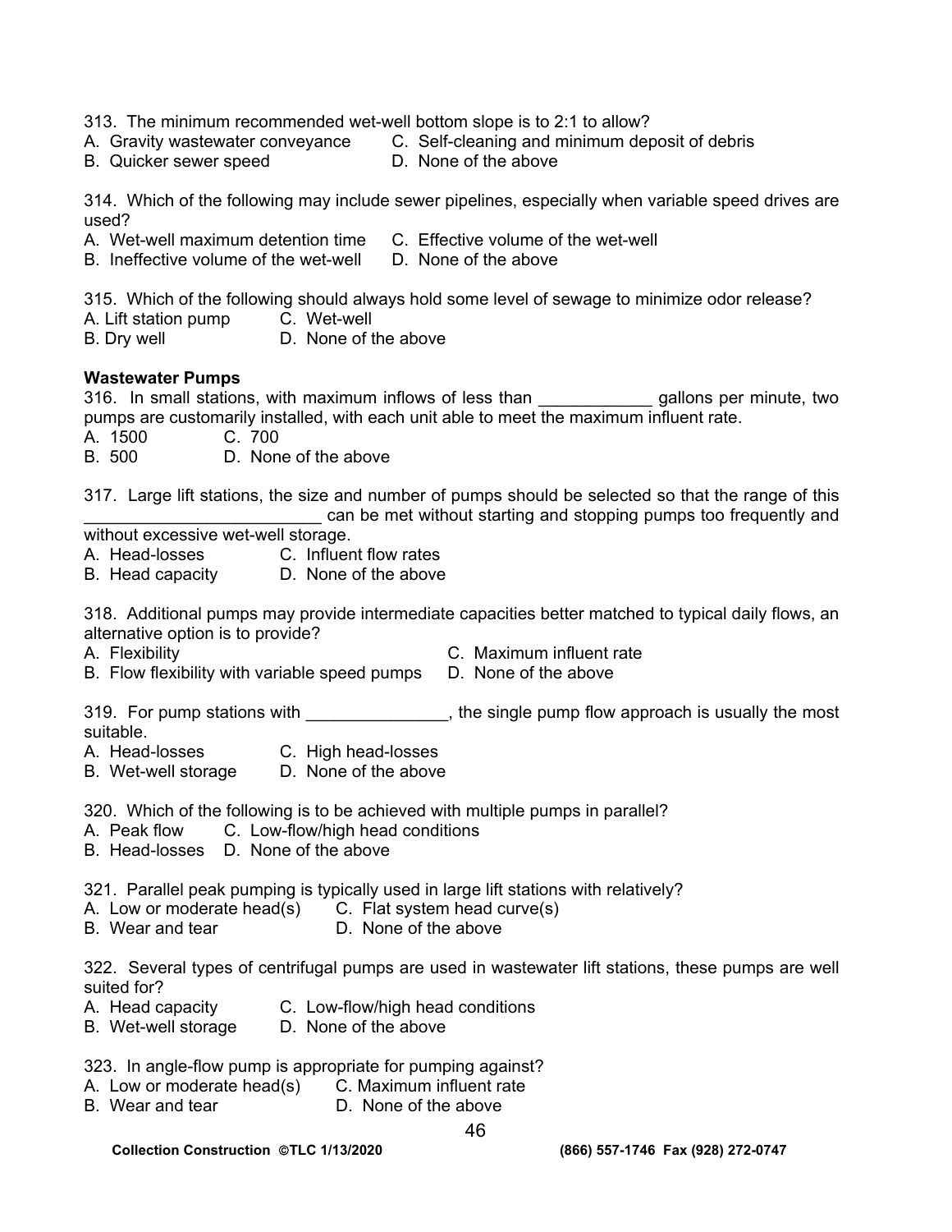313. The minimum recommended wet-well bottom slope is to 2:1 to allow?
A. Gravity wastewater conveyance C. Self-cleaning and minimum deposit of debris
B. Quicker sewer speed D. None of the above

314. Which of the following may include sewer pipelines, especially when variable speed drives are used?
A. Wet-well maximum detention time C. Effective volume of the wet-well
B. Ineffective volume of the wet-well D. None of the above

315. Which of the following should always hold some level of sewage to minimize odor release?
A. Lift station pump C. Wet-well
B. Dry well D. None of the above

**Wastewater Pumps**

316. In small stations, with maximum inflows of less than ____________ gallons per minute, two pumps are customarily installed, with each unit able to meet the maximum influent rate.
A. 1500 C. 700
B. 500 D. None of the above

317. Large lift stations, the size and number of pumps should be selected so that the range of this _________________________ can be met without starting and stopping pumps too frequently and without excessive wet-well storage.
A. Head-losses C. Influent flow rates
B. Head capacity D. None of the above

318. Additional pumps may provide intermediate capacities better matched to typical daily flows, an alternative option is to provide?
A. Flexibility C. Maximum influent rate
B. Flow flexibility with variable speed pumps D. None of the above

319. For pump stations with _______________, the single pump flow approach is usually the most suitable.
A. Head-losses C. High head-losses
B. Wet-well storage D. None of the above

320. Which of the following is to be achieved with multiple pumps in parallel?
A. Peak flow C. Low-flow/high head conditions
B. Head-losses D. None of the above

321. Parallel peak pumping is typically used in large lift stations with relatively?
A. Low or moderate head(s) C. Flat system head curve(s)
B. Wear and tear D. None of the above

322. Several types of centrifugal pumps are used in wastewater lift stations, these pumps are well suited for?
A. Head capacity C. Low-flow/high head conditions
B. Wet-well storage D. None of the above

323. In angle-flow pump is appropriate for pumping against?
A. Low or moderate head(s) C. Maximum influent rate
B. Wear and tear D. None of the above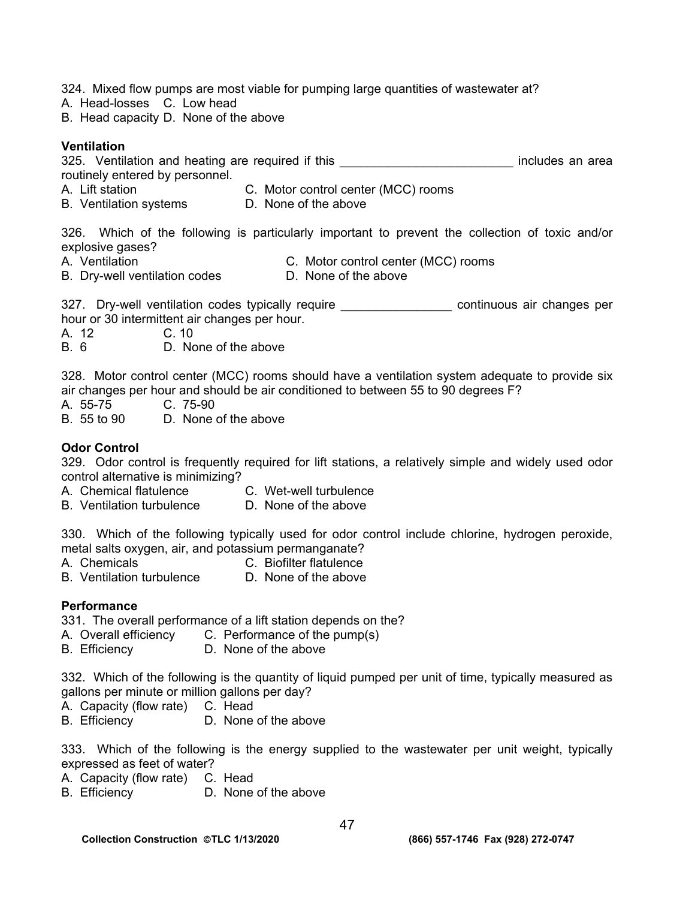324. Mixed flow pumps are most viable for pumping large quantities of wastewater at?
A. Head-losses C. Low head
B. Head capacity D. None of the above

**Ventilation**

325. Ventilation and heating are required if this ________________________ includes an area routinely entered by personnel.
A. Lift station C. Motor control center (MCC) rooms
B. Ventilation systems D. None of the above

326. Which of the following is particularly important to prevent the collection of toxic and/or explosive gases?
A. Ventilation C. Motor control center (MCC) rooms
B. Dry-well ventilation codes D. None of the above

327. Dry-well ventilation codes typically require ________________ continuous air changes per hour or 30 intermittent air changes per hour.
A. 12 C. 10
B. 6 D. None of the above

328. Motor control center (MCC) rooms should have a ventilation system adequate to provide six air changes per hour and should be air conditioned to between 55 to 90 degrees F?
A. 55-75 C. 75-90
B. 55 to 90 D. None of the above

**Odor Control**

329. Odor control is frequently required for lift stations, a relatively simple and widely used odor control alternative is minimizing?
A. Chemical flatulence C. Wet-well turbulence
B. Ventilation turbulence D. None of the above

330. Which of the following typically used for odor control include chlorine, hydrogen peroxide, metal salts oxygen, air, and potassium permanganate?
A. Chemicals C. Biofilter flatulence
B. Ventilation turbulence D. None of the above

**Performance**

331. The overall performance of a lift station depends on the?
A. Overall efficiency C. Performance of the pump(s)
B. Efficiency D. None of the above

332. Which of the following is the quantity of liquid pumped per unit of time, typically measured as gallons per minute or million gallons per day?
A. Capacity (flow rate) C. Head
B. Efficiency D. None of the above

333. Which of the following is the energy supplied to the wastewater per unit weight, typically expressed as feet of water?
A. Capacity (flow rate) C. Head
B. Efficiency D. None of the above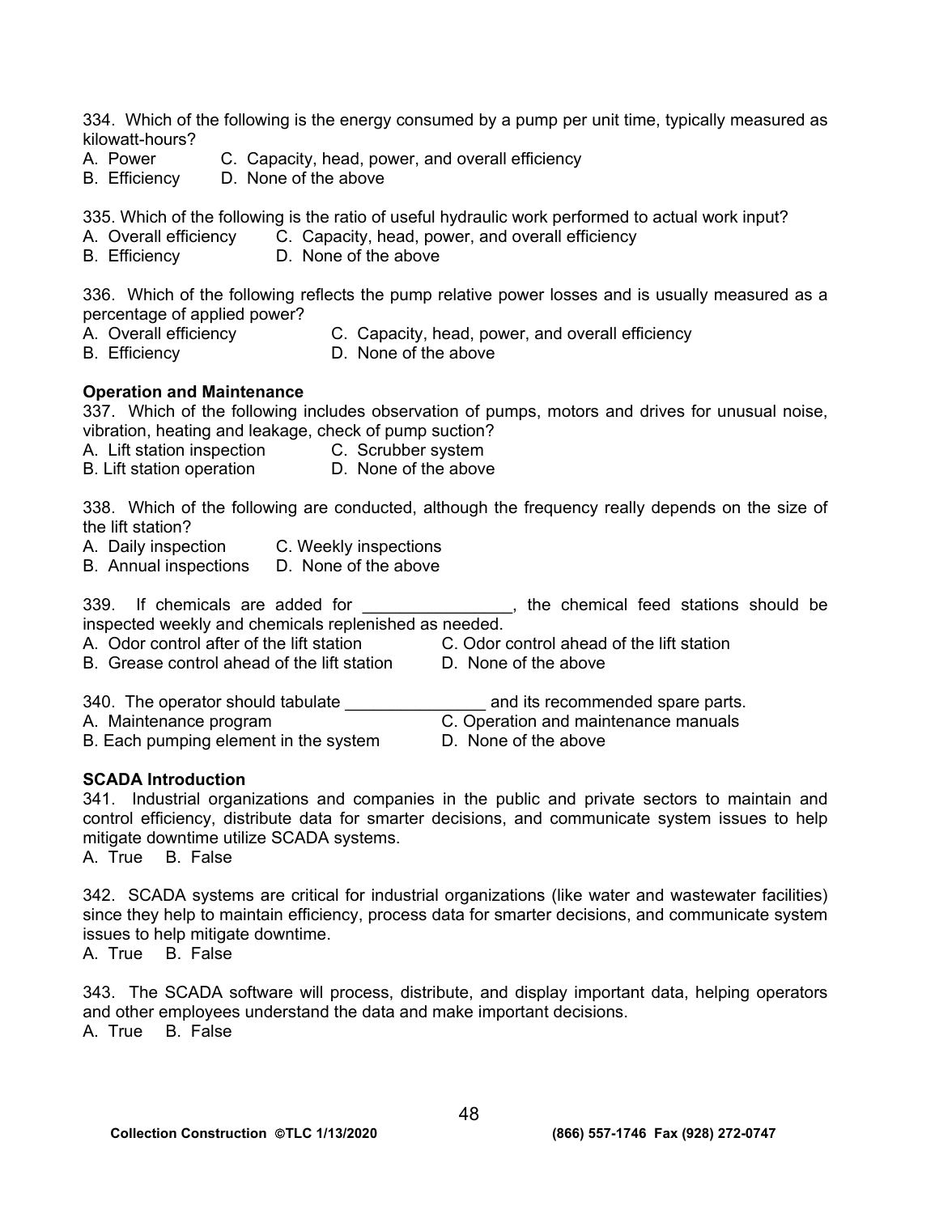334. Which of the following is the energy consumed by a pump per unit time, typically measured as kilowatt-hours?
A. Power C. Capacity, head, power, and overall efficiency
B. Efficiency D. None of the above

335. Which of the following is the ratio of useful hydraulic work performed to actual work input?
A. Overall efficiency C. Capacity, head, power, and overall efficiency
B. Efficiency D. None of the above

336. Which of the following reflects the pump relative power losses and is usually measured as a percentage of applied power?
A. Overall efficiency C. Capacity, head, power, and overall efficiency
B. Efficiency D. None of the above

**Operation and Maintenance**

337. Which of the following includes observation of pumps, motors and drives for unusual noise, vibration, heating and leakage, check of pump suction?
A. Lift station inspection C. Scrubber system
B. Lift station operation D. None of the above

338. Which of the following are conducted, although the frequency really depends on the size of the lift station?
A. Daily inspection C. Weekly inspections
B. Annual inspections D. None of the above

339. If chemicals are added for _______________, the chemical feed stations should be inspected weekly and chemicals replenished as needed.
A. Odor control after of the lift station C. Odor control ahead of the lift station
B. Grease control ahead of the lift station D. None of the above

340. The operator should tabulate _______________ and its recommended spare parts.
A. Maintenance program C. Operation and maintenance manuals
B. Each pumping element in the system D. None of the above

**SCADA Introduction**

341. Industrial organizations and companies in the public and private sectors to maintain and control efficiency, distribute data for smarter decisions, and communicate system issues to help mitigate downtime utilize SCADA systems.
A. True B. False

342. SCADA systems are critical for industrial organizations (like water and wastewater facilities) since they help to maintain efficiency, process data for smarter decisions, and communicate system issues to help mitigate downtime.
A. True B. False

343. The SCADA software will process, distribute, and display important data, helping operators and other employees understand the data and make important decisions.
A. True B. False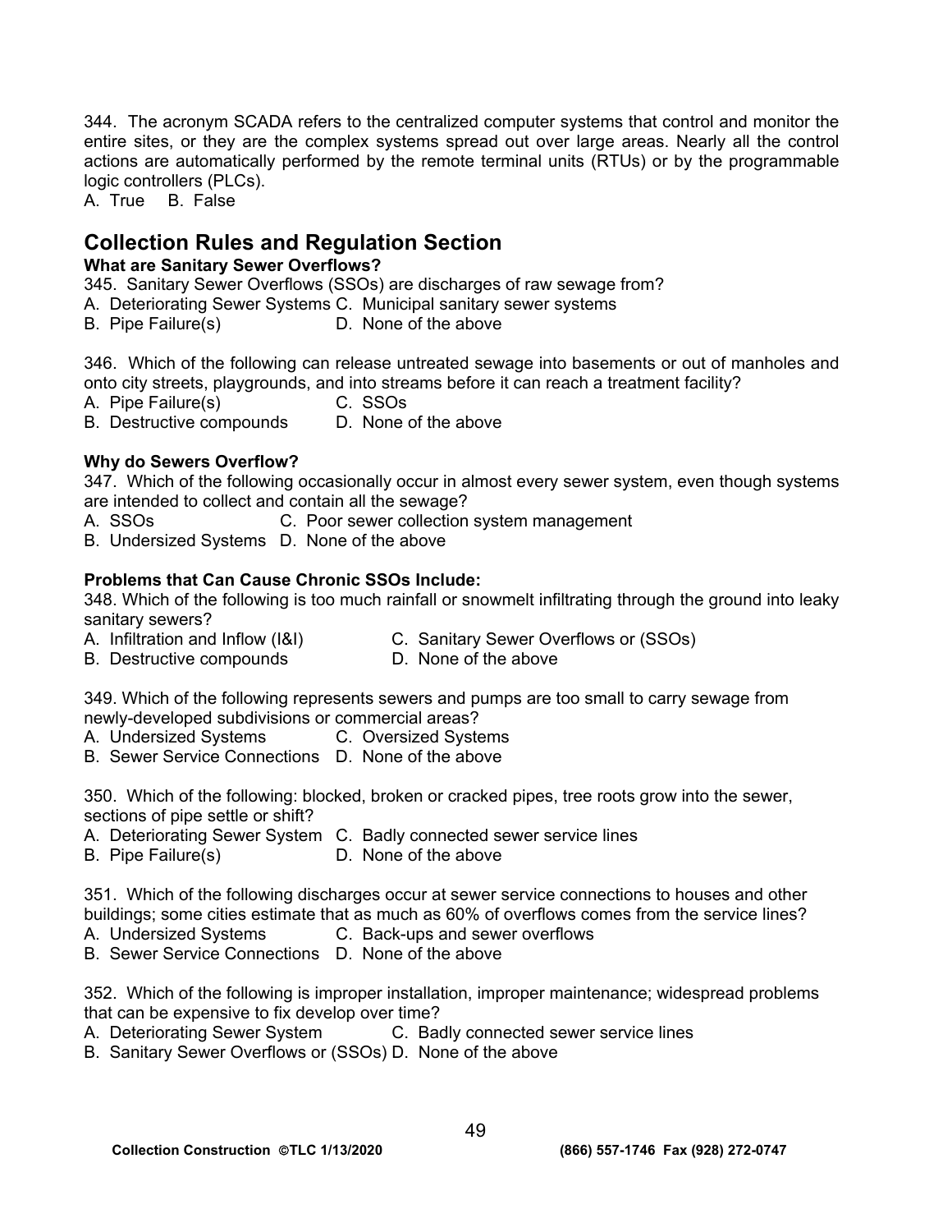344. The acronym SCADA refers to the centralized computer systems that control and monitor the entire sites, or they are the complex systems spread out over large areas. Nearly all the control actions are automatically performed by the remote terminal units (RTUs) or by the programmable logic controllers (PLCs).
A. True  B. False

## Collection Rules and Regulation Section

**What are Sanitary Sewer Overflows?**

345. Sanitary Sewer Overflows (SSOs) are discharges of raw sewage from?
A. Deteriorating Sewer Systems C. Municipal sanitary sewer systems
B. Pipe Failure(s)  D. None of the above

346. Which of the following can release untreated sewage into basements or out of manholes and onto city streets, playgrounds, and into streams before it can reach a treatment facility?
A. Pipe Failure(s)  C. SSOs
B. Destructive compounds  D. None of the above

**Why do Sewers Overflow?**

347. Which of the following occasionally occur in almost every sewer system, even though systems are intended to collect and contain all the sewage?
A. SSOs  C. Poor sewer collection system management
B. Undersized Systems D. None of the above

**Problems that Can Cause Chronic SSOs Include:**

348. Which of the following is too much rainfall or snowmelt infiltrating through the ground into leaky sanitary sewers?
A. Infiltration and Inflow (I&I)  C. Sanitary Sewer Overflows or (SSOs)
B. Destructive compounds  D. None of the above

349. Which of the following represents sewers and pumps are too small to carry sewage from newly-developed subdivisions or commercial areas?
A. Undersized Systems  C. Oversized Systems
B. Sewer Service Connections  D. None of the above

350. Which of the following: blocked, broken or cracked pipes, tree roots grow into the sewer, sections of pipe settle or shift?
A. Deteriorating Sewer System  C. Badly connected sewer service lines
B. Pipe Failure(s)  D. None of the above

351. Which of the following discharges occur at sewer service connections to houses and other buildings; some cities estimate that as much as 60% of overflows comes from the service lines?
A. Undersized Systems  C. Back-ups and sewer overflows
B. Sewer Service Connections  D. None of the above

352. Which of the following is improper installation, improper maintenance; widespread problems that can be expensive to fix develop over time?
A. Deteriorating Sewer System  C. Badly connected sewer service lines
B. Sanitary Sewer Overflows or (SSOs) D. None of the above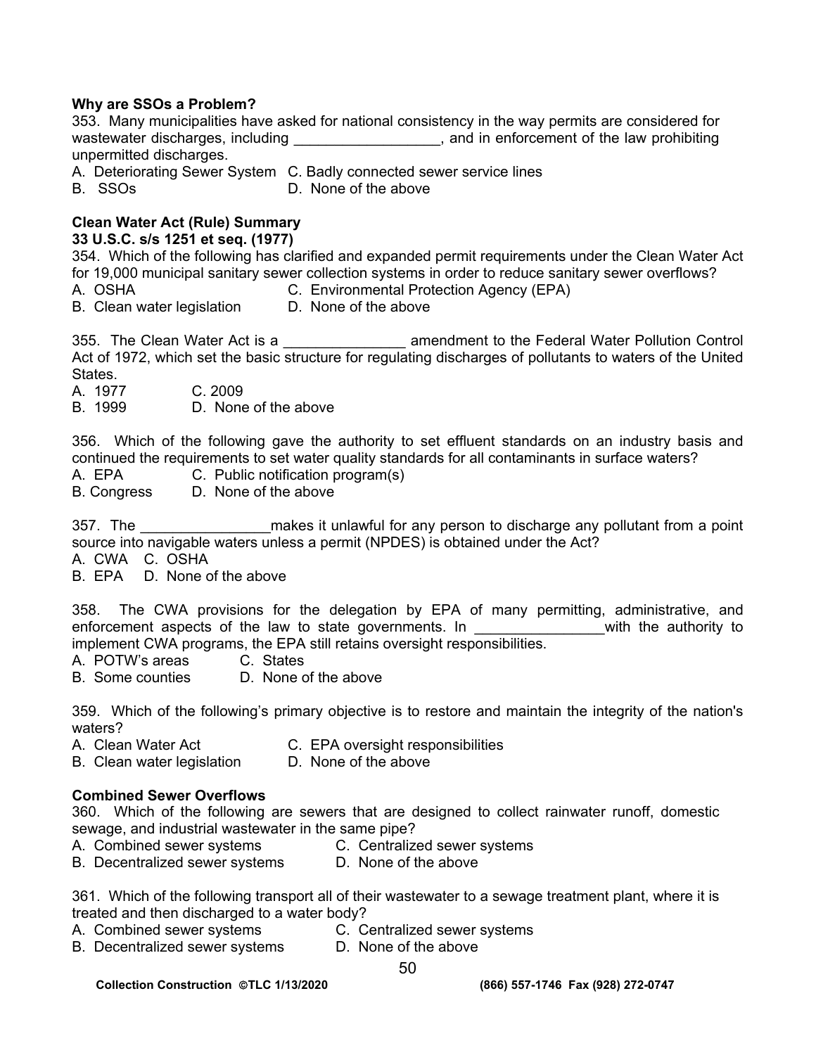**Why are SSOs a Problem?**

353. Many municipalities have asked for national consistency in the way permits are considered for wastewater discharges, including ________________, and in enforcement of the law prohibiting unpermitted discharges.

A. Deteriorating Sewer System  
B. SSOs  
C. Badly connected sewer service lines  
D. None of the above

**Clean Water Act (Rule) Summary**  
**33 U.S.C. s/s 1251 et seq. (1977)**

354. Which of the following has clarified and expanded permit requirements under the Clean Water Act for 19,000 municipal sanitary sewer collection systems in order to reduce sanitary sewer overflows?

A. OSHA  
B. Clean water legislation  
C. Environmental Protection Agency (EPA)  
D. None of the above

355. The Clean Water Act is a ______________ amendment to the Federal Water Pollution Control Act of 1972, which set the basic structure for regulating discharges of pollutants to waters of the United States.

A. 1977  
B. 1999  
C. 2009  
D. None of the above

356. Which of the following gave the authority to set effluent standards on an industry basis and continued the requirements to set water quality standards for all contaminants in surface waters?

A. EPA  
B. Congress  
C. Public notification program(s)  
D. None of the above

357. The ________________makes it unlawful for any person to discharge any pollutant from a point source into navigable waters unless a permit (NPDES) is obtained under the Act?

A. CWA  
B. EPA  
C. OSHA  
D. None of the above

358. The CWA provisions for the delegation by EPA of many permitting, administrative, and enforcement aspects of the law to state governments. In ________________with the authority to implement CWA programs, the EPA still retains oversight responsibilities.

A. POTW's areas  
B. Some counties  
C. States  
D. None of the above

359. Which of the following's primary objective is to restore and maintain the integrity of the nation's waters?

A. Clean Water Act  
B. Clean water legislation  
C. EPA oversight responsibilities  
D. None of the above

**Combined Sewer Overflows**

360. Which of the following are sewers that are designed to collect rainwater runoff, domestic sewage, and industrial wastewater in the same pipe?

A. Combined sewer systems  
B. Decentralized sewer systems  
C. Centralized sewer systems  
D. None of the above

361. Which of the following transport all of their wastewater to a sewage treatment plant, where it is treated and then discharged to a water body?

A. Combined sewer systems  
B. Decentralized sewer systems  
C. Centralized sewer systems  
D. None of the above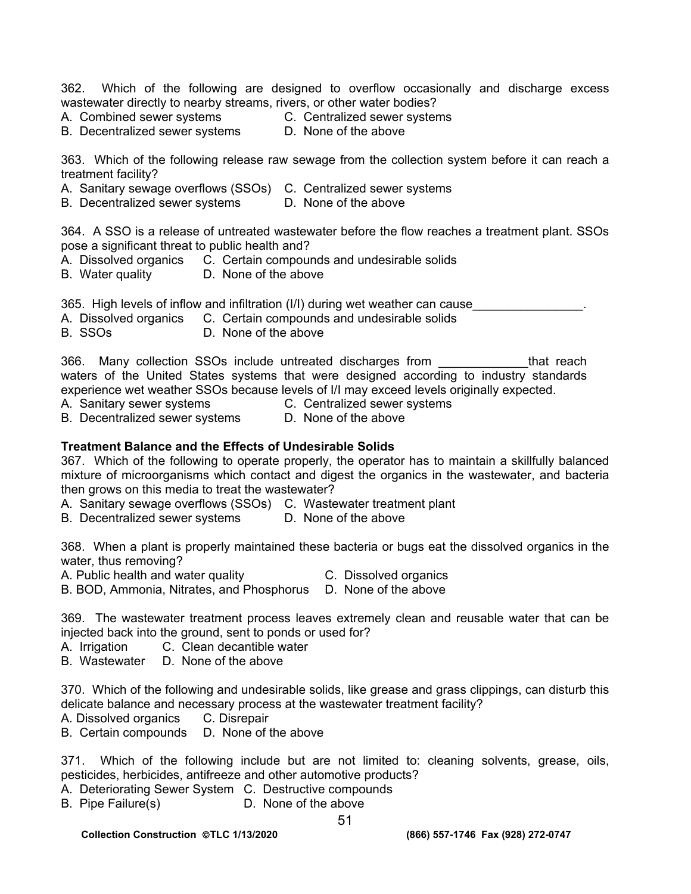362. Which of the following are designed to overflow occasionally and discharge excess wastewater directly to nearby streams, rivers, or other water bodies?
A. Combined sewer systems
B. Decentralized sewer systems
C. Centralized sewer systems
D. None of the above

363. Which of the following release raw sewage from the collection system before it can reach a treatment facility?
A. Sanitary sewage overflows (SSOs)
B. Decentralized sewer systems
C. Centralized sewer systems
D. None of the above

364. A SSO is a release of untreated wastewater before the flow reaches a treatment plant. SSOs pose a significant threat to public health and?
A. Dissolved organics
B. Water quality
C. Certain compounds and undesirable solids
D. None of the above

365. High levels of inflow and infiltration (I/I) during wet weather can cause________________.
A. Dissolved organics
B. SSOs
C. Certain compounds and undesirable solids
D. None of the above

366. Many collection SSOs include untreated discharges from _____________that reach waters of the United States systems that were designed according to industry standards experience wet weather SSOs because levels of I/I may exceed levels originally expected.
A. Sanitary sewer systems
B. Decentralized sewer systems
C. Centralized sewer systems
D. None of the above

**Treatment Balance and the Effects of Undesirable Solids**

367. Which of the following to operate properly, the operator has to maintain a skillfully balanced mixture of microorganisms which contact and digest the organics in the wastewater, and bacteria then grows on this media to treat the wastewater?
A. Sanitary sewage overflows (SSOs)
B. Decentralized sewer systems
C. Wastewater treatment plant
D. None of the above

368. When a plant is properly maintained these bacteria or bugs eat the dissolved organics in the water, thus removing?
A. Public health and water quality
B. BOD, Ammonia, Nitrates, and Phosphorus
C. Dissolved organics
D. None of the above

369. The wastewater treatment process leaves extremely clean and reusable water that can be injected back into the ground, sent to ponds or used for?
A. Irrigation
B. Wastewater
C. Clean decantible water
D. None of the above

370. Which of the following and undesirable solids, like grease and grass clippings, can disturb this delicate balance and necessary process at the wastewater treatment facility?
A. Dissolved organics
B. Certain compounds
C. Disrepair
D. None of the above

371. Which of the following include but are not limited to: cleaning solvents, grease, oils, pesticides, herbicides, antifreeze and other automotive products?
A. Deteriorating Sewer System
B. Pipe Failure(s)
C. Destructive compounds
D. None of the above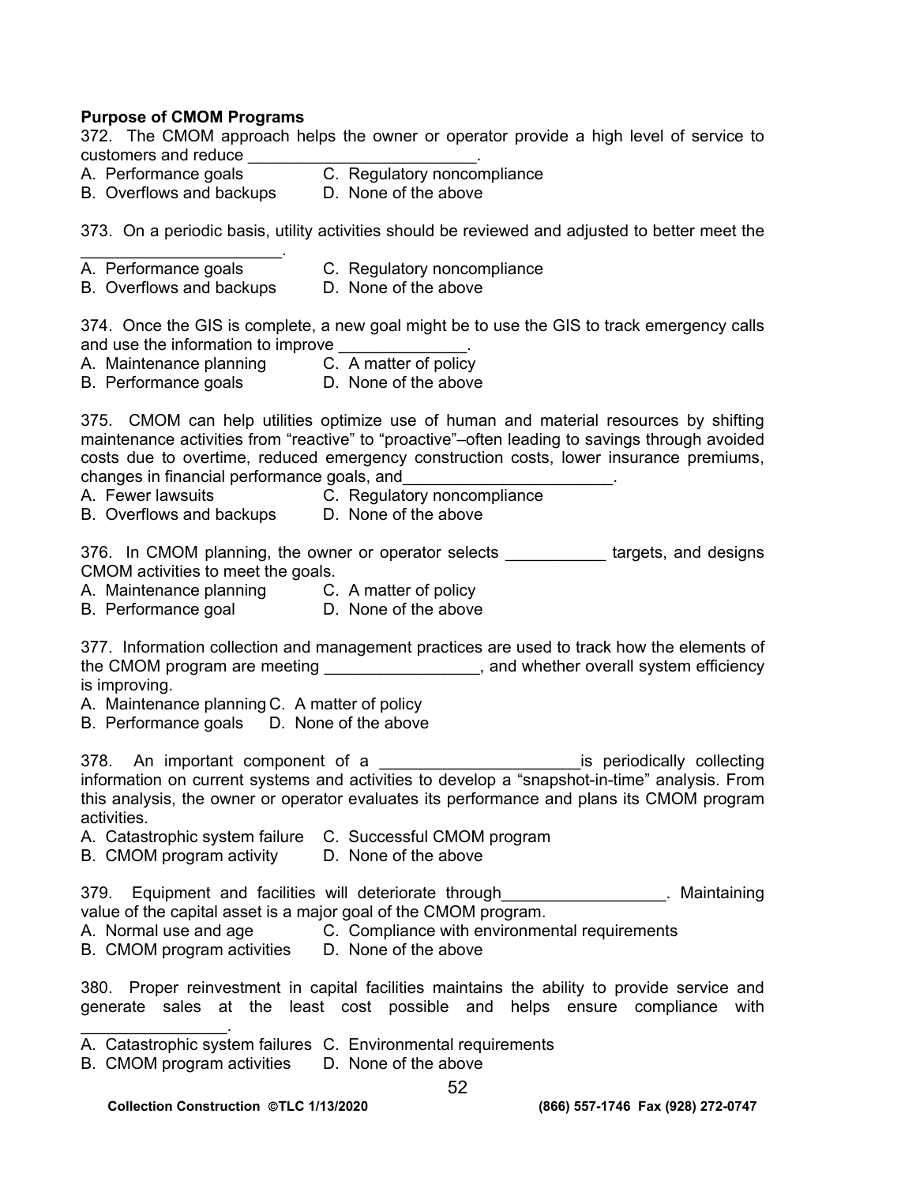**Purpose of CMOM Programs**

372. The CMOM approach helps the owner or operator provide a high level of service to customers and reduce _________________________.

A. Performance goals  C. Regulatory noncompliance
B. Overflows and backups  D. None of the above

373. On a periodic basis, utility activities should be reviewed and adjusted to better meet the ______________________.

A. Performance goals  C. Regulatory noncompliance
B. Overflows and backups  D. None of the above

374. Once the GIS is complete, a new goal might be to use the GIS to track emergency calls and use the information to improve ______________.

A. Maintenance planning  C. A matter of policy
B. Performance goals  D. None of the above

375. CMOM can help utilities optimize use of human and material resources by shifting maintenance activities from "reactive" to "proactive"–often leading to savings through avoided costs due to overtime, reduced emergency construction costs, lower insurance premiums, changes in financial performance goals, and_______________________.

A. Fewer lawsuits  C. Regulatory noncompliance
B. Overflows and backups  D. None of the above

376. In CMOM planning, the owner or operator selects ___________ targets, and designs CMOM activities to meet the goals.

A. Maintenance planning  C. A matter of policy
B. Performance goal  D. None of the above

377. Information collection and management practices are used to track how the elements of the CMOM program are meeting _________________, and whether overall system efficiency is improving.

A. Maintenance planning C. A matter of policy
B. Performance goals  D. None of the above

378. An important component of a ______________________is periodically collecting information on current systems and activities to develop a "snapshot-in-time" analysis. From this analysis, the owner or operator evaluates its performance and plans its CMOM program activities.

A. Catastrophic system failure  C. Successful CMOM program
B. CMOM program activity  D. None of the above

379. Equipment and facilities will deteriorate through__________________. Maintaining value of the capital asset is a major goal of the CMOM program.

A. Normal use and age  C. Compliance with environmental requirements
B. CMOM program activities  D. None of the above

380. Proper reinvestment in capital facilities maintains the ability to provide service and generate sales at the least cost possible and helps ensure compliance with ________________.

A. Catastrophic system failures  C. Environmental requirements
B. CMOM program activities  D. None of the above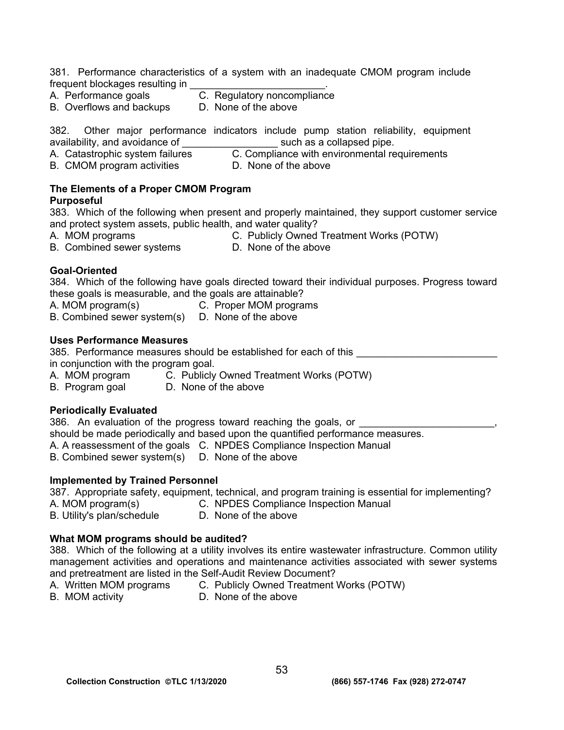381. Performance characteristics of a system with an inadequate CMOM program include frequent blockages resulting in ________________________.

A. Performance goals  
B. Overflows and backups  
C. Regulatory noncompliance  
D. None of the above

382. Other major performance indicators include pump station reliability, equipment availability, and avoidance of _________________ such as a collapsed pipe.

A. Catastrophic system failures  
B. CMOM program activities  
C. Compliance with environmental requirements  
D. None of the above

**The Elements of a Proper CMOM Program**

**Purposeful**

383. Which of the following when present and properly maintained, they support customer service and protect system assets, public health, and water quality?

A. MOM programs  
B. Combined sewer systems  
C. Publicly Owned Treatment Works (POTW)  
D. None of the above

**Goal-Oriented**

384. Which of the following have goals directed toward their individual purposes. Progress toward these goals is measurable, and the goals are attainable?

A. MOM program(s)  
B. Combined sewer system(s)  
C. Proper MOM programs  
D. None of the above

**Uses Performance Measures**

385. Performance measures should be established for each of this ________________________ in conjunction with the program goal.

A. MOM program  
B. Program goal  
C. Publicly Owned Treatment Works (POTW)  
D. None of the above

**Periodically Evaluated**

386. An evaluation of the progress toward reaching the goals, or ________________________, should be made periodically and based upon the quantified performance measures.

A. A reassessment of the goals  
B. Combined sewer system(s)  
C. NPDES Compliance Inspection Manual  
D. None of the above

**Implemented by Trained Personnel**

387. Appropriate safety, equipment, technical, and program training is essential for implementing?

A. MOM program(s)  
B. Utility's plan/schedule  
C. NPDES Compliance Inspection Manual  
D. None of the above

**What MOM programs should be audited?**

388. Which of the following at a utility involves its entire wastewater infrastructure. Common utility management activities and operations and maintenance activities associated with sewer systems and pretreatment are listed in the Self-Audit Review Document?

A. Written MOM programs  
B. MOM activity  
C. Publicly Owned Treatment Works (POTW)  
D. None of the above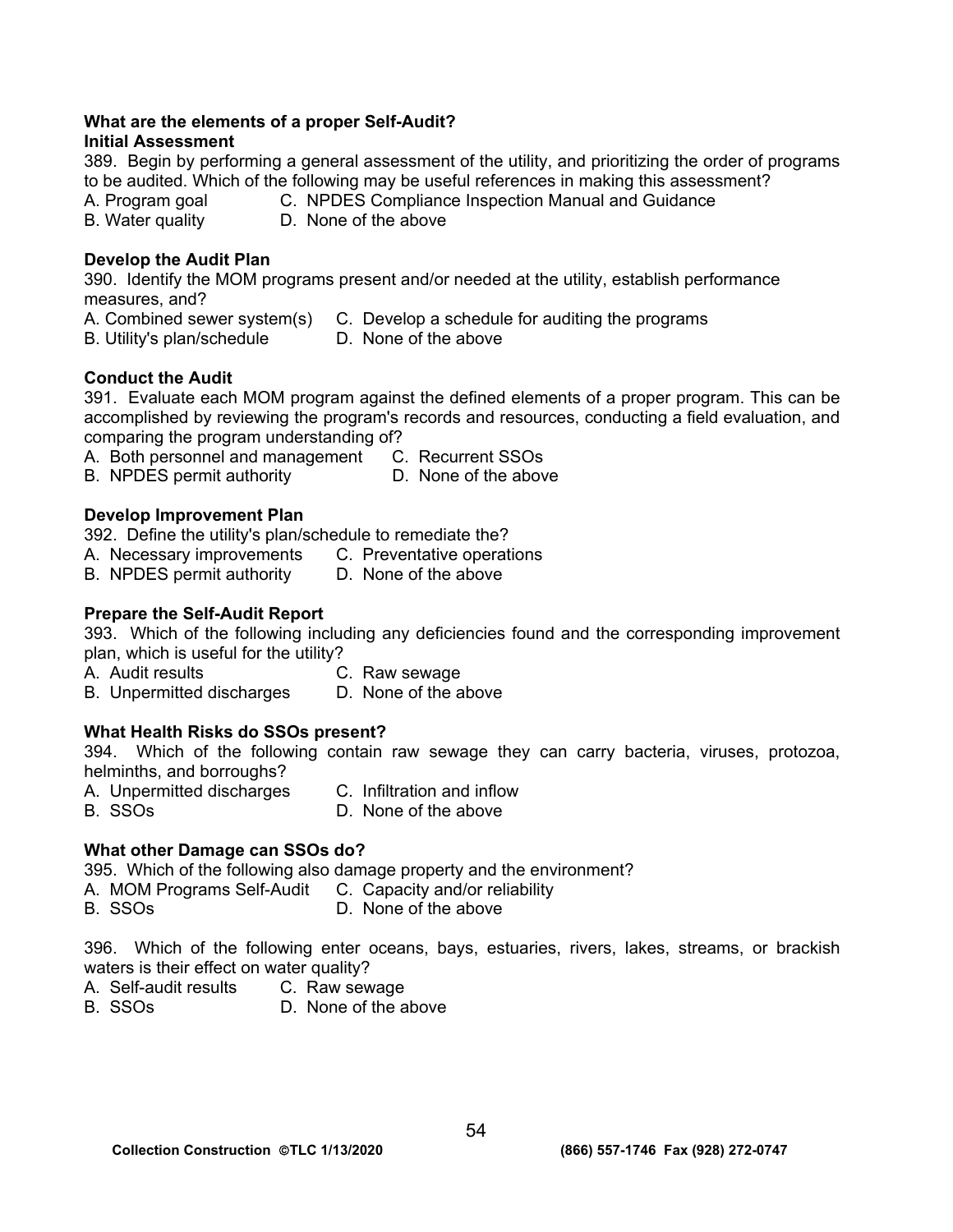**What are the elements of a proper Self-Audit?**
**Initial Assessment**

389. Begin by performing a general assessment of the utility, and prioritizing the order of programs to be audited. Which of the following may be useful references in making this assessment?
A. Program goal C. NPDES Compliance Inspection Manual and Guidance
B. Water quality D. None of the above

**Develop the Audit Plan**

390. Identify the MOM programs present and/or needed at the utility, establish performance measures, and?
A. Combined sewer system(s) C. Develop a schedule for auditing the programs
B. Utility's plan/schedule D. None of the above

**Conduct the Audit**

391. Evaluate each MOM program against the defined elements of a proper program. This can be accomplished by reviewing the program's records and resources, conducting a field evaluation, and comparing the program understanding of?
A. Both personnel and management C. Recurrent SSOs
B. NPDES permit authority D. None of the above

**Develop Improvement Plan**

392. Define the utility's plan/schedule to remediate the?
A. Necessary improvements C. Preventative operations
B. NPDES permit authority D. None of the above

**Prepare the Self-Audit Report**

393. Which of the following including any deficiencies found and the corresponding improvement plan, which is useful for the utility?
A. Audit results C. Raw sewage
B. Unpermitted discharges D. None of the above

**What Health Risks do SSOs present?**

394. Which of the following contain raw sewage they can carry bacteria, viruses, protozoa, helminths, and borroughs?
A. Unpermitted discharges C. Infiltration and inflow
B. SSOs D. None of the above

**What other Damage can SSOs do?**

395. Which of the following also damage property and the environment?
A. MOM Programs Self-Audit C. Capacity and/or reliability
B. SSOs D. None of the above

396. Which of the following enter oceans, bays, estuaries, rivers, lakes, streams, or brackish waters is their effect on water quality?
A. Self-audit results C. Raw sewage
B. SSOs D. None of the above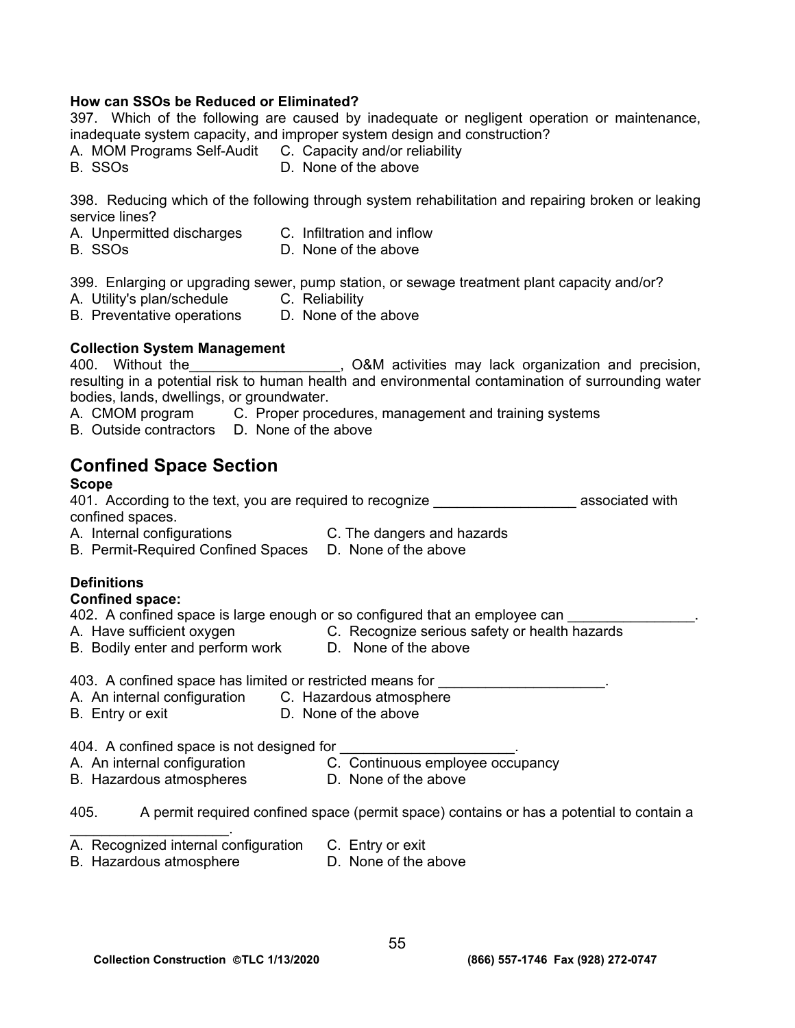**How can SSOs be Reduced or Eliminated?**

397. Which of the following are caused by inadequate or negligent operation or maintenance, inadequate system capacity, and improper system design and construction?

A. MOM Programs Self-Audit
B. SSOs
C. Capacity and/or reliability
D. None of the above

398. Reducing which of the following through system rehabilitation and repairing broken or leaking service lines?

A. Unpermitted discharges
B. SSOs
C. Infiltration and inflow
D. None of the above

399. Enlarging or upgrading sewer, pump station, or sewage treatment plant capacity and/or?

A. Utility's plan/schedule
B. Preventative operations
C. Reliability
D. None of the above

**Collection System Management**

400. Without the___________________, O&M activities may lack organization and precision, resulting in a potential risk to human health and environmental contamination of surrounding water bodies, lands, dwellings, or groundwater.

A. CMOM program
B. Outside contractors
C. Proper procedures, management and training systems
D. None of the above

## Confined Space Section

**Scope**

401. According to the text, you are required to recognize __________________ associated with confined spaces.

A. Internal configurations
B. Permit-Required Confined Spaces
C. The dangers and hazards
D. None of the above

**Definitions**

**Confined space:**

402. A confined space is large enough or so configured that an employee can ________________.

A. Have sufficient oxygen
B. Bodily enter and perform work
C. Recognize serious safety or health hazards
D. None of the above

403. A confined space has limited or restricted means for _____________________.

A. An internal configuration
B. Entry or exit
C. Hazardous atmosphere
D. None of the above

404. A confined space is not designed for ______________________.

A. An internal configuration
B. Hazardous atmospheres
C. Continuous employee occupancy
D. None of the above

405. A permit required confined space (permit space) contains or has a potential to contain a _____________________.

A. Recognized internal configuration
B. Hazardous atmosphere
C. Entry or exit
D. None of the above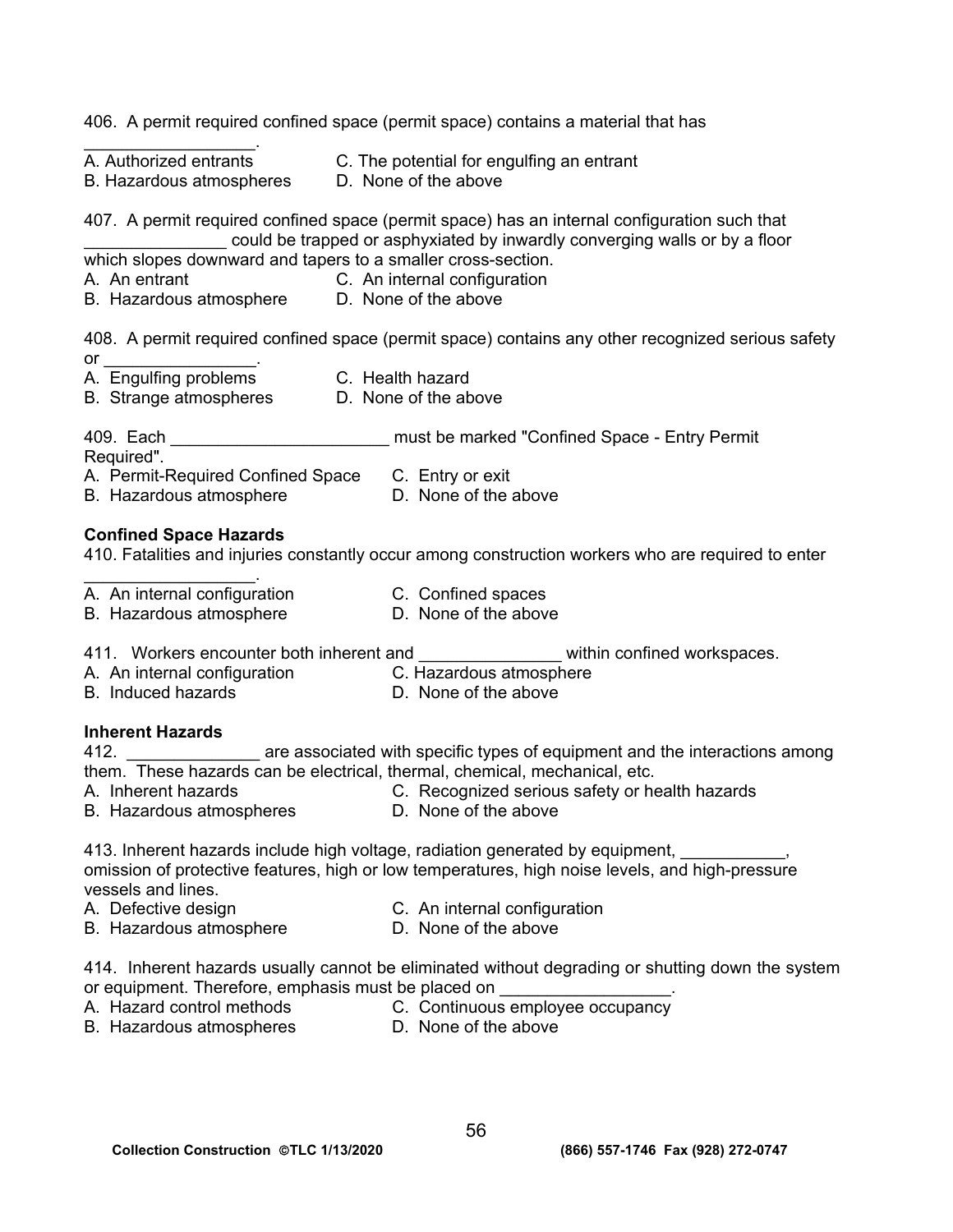406. A permit required confined space (permit space) contains a material that has __________________.

A. Authorized entrants  
B. Hazardous atmospheres  
C. The potential for engulfing an entrant  
D. None of the above

407. A permit required confined space (permit space) has an internal configuration such that _______________ could be trapped or asphyxiated by inwardly converging walls or by a floor which slopes downward and tapers to a smaller cross-section.

A. An entrant  
B. Hazardous atmosphere  
C. An internal configuration  
D. None of the above

408. A permit required confined space (permit space) contains any other recognized serious safety or ________________.

A. Engulfing problems  
B. Strange atmospheres  
C. Health hazard  
D. None of the above

409. Each _______________________ must be marked "Confined Space - Entry Permit Required".

A. Permit-Required Confined Space  
B. Hazardous atmosphere  
C. Entry or exit  
D. None of the above

**Confined Space Hazards**

410. Fatalities and injuries constantly occur among construction workers who are required to enter __________________.

A. An internal configuration  
B. Hazardous atmosphere  
C. Confined spaces  
D. None of the above

411. Workers encounter both inherent and _______________ within confined workspaces.

A. An internal configuration  
B. Induced hazards  
C. Hazardous atmosphere  
D. None of the above

**Inherent Hazards**

412. ______________ are associated with specific types of equipment and the interactions among them. These hazards can be electrical, thermal, chemical, mechanical, etc.

A. Inherent hazards  
B. Hazardous atmospheres  
C. Recognized serious safety or health hazards  
D. None of the above

413. Inherent hazards include high voltage, radiation generated by equipment, ___________, omission of protective features, high or low temperatures, high noise levels, and high-pressure vessels and lines.

A. Defective design  
B. Hazardous atmosphere  
C. An internal configuration  
D. None of the above

414. Inherent hazards usually cannot be eliminated without degrading or shutting down the system or equipment. Therefore, emphasis must be placed on __________________.

A. Hazard control methods  
B. Hazardous atmospheres  
C. Continuous employee occupancy  
D. None of the above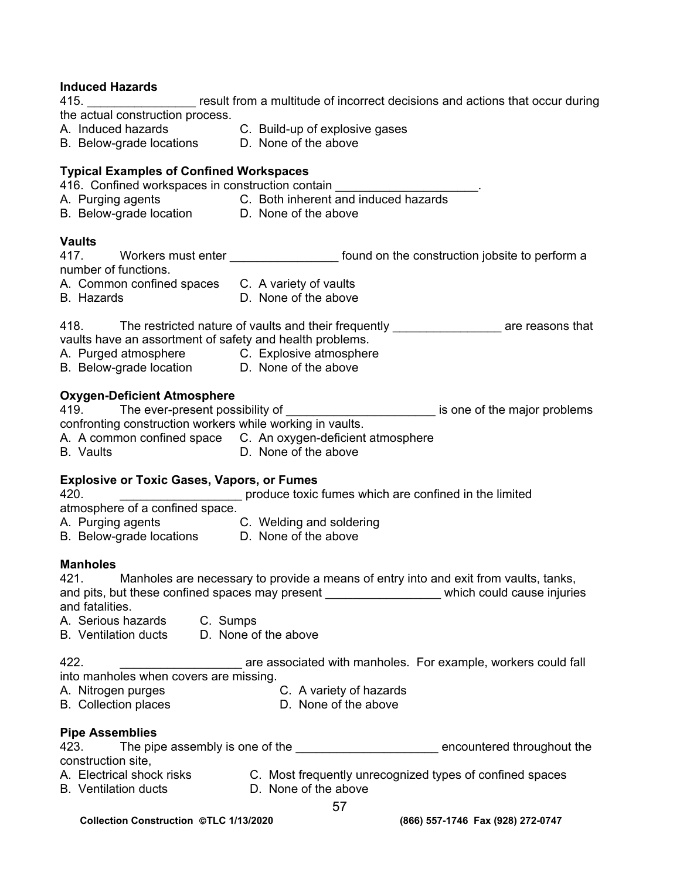**Induced Hazards**

415. ________________ result from a multitude of incorrect decisions and actions that occur during the actual construction process.

A. Induced hazards
B. Below-grade locations
C. Build-up of explosive gases
D. None of the above

**Typical Examples of Confined Workspaces**

416. Confined workspaces in construction contain _____________________.

A. Purging agents
B. Below-grade location
C. Both inherent and induced hazards
D. None of the above

**Vaults**

417. Workers must enter ________________ found on the construction jobsite to perform a number of functions.

A. Common confined spaces
B. Hazards
C. A variety of vaults
D. None of the above

418. The restricted nature of vaults and their frequently ________________ are reasons that vaults have an assortment of safety and health problems.

A. Purged atmosphere
B. Below-grade location
C. Explosive atmosphere
D. None of the above

**Oxygen-Deficient Atmosphere**

419. The ever-present possibility of ______________________ is one of the major problems confronting construction workers while working in vaults.

A. A common confined space
B. Vaults
C. An oxygen-deficient atmosphere
D. None of the above

**Explosive or Toxic Gases, Vapors, or Fumes**

420. __________________ produce toxic fumes which are confined in the limited atmosphere of a confined space.

A. Purging agents
B. Below-grade locations
C. Welding and soldering
D. None of the above

**Manholes**

421. Manholes are necessary to provide a means of entry into and exit from vaults, tanks, and pits, but these confined spaces may present _________________ which could cause injuries and fatalities.

A. Serious hazards
B. Ventilation ducts
C. Sumps
D. None of the above

422. __________________ are associated with manholes. For example, workers could fall into manholes when covers are missing.

A. Nitrogen purges
B. Collection places
C. A variety of hazards
D. None of the above

**Pipe Assemblies**

423. The pipe assembly is one of the _____________________ encountered throughout the construction site,

A. Electrical shock risks
B. Ventilation ducts
C. Most frequently unrecognized types of confined spaces
D. None of the above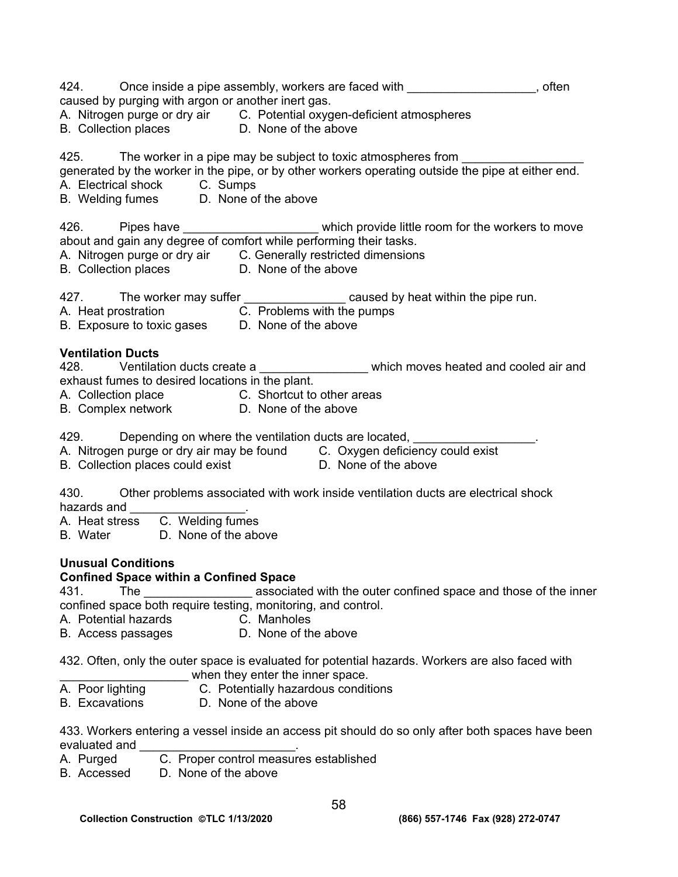424. Once inside a pipe assembly, workers are faced with ___________________, often caused by purging with argon or another inert gas.

A. Nitrogen purge or dry air C. Potential oxygen-deficient atmospheres
B. Collection places D. None of the above

425. The worker in a pipe may be subject to toxic atmospheres from _________________ generated by the worker in the pipe, or by other workers operating outside the pipe at either end.

A. Electrical shock C. Sumps
B. Welding fumes D. None of the above

426. Pipes have ____________________ which provide little room for the workers to move about and gain any degree of comfort while performing their tasks.

A. Nitrogen purge or dry air C. Generally restricted dimensions
B. Collection places D. None of the above

427. The worker may suffer _______________ caused by heat within the pipe run.

A. Heat prostration C. Problems with the pumps
B. Exposure to toxic gases D. None of the above

**Ventilation Ducts**

428. Ventilation ducts create a ________________ which moves heated and cooled air and exhaust fumes to desired locations in the plant.

A. Collection place C. Shortcut to other areas
B. Complex network D. None of the above

429. Depending on where the ventilation ducts are located, __________________.

A. Nitrogen purge or dry air may be found C. Oxygen deficiency could exist
B. Collection places could exist D. None of the above

430. Other problems associated with work inside ventilation ducts are electrical shock hazards and _________________.

A. Heat stress C. Welding fumes
B. Water D. None of the above

**Unusual Conditions**

**Confined Space within a Confined Space**

431. The ________________ associated with the outer confined space and those of the inner confined space both require testing, monitoring, and control.

A. Potential hazards C. Manholes
B. Access passages D. None of the above

432. Often, only the outer space is evaluated for potential hazards. Workers are also faced with ___________________ when they enter the inner space.

A. Poor lighting C. Potentially hazardous conditions
B. Excavations D. None of the above

433. Workers entering a vessel inside an access pit should do so only after both spaces have been evaluated and _______________________.

A. Purged C. Proper control measures established
B. Accessed D. None of the above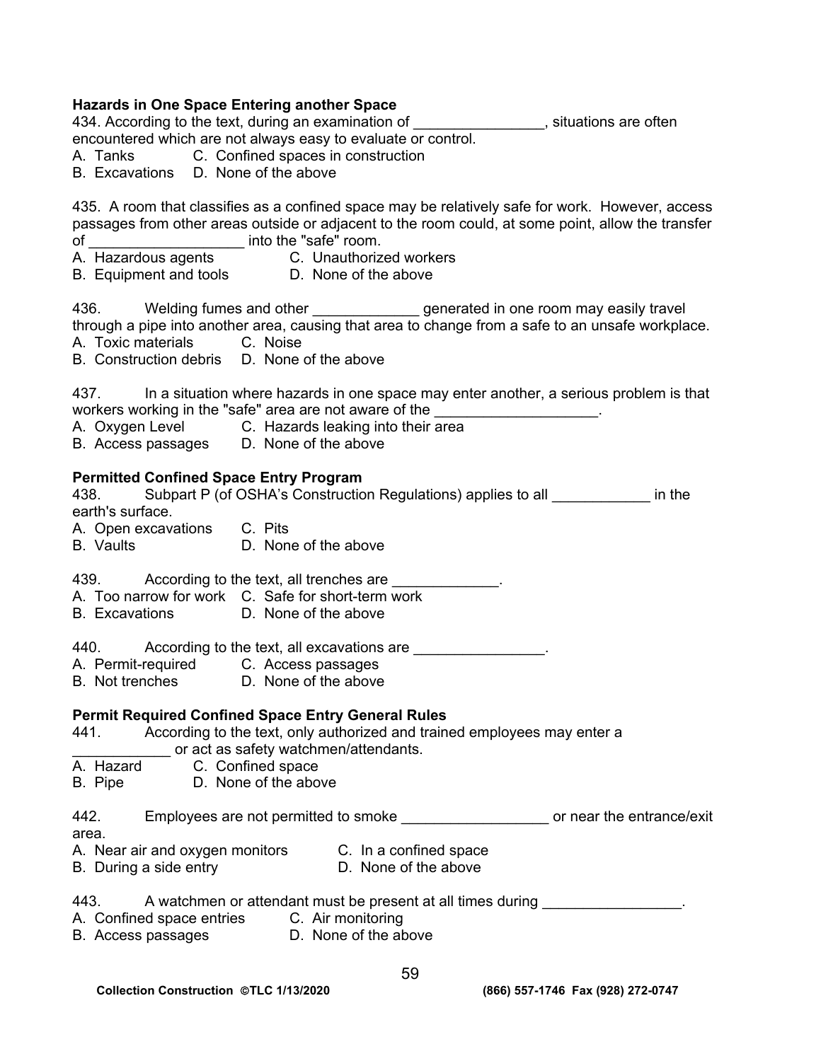**Hazards in One Space Entering another Space**

434. According to the text, during an examination of ________________, situations are often encountered which are not always easy to evaluate or control.
A. Tanks C. Confined spaces in construction
B. Excavations D. None of the above

435. A room that classifies as a confined space may be relatively safe for work. However, access passages from other areas outside or adjacent to the room could, at some point, allow the transfer of ___________________ into the "safe" room.
A. Hazardous agents C. Unauthorized workers
B. Equipment and tools D. None of the above

436. Welding fumes and other _____________ generated in one room may easily travel through a pipe into another area, causing that area to change from a safe to an unsafe workplace.
A. Toxic materials C. Noise
B. Construction debris D. None of the above

437. In a situation where hazards in one space may enter another, a serious problem is that workers working in the "safe" area are not aware of the ____________________.
A. Oxygen Level C. Hazards leaking into their area
B. Access passages D. None of the above

**Permitted Confined Space Entry Program**

438. Subpart P (of OSHA's Construction Regulations) applies to all ____________ in the earth's surface.
A. Open excavations C. Pits
B. Vaults D. None of the above

439. According to the text, all trenches are _____________.
A. Too narrow for work C. Safe for short-term work
B. Excavations D. None of the above

440. According to the text, all excavations are ________________.
A. Permit-required C. Access passages
B. Not trenches D. None of the above

**Permit Required Confined Space Entry General Rules**

441. According to the text, only authorized and trained employees may enter a ____________ or act as safety watchmen/attendants.
A. Hazard C. Confined space
B. Pipe D. None of the above

442. Employees are not permitted to smoke __________________ or near the entrance/exit area.
A. Near air and oxygen monitors C. In a confined space
B. During a side entry D. None of the above

443. A watchmen or attendant must be present at all times during _________________.
A. Confined space entries C. Air monitoring
B. Access passages D. None of the above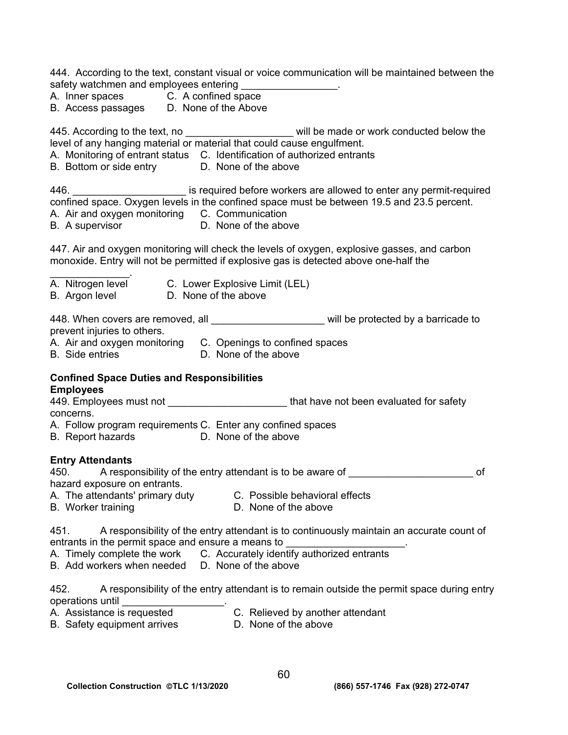444. According to the text, constant visual or voice communication will be maintained between the safety watchmen and employees entering _________________.

A. Inner spaces  
B. Access passages  
C. A confined space  
D. None of the Above

445. According to the text, no ___________________ will be made or work conducted below the level of any hanging material or material that could cause engulfment.

A. Monitoring of entrant status  
B. Bottom or side entry  
C. Identification of authorized entrants  
D. None of the above

446. ____________________ is required before workers are allowed to enter any permit-required confined space. Oxygen levels in the confined space must be between 19.5 and 23.5 percent.

A. Air and oxygen monitoring  
B. A supervisor  
C. Communication  
D. None of the above

447. Air and oxygen monitoring will check the levels of oxygen, explosive gasses, and carbon monoxide. Entry will not be permitted if explosive gas is detected above one-half the ______________.

A. Nitrogen level  
B. Argon level  
C. Lower Explosive Limit (LEL)  
D. None of the above

448. When covers are removed, all ____________________ will be protected by a barricade to prevent injuries to others.

A. Air and oxygen monitoring  
B. Side entries  
C. Openings to confined spaces  
D. None of the above

**Confined Space Duties and Responsibilities**

**Employees**

449. Employees must not _____________________ that have not been evaluated for safety concerns.

A. Follow program requirements  
B. Report hazards  
C. Enter any confined spaces  
D. None of the above

**Entry Attendants**

450. A responsibility of the entry attendant is to be aware of ______________________ of hazard exposure on entrants.

A. The attendants' primary duty  
B. Worker training  
C. Possible behavioral effects  
D. None of the above

451. A responsibility of the entry attendant is to continuously maintain an accurate count of entrants in the permit space and ensure a means to _____________________.

A. Timely complete the work  
B. Add workers when needed  
C. Accurately identify authorized entrants  
D. None of the above

452. A responsibility of the entry attendant is to remain outside the permit space during entry operations until __________________.

A. Assistance is requested  
B. Safety equipment arrives  
C. Relieved by another attendant  
D. None of the above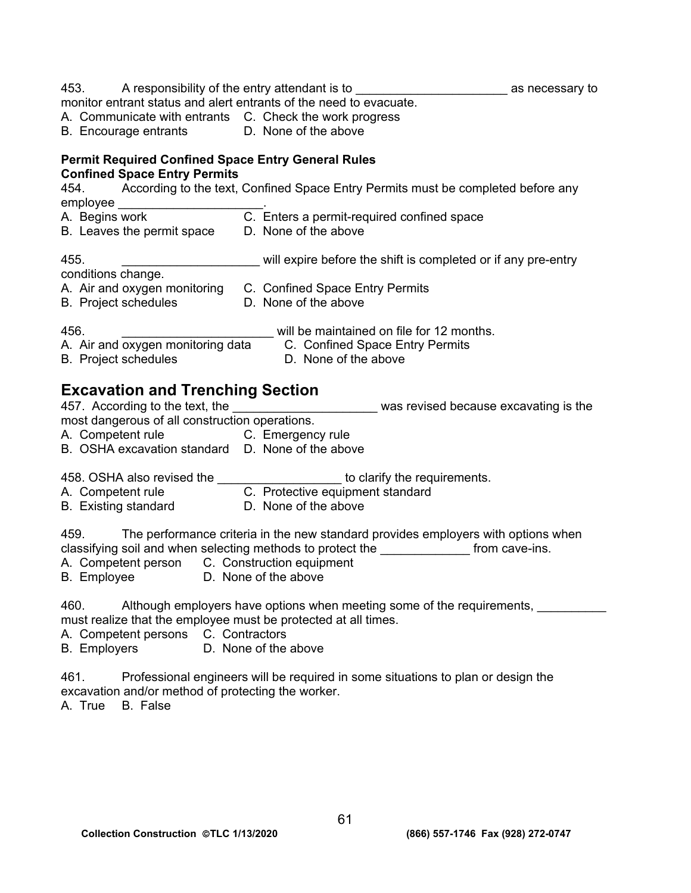453. A responsibility of the entry attendant is to ______________________ as necessary to monitor entrant status and alert entrants of the need to evacuate.
A. Communicate with entrants C. Check the work progress
B. Encourage entrants D. None of the above

**Permit Required Confined Space Entry General Rules**
**Confined Space Entry Permits**

454. According to the text, Confined Space Entry Permits must be completed before any employee _____________________.
A. Begins work C. Enters a permit-required confined space
B. Leaves the permit space D. None of the above

455. ____________________ will expire before the shift is completed or if any pre-entry conditions change.
A. Air and oxygen monitoring C. Confined Space Entry Permits
B. Project schedules D. None of the above

456. ______________________ will be maintained on file for 12 months.
A. Air and oxygen monitoring data C. Confined Space Entry Permits
B. Project schedules D. None of the above

## Excavation and Trenching Section

457. According to the text, the _____________________ was revised because excavating is the most dangerous of all construction operations.
A. Competent rule C. Emergency rule
B. OSHA excavation standard D. None of the above

458. OSHA also revised the __________________ to clarify the requirements.
A. Competent rule C. Protective equipment standard
B. Existing standard D. None of the above

459. The performance criteria in the new standard provides employers with options when classifying soil and when selecting methods to protect the _____________ from cave-ins.
A. Competent person C. Construction equipment
B. Employee D. None of the above

460. Although employers have options when meeting some of the requirements, __________ must realize that the employee must be protected at all times.
A. Competent persons C. Contractors
B. Employers D. None of the above

461. Professional engineers will be required in some situations to plan or design the excavation and/or method of protecting the worker.
A. True B. False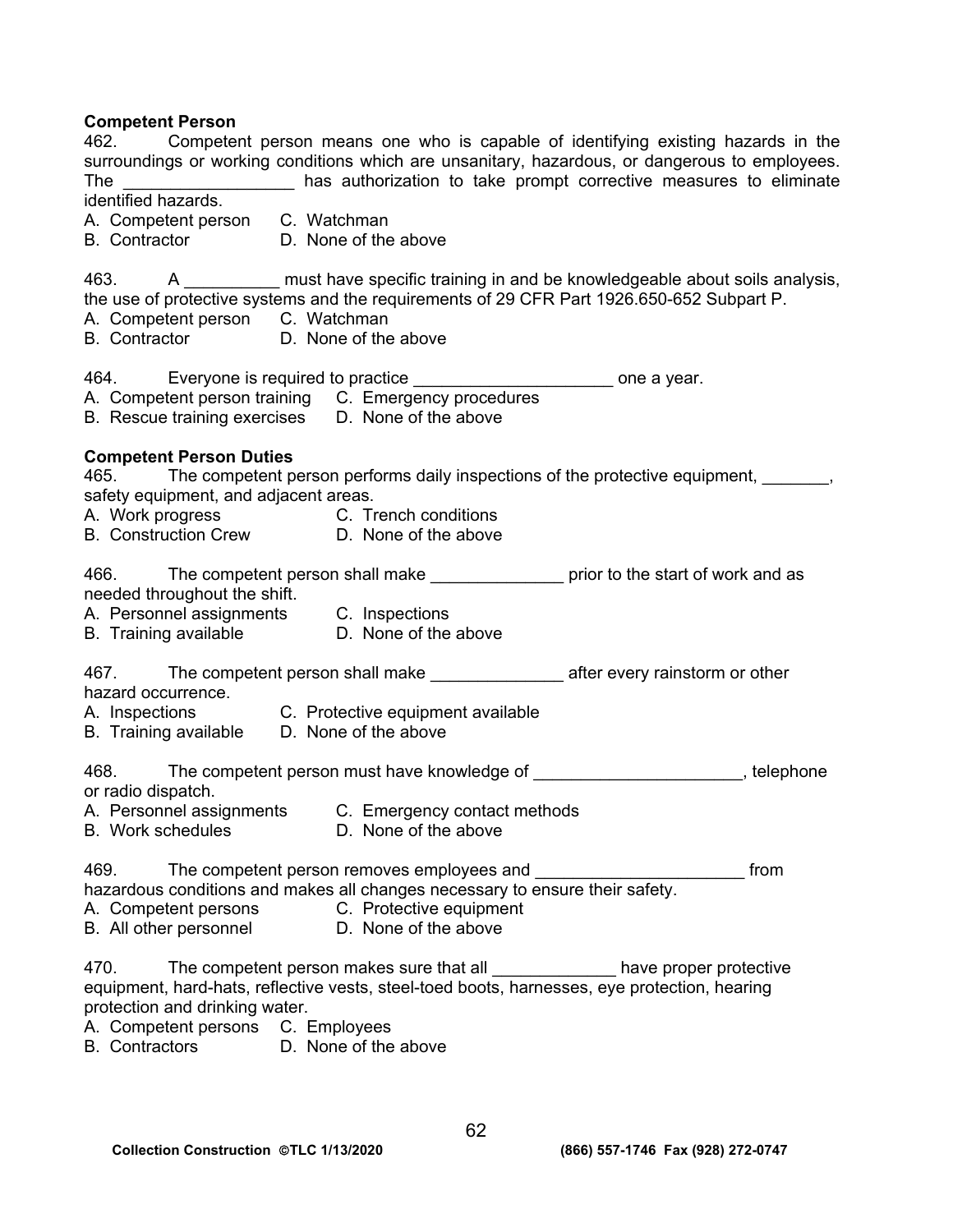**Competent Person**

462. Competent person means one who is capable of identifying existing hazards in the surroundings or working conditions which are unsanitary, hazardous, or dangerous to employees. The __________________ has authorization to take prompt corrective measures to eliminate identified hazards.

A. Competent person C. Watchman
B. Contractor D. None of the above

463. A __________ must have specific training in and be knowledgeable about soils analysis, the use of protective systems and the requirements of 29 CFR Part 1926.650-652 Subpart P.

A. Competent person C. Watchman
B. Contractor D. None of the above

464. Everyone is required to practice _____________________ one a year.

A. Competent person training C. Emergency procedures
B. Rescue training exercises D. None of the above

**Competent Person Duties**

465. The competent person performs daily inspections of the protective equipment, _______, safety equipment, and adjacent areas.

A. Work progress C. Trench conditions
B. Construction Crew D. None of the above

466. The competent person shall make ______________ prior to the start of work and as needed throughout the shift.

A. Personnel assignments C. Inspections
B. Training available D. None of the above

467. The competent person shall make ______________ after every rainstorm or other hazard occurrence.

A. Inspections C. Protective equipment available
B. Training available D. None of the above

468. The competent person must have knowledge of ______________________, telephone or radio dispatch.

A. Personnel assignments C. Emergency contact methods
B. Work schedules D. None of the above

469. The competent person removes employees and ______________________ from hazardous conditions and makes all changes necessary to ensure their safety.

A. Competent persons C. Protective equipment
B. All other personnel D. None of the above

470. The competent person makes sure that all _____________ have proper protective equipment, hard-hats, reflective vests, steel-toed boots, harnesses, eye protection, hearing protection and drinking water.

A. Competent persons C. Employees
B. Contractors D. None of the above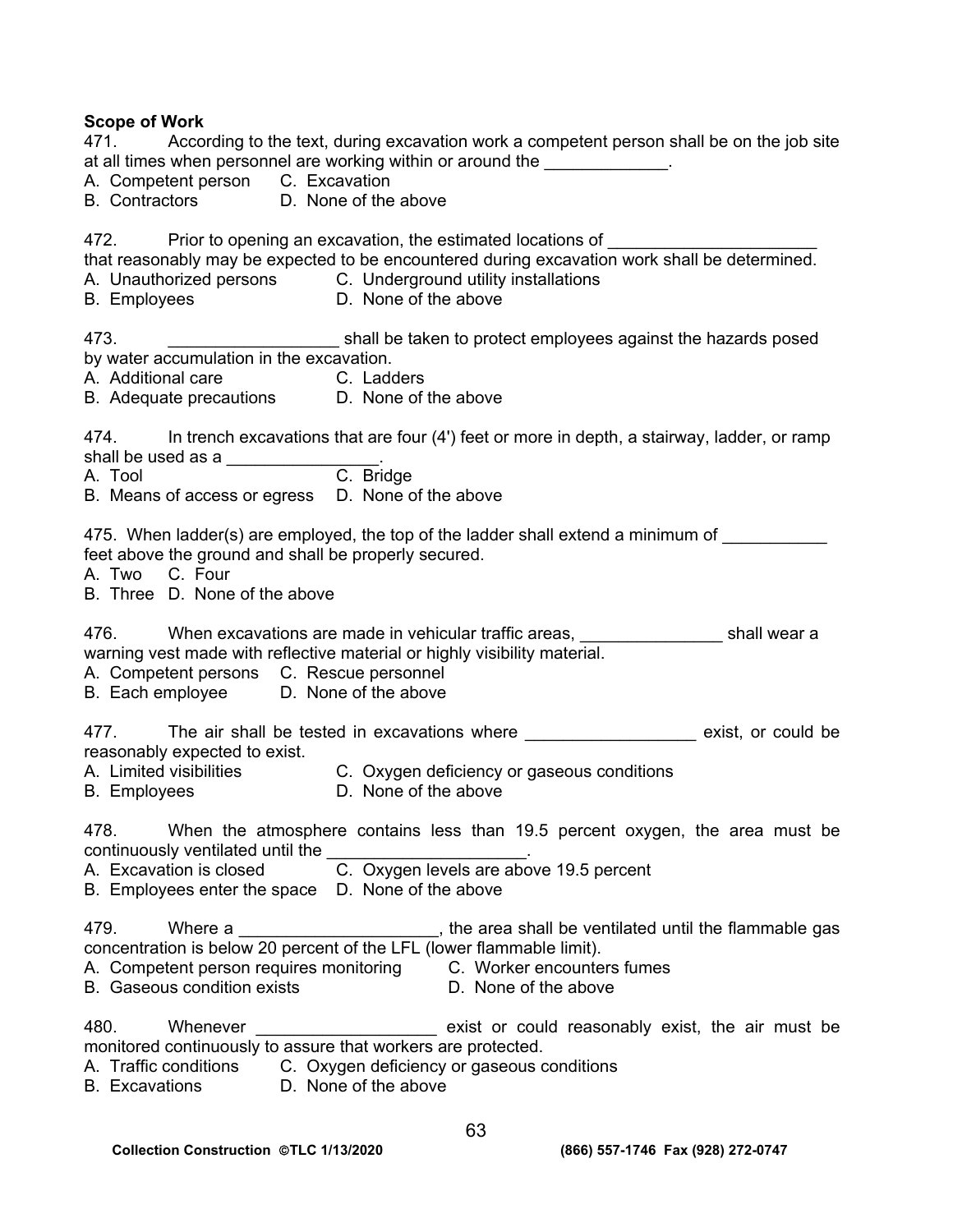**Scope of Work**

471. According to the text, during excavation work a competent person shall be on the job site at all times when personnel are working within or around the _____________.

A. Competent person C. Excavation
B. Contractors D. None of the above

472. Prior to opening an excavation, the estimated locations of _____________________ that reasonably may be expected to be encountered during excavation work shall be determined.

A. Unauthorized persons C. Underground utility installations
B. Employees D. None of the above

473. __________________ shall be taken to protect employees against the hazards posed by water accumulation in the excavation.

A. Additional care C. Ladders
B. Adequate precautions D. None of the above

474. In trench excavations that are four (4') feet or more in depth, a stairway, ladder, or ramp shall be used as a ________________.

A. Tool C. Bridge
B. Means of access or egress D. None of the above

475. When ladder(s) are employed, the top of the ladder shall extend a minimum of ___________ feet above the ground and shall be properly secured.

A. Two C. Four
B. Three D. None of the above

476. When excavations are made in vehicular traffic areas, _______________ shall wear a warning vest made with reflective material or highly visibility material.

A. Competent persons C. Rescue personnel
B. Each employee D. None of the above

477. The air shall be tested in excavations where __________________ exist, or could be reasonably expected to exist.

A. Limited visibilities C. Oxygen deficiency or gaseous conditions
B. Employees D. None of the above

478. When the atmosphere contains less than 19.5 percent oxygen, the area must be continuously ventilated until the _____________________.

A. Excavation is closed C. Oxygen levels are above 19.5 percent
B. Employees enter the space D. None of the above

479. Where a _____________________, the area shall be ventilated until the flammable gas concentration is below 20 percent of the LFL (lower flammable limit).

A. Competent person requires monitoring C. Worker encounters fumes
B. Gaseous condition exists D. None of the above

480. Whenever ___________________ exist or could reasonably exist, the air must be monitored continuously to assure that workers are protected.

A. Traffic conditions C. Oxygen deficiency or gaseous conditions
B. Excavations D. None of the above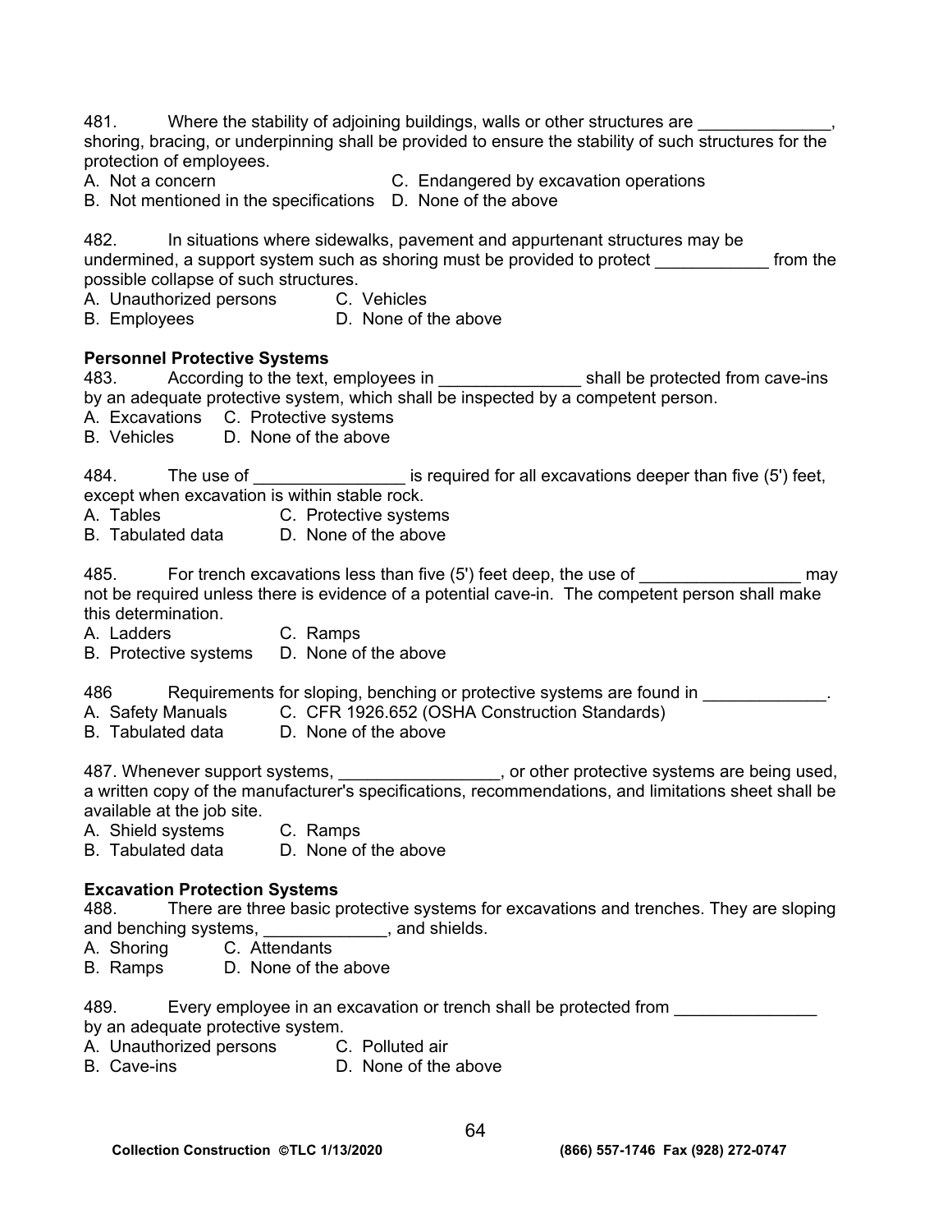481. Where the stability of adjoining buildings, walls or other structures are ______________, shoring, bracing, or underpinning shall be provided to ensure the stability of such structures for the protection of employees.

A. Not a concern
B. Not mentioned in the specifications
C. Endangered by excavation operations
D. None of the above

482. In situations where sidewalks, pavement and appurtenant structures may be undermined, a support system such as shoring must be provided to protect ____________ from the possible collapse of such structures.

A. Unauthorized persons
B. Employees
C. Vehicles
D. None of the above

**Personnel Protective Systems**

483. According to the text, employees in _______________ shall be protected from cave-ins by an adequate protective system, which shall be inspected by a competent person.

A. Excavations
B. Vehicles
C. Protective systems
D. None of the above

484. The use of ________________ is required for all excavations deeper than five (5') feet, except when excavation is within stable rock.

A. Tables
B. Tabulated data
C. Protective systems
D. None of the above

485. For trench excavations less than five (5') feet deep, the use of _________________ may not be required unless there is evidence of a potential cave-in. The competent person shall make this determination.

A. Ladders
B. Protective systems
C. Ramps
D. None of the above

486 Requirements for sloping, benching or protective systems are found in _____________.

A. Safety Manuals
B. Tabulated data
C. CFR 1926.652 (OSHA Construction Standards)
D. None of the above

487. Whenever support systems, _________________, or other protective systems are being used, a written copy of the manufacturer's specifications, recommendations, and limitations sheet shall be available at the job site.

A. Shield systems
B. Tabulated data
C. Ramps
D. None of the above

**Excavation Protection Systems**

488. There are three basic protective systems for excavations and trenches. They are sloping and benching systems, _____________, and shields.

A. Shoring
B. Ramps
C. Attendants
D. None of the above

489. Every employee in an excavation or trench shall be protected from _______________ by an adequate protective system.

A. Unauthorized persons
B. Cave-ins
C. Polluted air
D. None of the above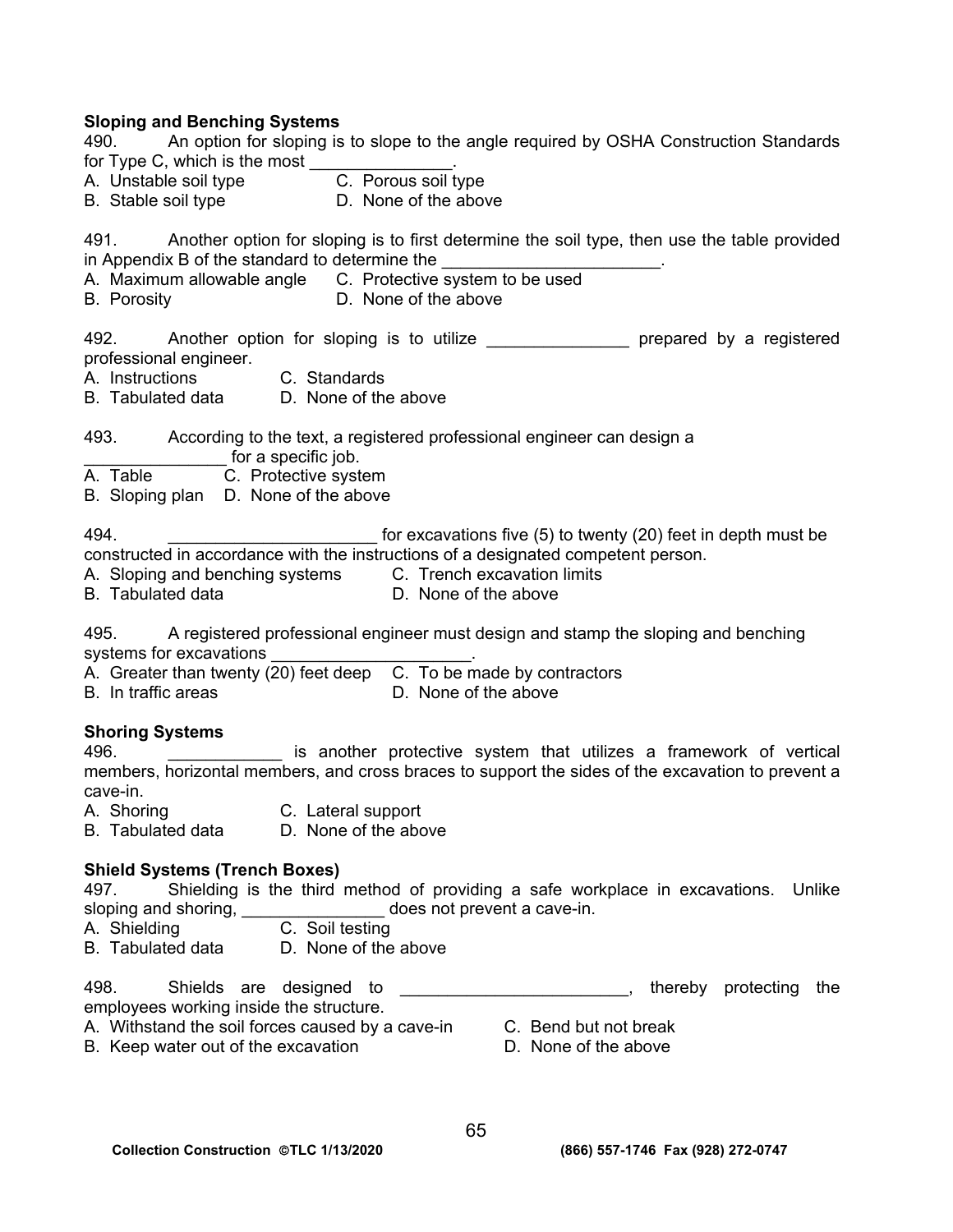**Sloping and Benching Systems**

490. An option for sloping is to slope to the angle required by OSHA Construction Standards for Type C, which is the most _______________.

A. Unstable soil type  C. Porous soil type
B. Stable soil type  D. None of the above

491. Another option for sloping is to first determine the soil type, then use the table provided in Appendix B of the standard to determine the _______________________.

A. Maximum allowable angle  C. Protective system to be used
B. Porosity  D. None of the above

492. Another option for sloping is to utilize _______________ prepared by a registered professional engineer.

A. Instructions  C. Standards
B. Tabulated data  D. None of the above

493. According to the text, a registered professional engineer can design a _______________ for a specific job.

A. Table  C. Protective system
B. Sloping plan  D. None of the above

494. ______________________ for excavations five (5) to twenty (20) feet in depth must be constructed in accordance with the instructions of a designated competent person.

A. Sloping and benching systems  C. Trench excavation limits
B. Tabulated data  D. None of the above

495. A registered professional engineer must design and stamp the sloping and benching systems for excavations _____________________.

A. Greater than twenty (20) feet deep  C. To be made by contractors
B. In traffic areas  D. None of the above

**Shoring Systems**

496. ____________ is another protective system that utilizes a framework of vertical members, horizontal members, and cross braces to support the sides of the excavation to prevent a cave-in.

A. Shoring  C. Lateral support
B. Tabulated data  D. None of the above

**Shield Systems (Trench Boxes)**

497. Shielding is the third method of providing a safe workplace in excavations. Unlike sloping and shoring, _______________ does not prevent a cave-in.

A. Shielding  C. Soil testing
B. Tabulated data  D. None of the above

498. Shields are designed to ________________________, thereby protecting the employees working inside the structure.

A. Withstand the soil forces caused by a cave-in  C. Bend but not break
B. Keep water out of the excavation  D. None of the above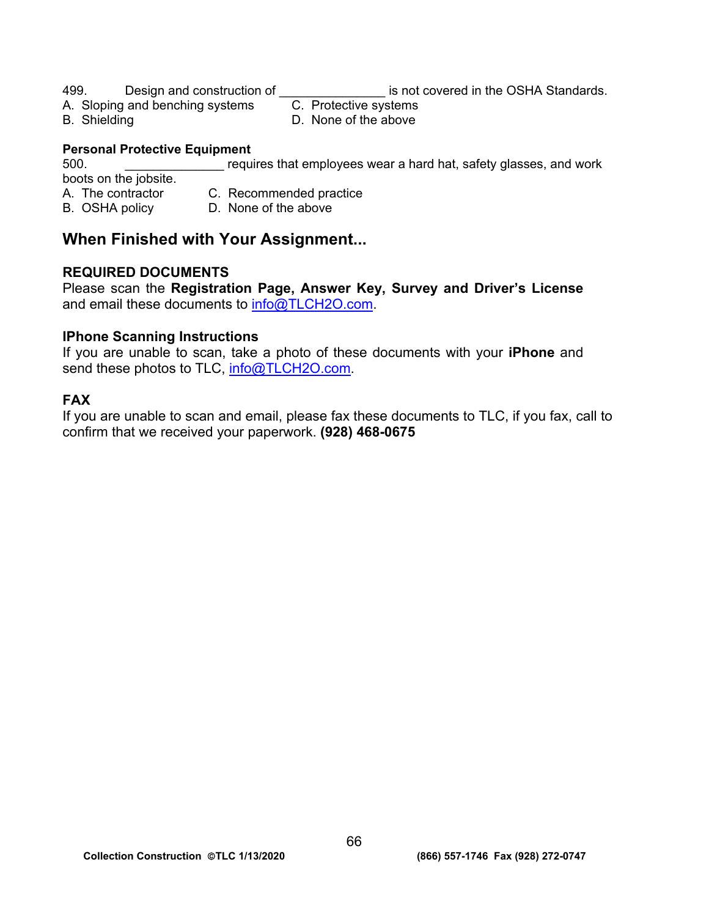499. Design and construction of _______________ is not covered in the OSHA Standards.

A. Sloping and benching systems
B. Shielding
C. Protective systems
D. None of the above

**Personal Protective Equipment**

500. ______________ requires that employees wear a hard hat, safety glasses, and work boots on the jobsite.

A. The contractor
B. OSHA policy
C. Recommended practice
D. None of the above

## When Finished with Your Assignment...

**REQUIRED DOCUMENTS**

Please scan the **Registration Page, Answer Key, Survey and Driver's License** and email these documents to info@TLCH2O.com.

**IPhone Scanning Instructions**

If you are unable to scan, take a photo of these documents with your **iPhone** and send these photos to TLC, info@TLCH2O.com.

**FAX**

If you are unable to scan and email, please fax these documents to TLC, if you fax, call to confirm that we received your paperwork. **(928) 468-0675**